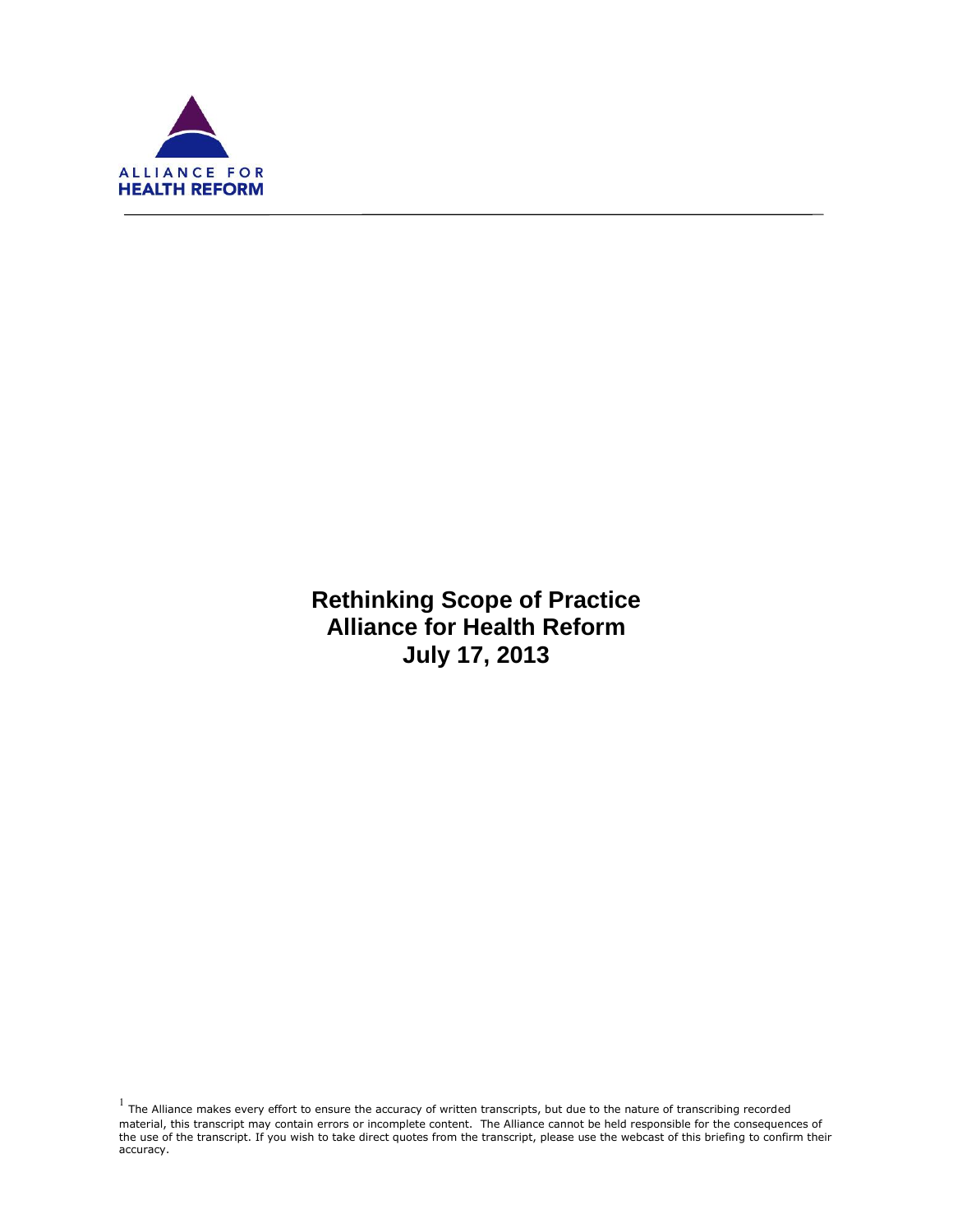ALLIANCE FOR
HEALTH REFORM

# Rethinking Scope of Practice
## Alliance for Health Reform
## July 17, 2013

[1] The Alliance makes every effort to ensure the accuracy of written transcripts, but due to the nature of transcribing recorded material, this transcript may contain errors or incomplete content. The Alliance cannot be held responsible for the consequences of the use of the transcript. If you wish to take direct quotes from the transcript, please use the webcast of this briefing to confirm their accuracy.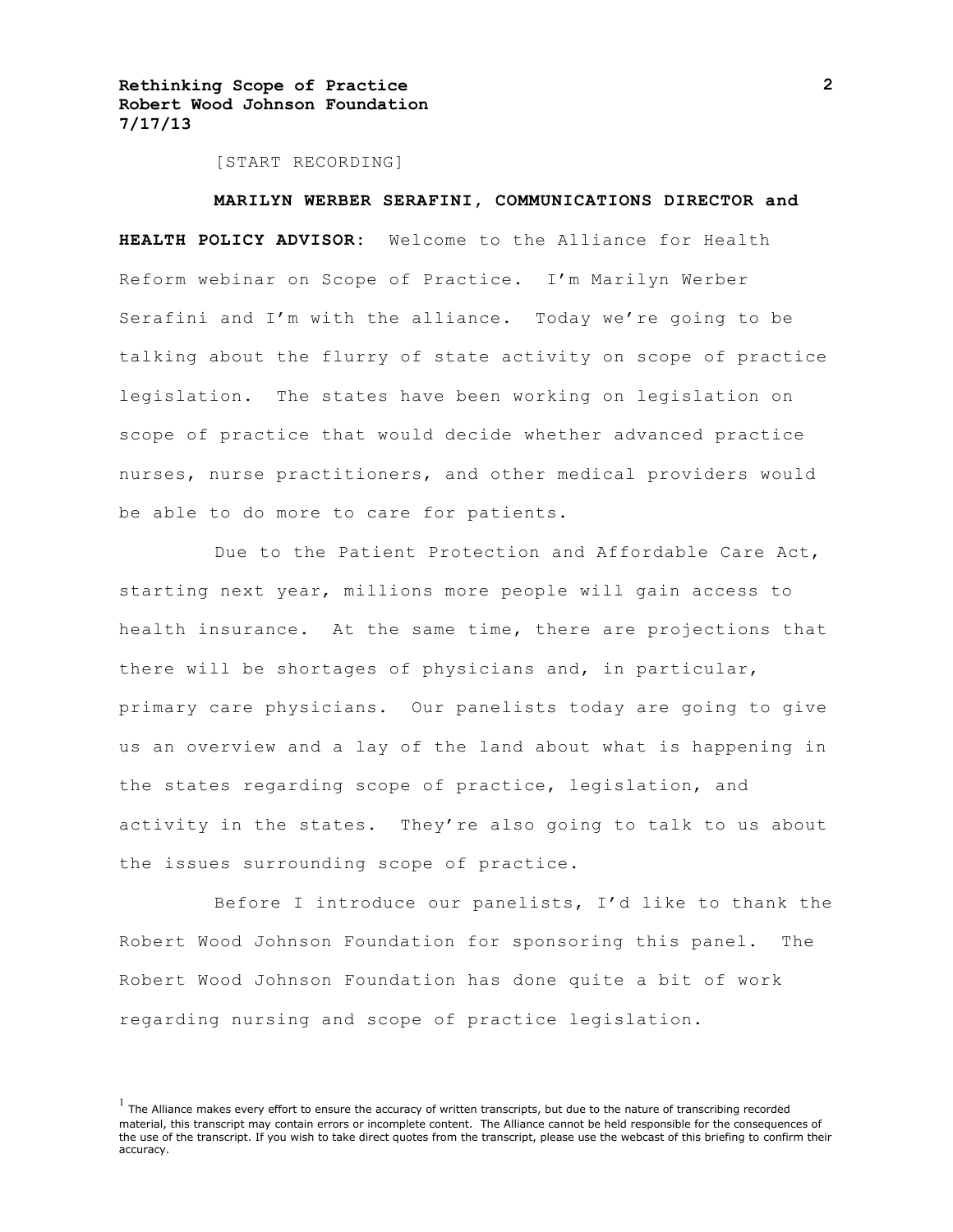[START RECORDING]

**MARILYN WERBER SERAFINI, COMMUNICATIONS DIRECTOR and HEALTH POLICY ADVISOR:** Welcome to the Alliance for Health Reform webinar on Scope of Practice. I'm Marilyn Werber Serafini and I'm with the alliance. Today we're going to be talking about the flurry of state activity on scope of practice legislation. The states have been working on legislation on scope of practice that would decide whether advanced practice nurses, nurse practitioners, and other medical providers would be able to do more to care for patients.

Due to the Patient Protection and Affordable Care Act, starting next year, millions more people will gain access to health insurance. At the same time, there are projections that there will be shortages of physicians and, in particular, primary care physicians. Our panelists today are going to give us an overview and a lay of the land about what is happening in the states regarding scope of practice, legislation, and activity in the states. They're also going to talk to us about the issues surrounding scope of practice.

Before I introduce our panelists, I'd like to thank the Robert Wood Johnson Foundation for sponsoring this panel. The Robert Wood Johnson Foundation has done quite a bit of work regarding nursing and scope of practice legislation.

[1] The Alliance makes every effort to ensure the accuracy of written transcripts, but due to the nature of transcribing recorded material, this transcript may contain errors or incomplete content. The Alliance cannot be held responsible for the consequences of the use of the transcript. If you wish to take direct quotes from the transcript, please use the webcast of this briefing to confirm their accuracy.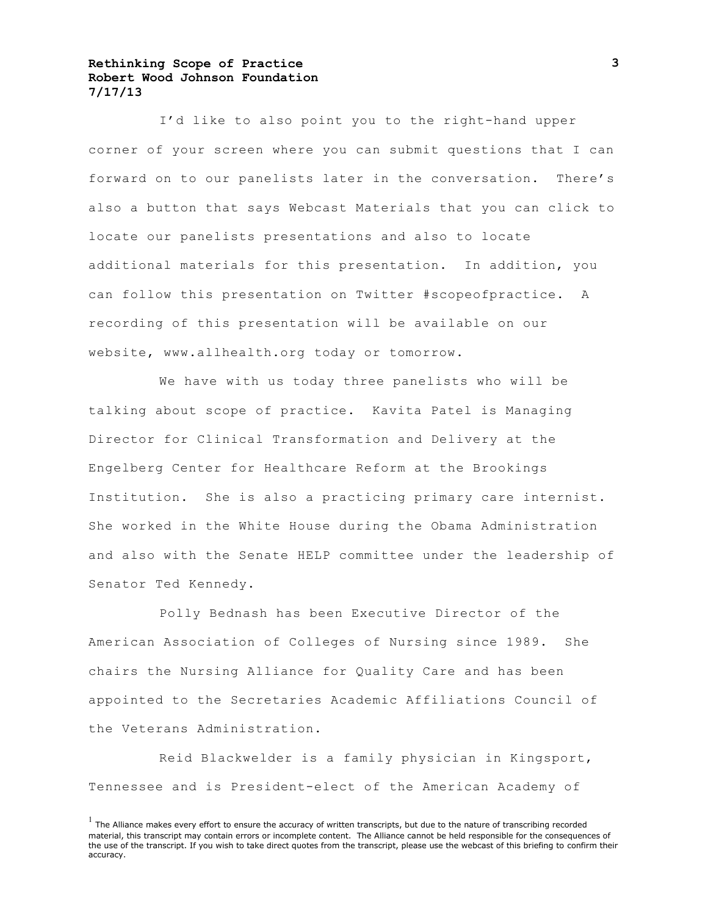I'd like to also point you to the right-hand upper corner of your screen where you can submit questions that I can forward on to our panelists later in the conversation. There's also a button that says Webcast Materials that you can click to locate our panelists presentations and also to locate additional materials for this presentation. In addition, you can follow this presentation on Twitter #scopeofpractice. A recording of this presentation will be available on our website, www.allhealth.org today or tomorrow.

We have with us today three panelists who will be talking about scope of practice. Kavita Patel is Managing Director for Clinical Transformation and Delivery at the Engelberg Center for Healthcare Reform at the Brookings Institution. She is also a practicing primary care internist. She worked in the White House during the Obama Administration and also with the Senate HELP committee under the leadership of Senator Ted Kennedy.

Polly Bednash has been Executive Director of the American Association of Colleges of Nursing since 1989. She chairs the Nursing Alliance for Quality Care and has been appointed to the Secretaries Academic Affiliations Council of the Veterans Administration.

Reid Blackwelder is a family physician in Kingsport, Tennessee and is President-elect of the American Academy of

[1] The Alliance makes every effort to ensure the accuracy of written transcripts, but due to the nature of transcribing recorded material, this transcript may contain errors or incomplete content. The Alliance cannot be held responsible for the consequences of the use of the transcript. If you wish to take direct quotes from the transcript, please use the webcast of this briefing to confirm their accuracy.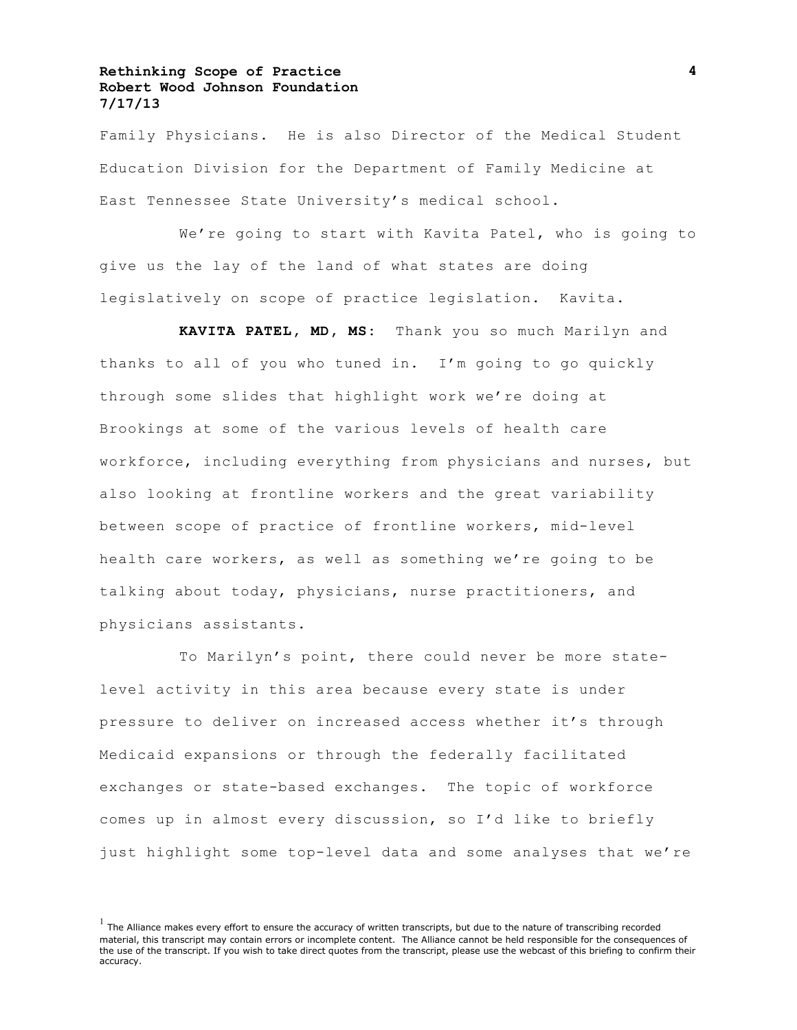Family Physicians. He is also Director of the Medical Student Education Division for the Department of Family Medicine at East Tennessee State University's medical school.

We're going to start with Kavita Patel, who is going to give us the lay of the land of what states are doing legislatively on scope of practice legislation. Kavita.

**KAVITA PATEL, MD, MS:** Thank you so much Marilyn and thanks to all of you who tuned in. I'm going to go quickly through some slides that highlight work we're doing at Brookings at some of the various levels of health care workforce, including everything from physicians and nurses, but also looking at frontline workers and the great variability between scope of practice of frontline workers, mid-level health care workers, as well as something we're going to be talking about today, physicians, nurse practitioners, and physicians assistants.

To Marilyn's point, there could never be more state-level activity in this area because every state is under pressure to deliver on increased access whether it's through Medicaid expansions or through the federally facilitated exchanges or state-based exchanges. The topic of workforce comes up in almost every discussion, so I'd like to briefly just highlight some top-level data and some analyses that we're

[1] The Alliance makes every effort to ensure the accuracy of written transcripts, but due to the nature of transcribing recorded material, this transcript may contain errors or incomplete content. The Alliance cannot be held responsible for the consequences of the use of the transcript. If you wish to take direct quotes from the transcript, please use the webcast of this briefing to confirm their accuracy.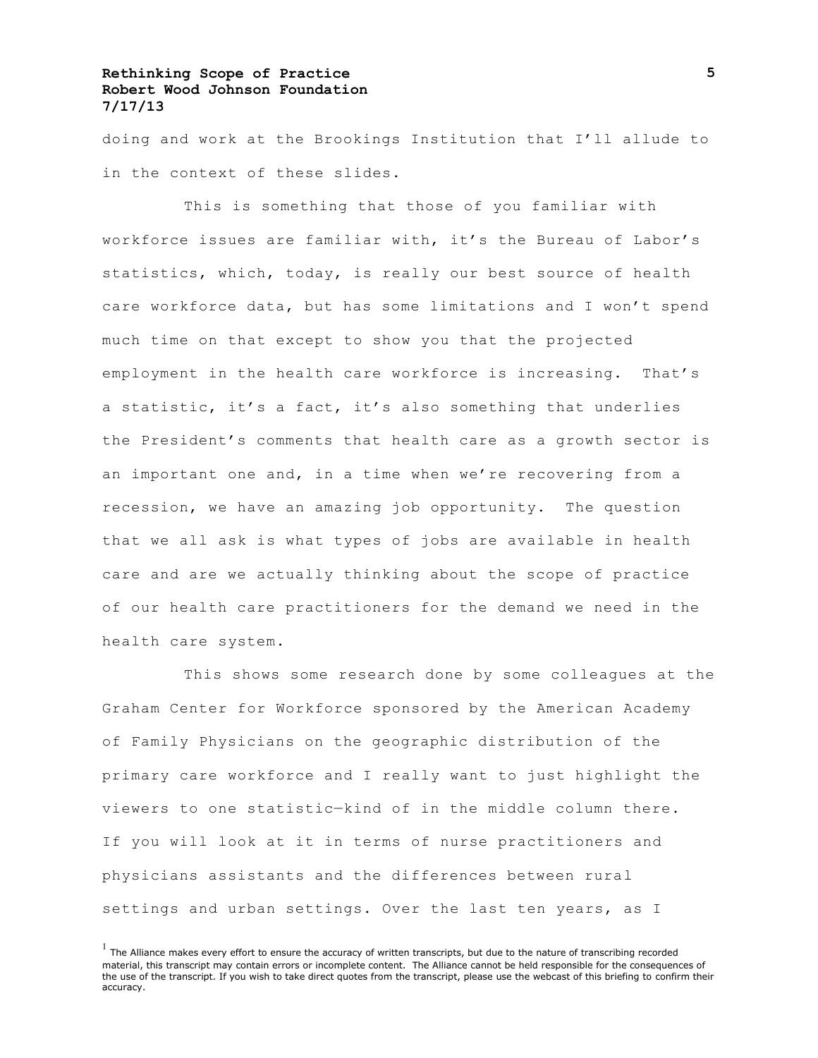doing and work at the Brookings Institution that I'll allude to in the context of these slides.

This is something that those of you familiar with workforce issues are familiar with, it's the Bureau of Labor's statistics, which, today, is really our best source of health care workforce data, but has some limitations and I won't spend much time on that except to show you that the projected employment in the health care workforce is increasing. That's a statistic, it's a fact, it's also something that underlies the President's comments that health care as a growth sector is an important one and, in a time when we're recovering from a recession, we have an amazing job opportunity. The question that we all ask is what types of jobs are available in health care and are we actually thinking about the scope of practice of our health care practitioners for the demand we need in the health care system.

This shows some research done by some colleagues at the Graham Center for Workforce sponsored by the American Academy of Family Physicians on the geographic distribution of the primary care workforce and I really want to just highlight the viewers to one statistic—kind of in the middle column there. If you will look at it in terms of nurse practitioners and physicians assistants and the differences between rural settings and urban settings. Over the last ten years, as I

[1] The Alliance makes every effort to ensure the accuracy of written transcripts, but due to the nature of transcribing recorded material, this transcript may contain errors or incomplete content. The Alliance cannot be held responsible for the consequences of the use of the transcript. If you wish to take direct quotes from the transcript, please use the webcast of this briefing to confirm their accuracy.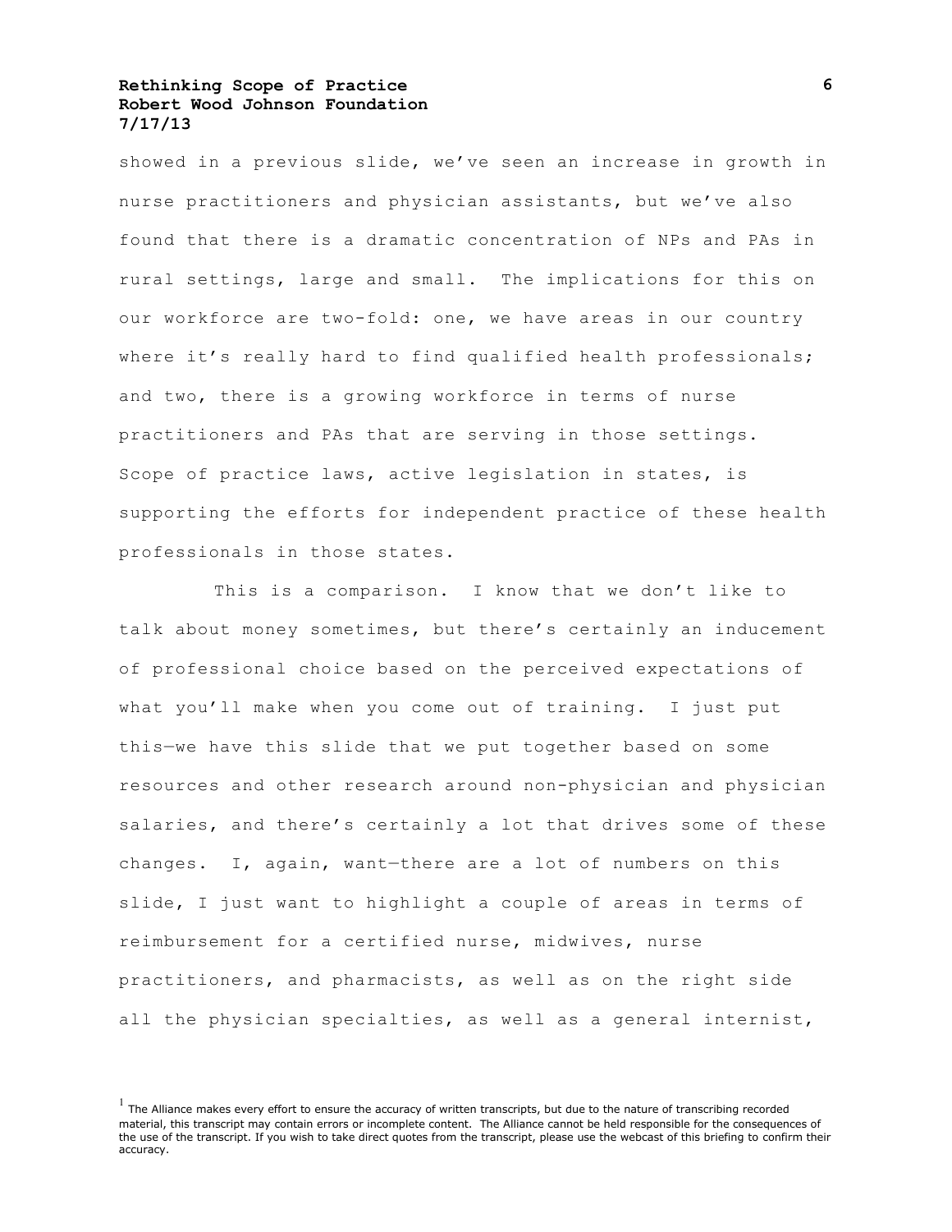showed in a previous slide, we've seen an increase in growth in nurse practitioners and physician assistants, but we've also found that there is a dramatic concentration of NPs and PAs in rural settings, large and small. The implications for this on our workforce are two-fold: one, we have areas in our country where it's really hard to find qualified health professionals; and two, there is a growing workforce in terms of nurse practitioners and PAs that are serving in those settings. Scope of practice laws, active legislation in states, is supporting the efforts for independent practice of these health professionals in those states.

This is a comparison. I know that we don't like to talk about money sometimes, but there's certainly an inducement of professional choice based on the perceived expectations of what you'll make when you come out of training. I just put this—we have this slide that we put together based on some resources and other research around non-physician and physician salaries, and there's certainly a lot that drives some of these changes. I, again, want—there are a lot of numbers on this slide, I just want to highlight a couple of areas in terms of reimbursement for a certified nurse, midwives, nurse practitioners, and pharmacists, as well as on the right side all the physician specialties, as well as a general internist,

[1] The Alliance makes every effort to ensure the accuracy of written transcripts, but due to the nature of transcribing recorded material, this transcript may contain errors or incomplete content. The Alliance cannot be held responsible for the consequences of the use of the transcript. If you wish to take direct quotes from the transcript, please use the webcast of this briefing to confirm their accuracy.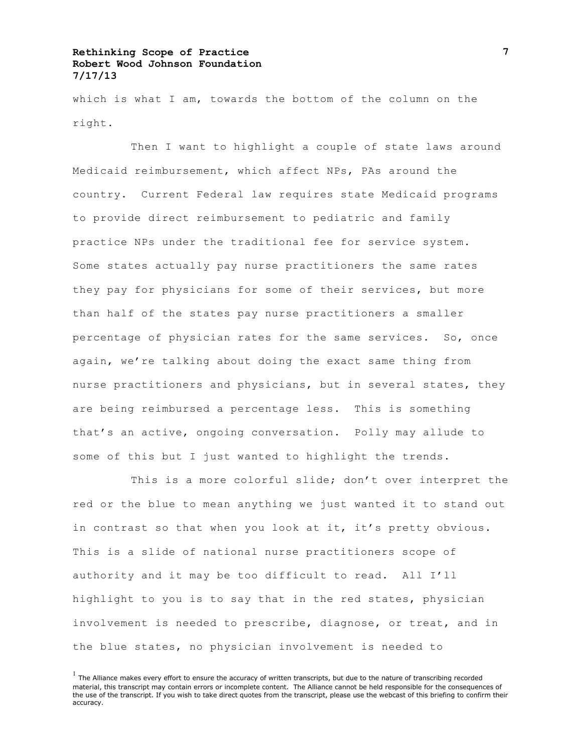which is what I am, towards the bottom of the column on the right.

Then I want to highlight a couple of state laws around Medicaid reimbursement, which affect NPs, PAs around the country. Current Federal law requires state Medicaid programs to provide direct reimbursement to pediatric and family practice NPs under the traditional fee for service system. Some states actually pay nurse practitioners the same rates they pay for physicians for some of their services, but more than half of the states pay nurse practitioners a smaller percentage of physician rates for the same services. So, once again, we're talking about doing the exact same thing from nurse practitioners and physicians, but in several states, they are being reimbursed a percentage less. This is something that's an active, ongoing conversation. Polly may allude to some of this but I just wanted to highlight the trends.

This is a more colorful slide; don't over interpret the red or the blue to mean anything we just wanted it to stand out in contrast so that when you look at it, it's pretty obvious. This is a slide of national nurse practitioners scope of authority and it may be too difficult to read. All I'll highlight to you is to say that in the red states, physician involvement is needed to prescribe, diagnose, or treat, and in the blue states, no physician involvement is needed to

[1] The Alliance makes every effort to ensure the accuracy of written transcripts, but due to the nature of transcribing recorded material, this transcript may contain errors or incomplete content. The Alliance cannot be held responsible for the consequences of the use of the transcript. If you wish to take direct quotes from the transcript, please use the webcast of this briefing to confirm their accuracy.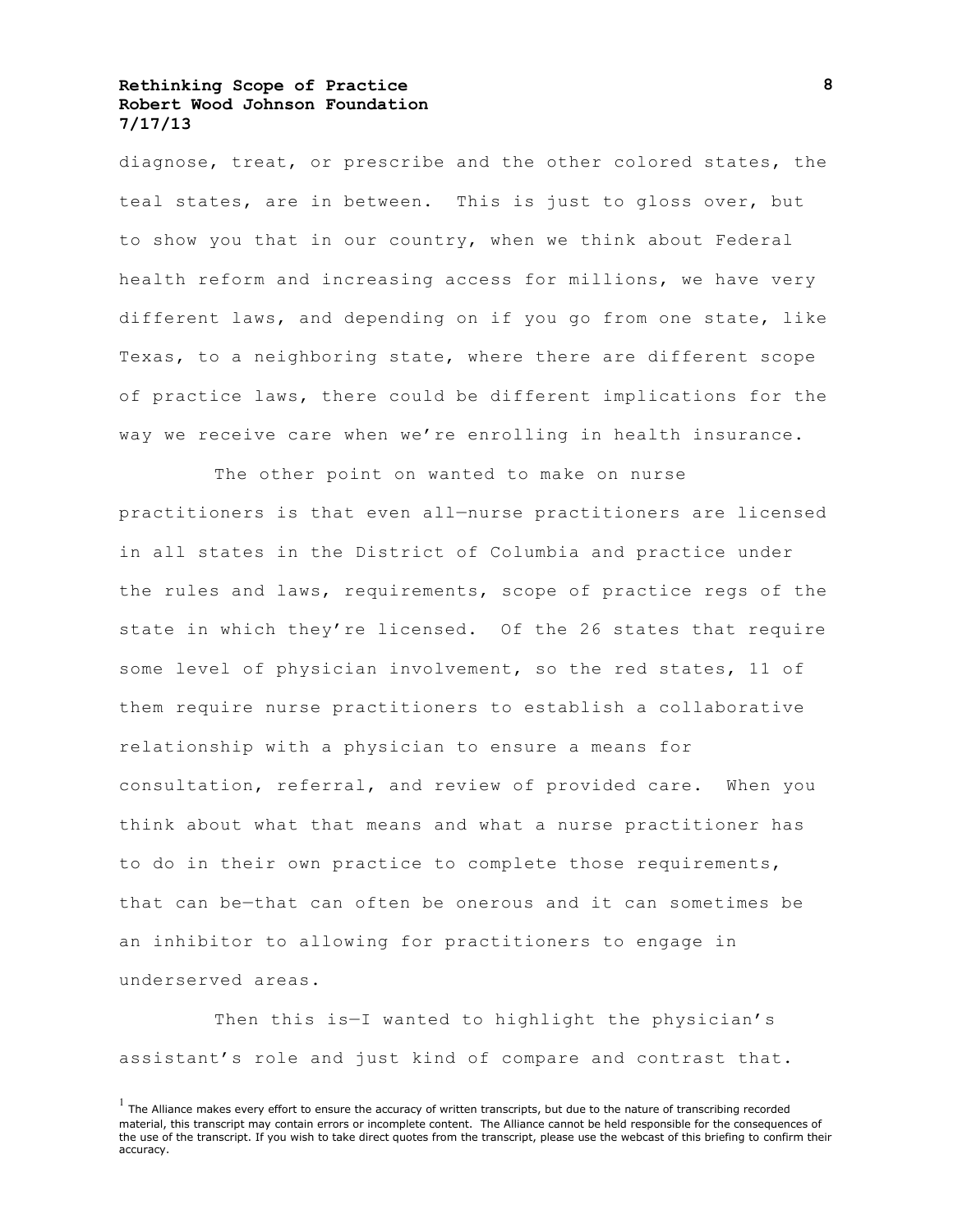diagnose, treat, or prescribe and the other colored states, the teal states, are in between. This is just to gloss over, but to show you that in our country, when we think about Federal health reform and increasing access for millions, we have very different laws, and depending on if you go from one state, like Texas, to a neighboring state, where there are different scope of practice laws, there could be different implications for the way we receive care when we're enrolling in health insurance.

The other point on wanted to make on nurse practitioners is that even all—nurse practitioners are licensed in all states in the District of Columbia and practice under the rules and laws, requirements, scope of practice regs of the state in which they're licensed. Of the 26 states that require some level of physician involvement, so the red states, 11 of them require nurse practitioners to establish a collaborative relationship with a physician to ensure a means for consultation, referral, and review of provided care. When you think about what that means and what a nurse practitioner has to do in their own practice to complete those requirements, that can be—that can often be onerous and it can sometimes be an inhibitor to allowing for practitioners to engage in underserved areas.

Then this is—I wanted to highlight the physician's assistant's role and just kind of compare and contrast that.

[1] The Alliance makes every effort to ensure the accuracy of written transcripts, but due to the nature of transcribing recorded material, this transcript may contain errors or incomplete content. The Alliance cannot be held responsible for the consequences of the use of the transcript. If you wish to take direct quotes from the transcript, please use the webcast of this briefing to confirm their accuracy.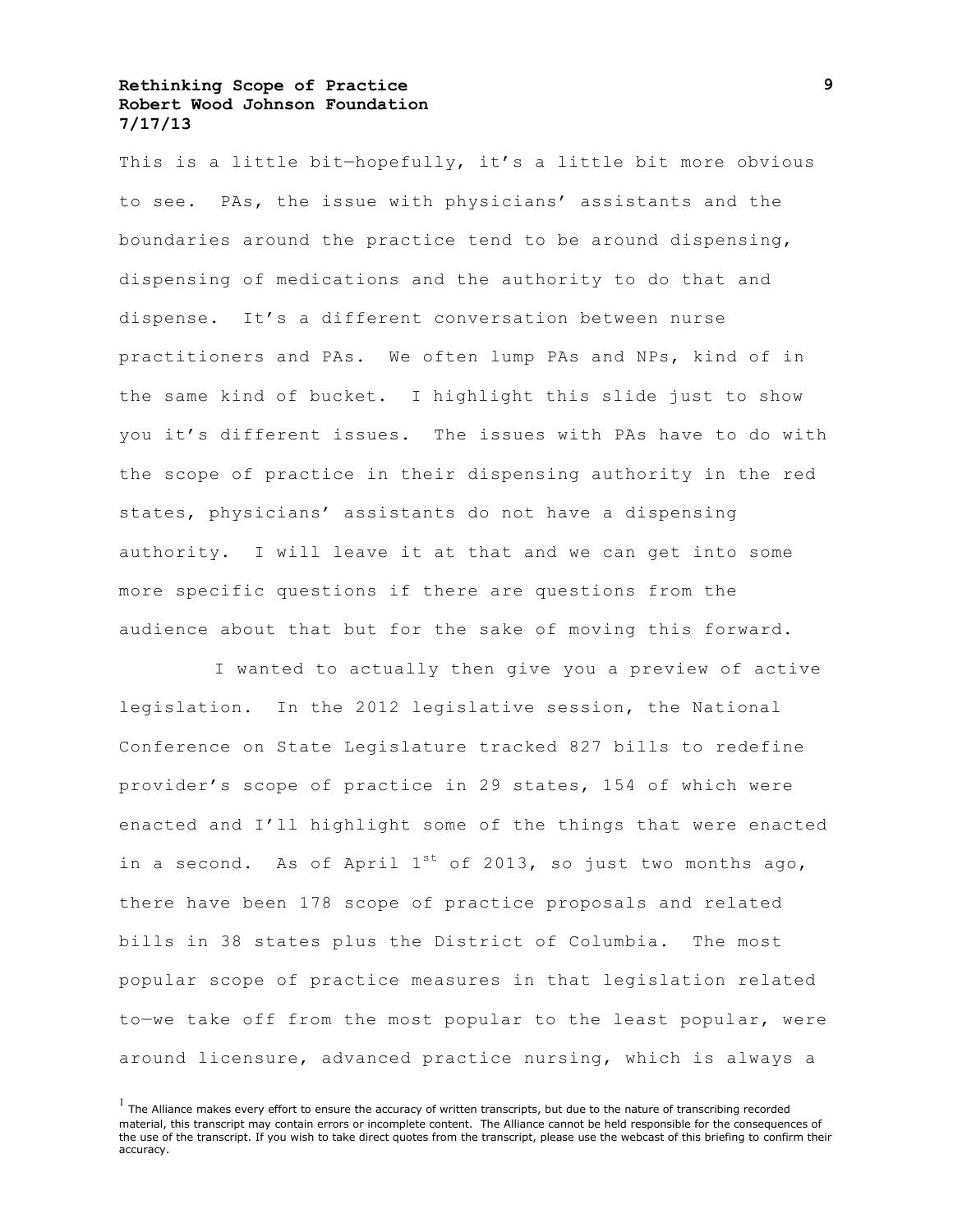This is a little bit—hopefully, it's a little bit more obvious to see. PAs, the issue with physicians' assistants and the boundaries around the practice tend to be around dispensing, dispensing of medications and the authority to do that and dispense. It's a different conversation between nurse practitioners and PAs. We often lump PAs and NPs, kind of in the same kind of bucket. I highlight this slide just to show you it's different issues. The issues with PAs have to do with the scope of practice in their dispensing authority in the red states, physicians' assistants do not have a dispensing authority. I will leave it at that and we can get into some more specific questions if there are questions from the audience about that but for the sake of moving this forward.

I wanted to actually then give you a preview of active legislation. In the 2012 legislative session, the National Conference on State Legislature tracked 827 bills to redefine provider's scope of practice in 29 states, 154 of which were enacted and I'll highlight some of the things that were enacted in a second. As of April 1st of 2013, so just two months ago, there have been 178 scope of practice proposals and related bills in 38 states plus the District of Columbia. The most popular scope of practice measures in that legislation related to—we take off from the most popular to the least popular, were around licensure, advanced practice nursing, which is always a

[1] The Alliance makes every effort to ensure the accuracy of written transcripts, but due to the nature of transcribing recorded material, this transcript may contain errors or incomplete content. The Alliance cannot be held responsible for the consequences of the use of the transcript. If you wish to take direct quotes from the transcript, please use the webcast of this briefing to confirm their accuracy.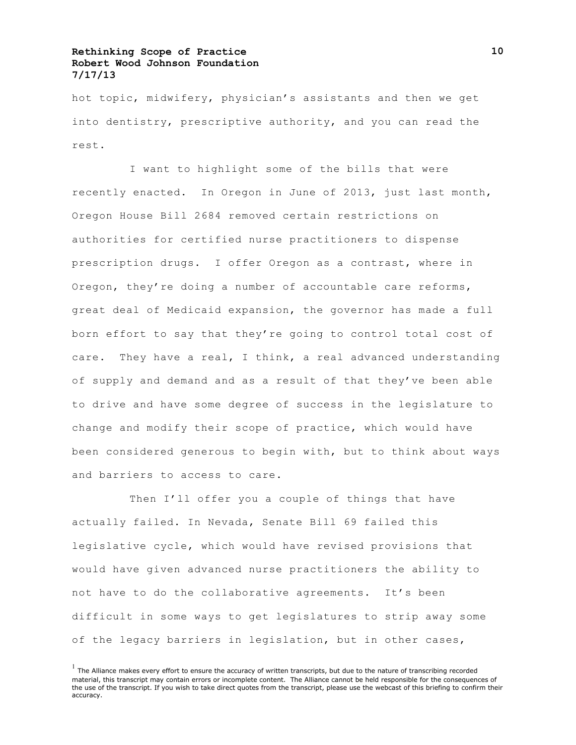hot topic, midwifery, physician's assistants and then we get into dentistry, prescriptive authority, and you can read the rest.

I want to highlight some of the bills that were recently enacted. In Oregon in June of 2013, just last month, Oregon House Bill 2684 removed certain restrictions on authorities for certified nurse practitioners to dispense prescription drugs. I offer Oregon as a contrast, where in Oregon, they're doing a number of accountable care reforms, great deal of Medicaid expansion, the governor has made a full born effort to say that they're going to control total cost of care. They have a real, I think, a real advanced understanding of supply and demand and as a result of that they've been able to drive and have some degree of success in the legislature to change and modify their scope of practice, which would have been considered generous to begin with, but to think about ways and barriers to access to care.

Then I'll offer you a couple of things that have actually failed. In Nevada, Senate Bill 69 failed this legislative cycle, which would have revised provisions that would have given advanced nurse practitioners the ability to not have to do the collaborative agreements. It's been difficult in some ways to get legislatures to strip away some of the legacy barriers in legislation, but in other cases,

[1] The Alliance makes every effort to ensure the accuracy of written transcripts, but due to the nature of transcribing recorded material, this transcript may contain errors or incomplete content. The Alliance cannot be held responsible for the consequences of the use of the transcript. If you wish to take direct quotes from the transcript, please use the webcast of this briefing to confirm their accuracy.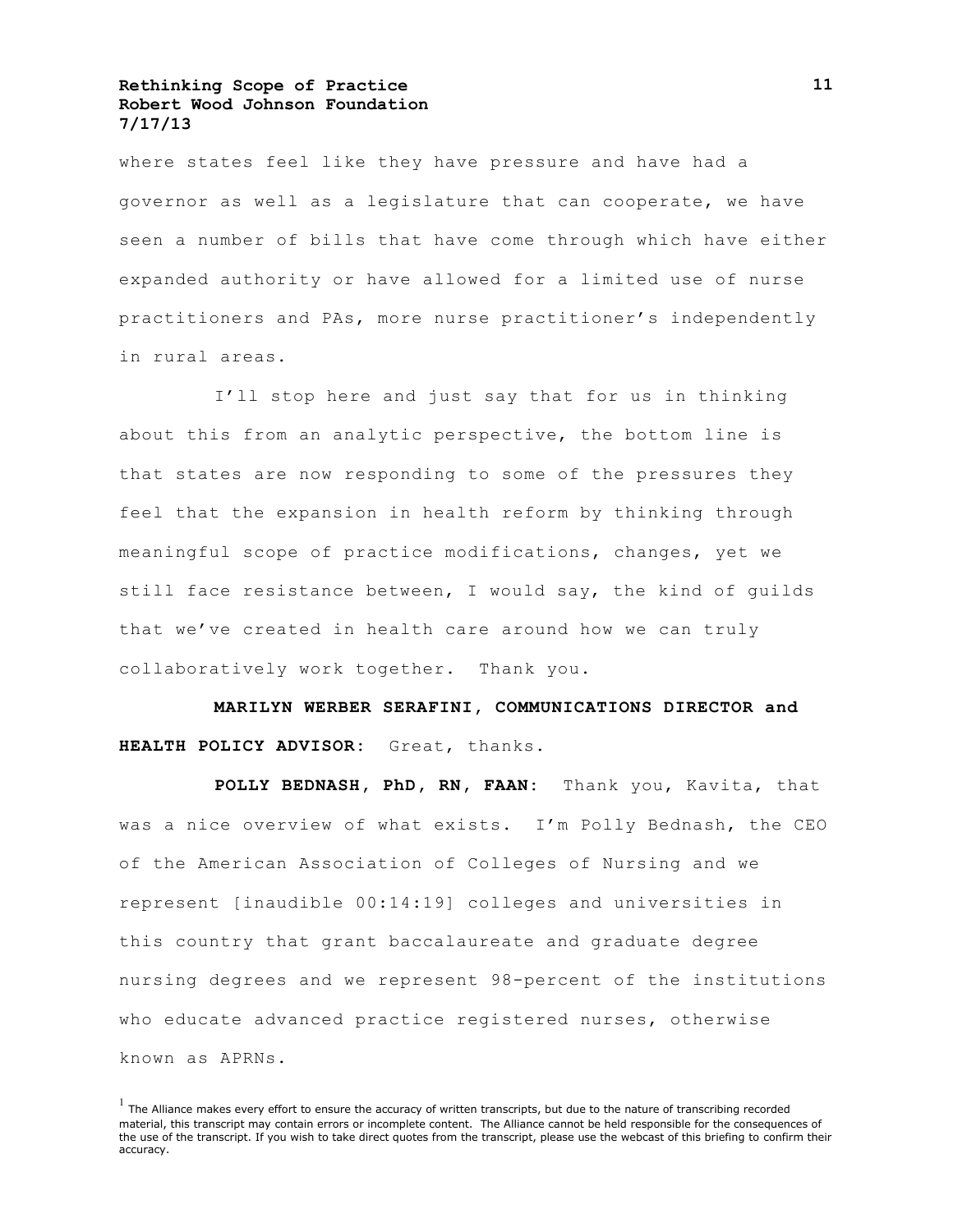where states feel like they have pressure and have had a governor as well as a legislature that can cooperate, we have seen a number of bills that have come through which have either expanded authority or have allowed for a limited use of nurse practitioners and PAs, more nurse practitioner's independently in rural areas.

I'll stop here and just say that for us in thinking about this from an analytic perspective, the bottom line is that states are now responding to some of the pressures they feel that the expansion in health reform by thinking through meaningful scope of practice modifications, changes, yet we still face resistance between, I would say, the kind of guilds that we've created in health care around how we can truly collaboratively work together. Thank you.

**MARILYN WERBER SERAFINI, COMMUNICATIONS DIRECTOR and HEALTH POLICY ADVISOR:** Great, thanks.

**POLLY BEDNASH, PhD, RN, FAAN:** Thank you, Kavita, that was a nice overview of what exists. I'm Polly Bednash, the CEO of the American Association of Colleges of Nursing and we represent [inaudible 00:14:19] colleges and universities in this country that grant baccalaureate and graduate degree nursing degrees and we represent 98-percent of the institutions who educate advanced practice registered nurses, otherwise known as APRNs.

[1] The Alliance makes every effort to ensure the accuracy of written transcripts, but due to the nature of transcribing recorded material, this transcript may contain errors or incomplete content. The Alliance cannot be held responsible for the consequences of the use of the transcript. If you wish to take direct quotes from the transcript, please use the webcast of this briefing to confirm their accuracy.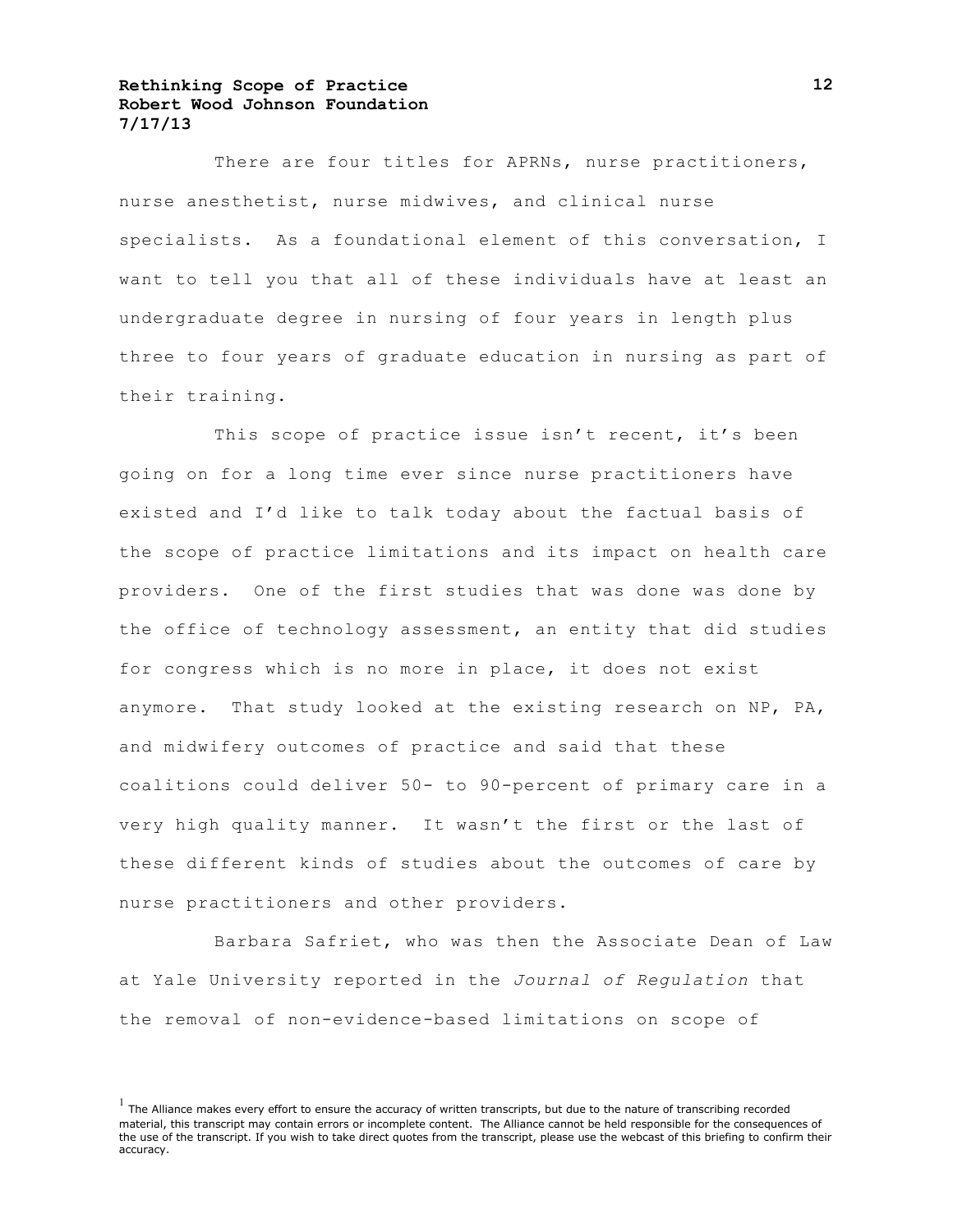There are four titles for APRNs, nurse practitioners, nurse anesthetist, nurse midwives, and clinical nurse specialists. As a foundational element of this conversation, I want to tell you that all of these individuals have at least an undergraduate degree in nursing of four years in length plus three to four years of graduate education in nursing as part of their training.

This scope of practice issue isn't recent, it's been going on for a long time ever since nurse practitioners have existed and I'd like to talk today about the factual basis of the scope of practice limitations and its impact on health care providers. One of the first studies that was done was done by the office of technology assessment, an entity that did studies for congress which is no more in place, it does not exist anymore. That study looked at the existing research on NP, PA, and midwifery outcomes of practice and said that these coalitions could deliver 50- to 90-percent of primary care in a very high quality manner. It wasn't the first or the last of these different kinds of studies about the outcomes of care by nurse practitioners and other providers.

Barbara Safriet, who was then the Associate Dean of Law at Yale University reported in the *Journal of Regulation* that the removal of non-evidence-based limitations on scope of

[1] The Alliance makes every effort to ensure the accuracy of written transcripts, but due to the nature of transcribing recorded material, this transcript may contain errors or incomplete content. The Alliance cannot be held responsible for the consequences of the use of the transcript. If you wish to take direct quotes from the transcript, please use the webcast of this briefing to confirm their accuracy.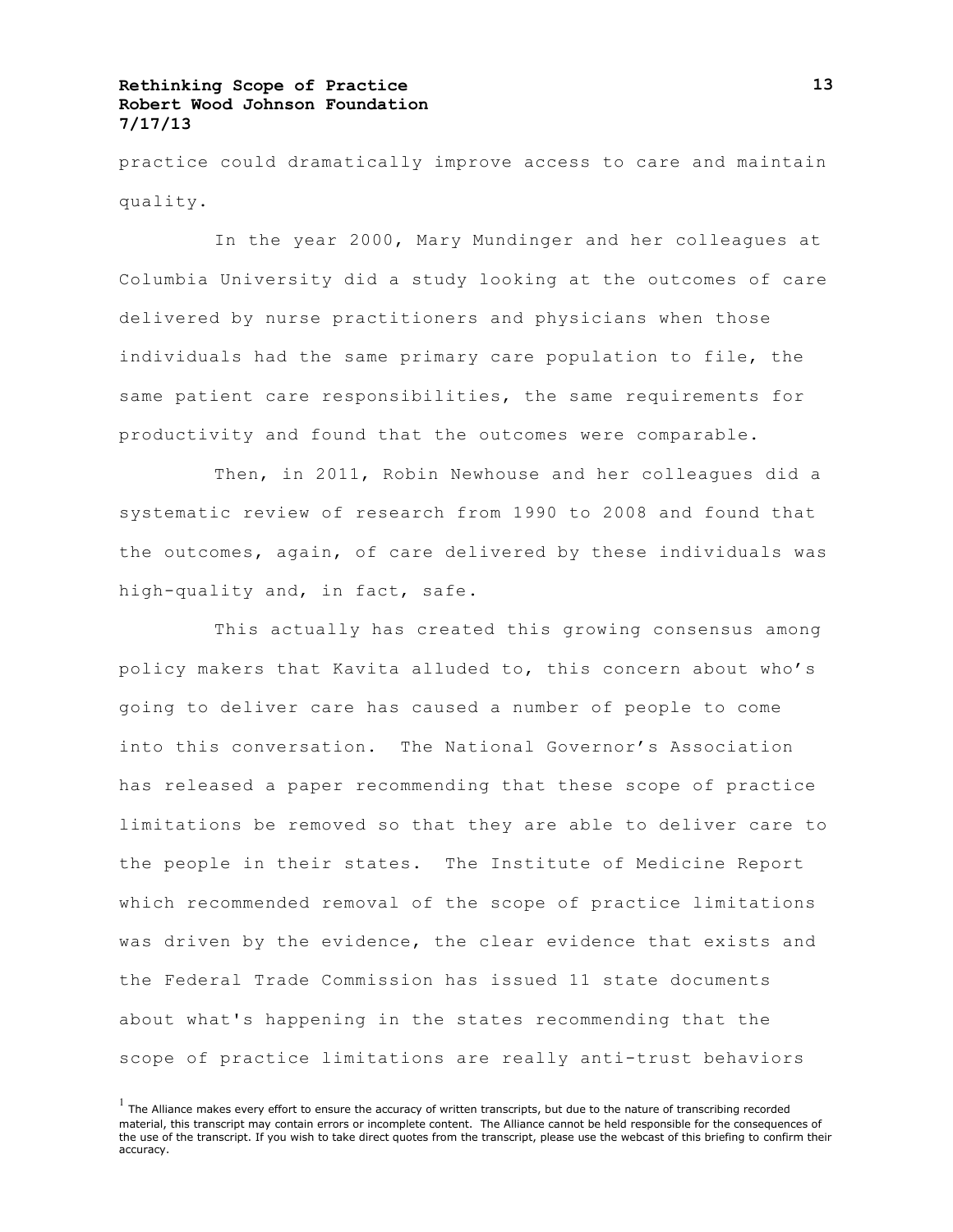practice could dramatically improve access to care and maintain quality.

In the year 2000, Mary Mundinger and her colleagues at Columbia University did a study looking at the outcomes of care delivered by nurse practitioners and physicians when those individuals had the same primary care population to file, the same patient care responsibilities, the same requirements for productivity and found that the outcomes were comparable.

Then, in 2011, Robin Newhouse and her colleagues did a systematic review of research from 1990 to 2008 and found that the outcomes, again, of care delivered by these individuals was high-quality and, in fact, safe.

This actually has created this growing consensus among policy makers that Kavita alluded to, this concern about who's going to deliver care has caused a number of people to come into this conversation. The National Governor's Association has released a paper recommending that these scope of practice limitations be removed so that they are able to deliver care to the people in their states. The Institute of Medicine Report which recommended removal of the scope of practice limitations was driven by the evidence, the clear evidence that exists and the Federal Trade Commission has issued 11 state documents about what's happening in the states recommending that the scope of practice limitations are really anti-trust behaviors

[1] The Alliance makes every effort to ensure the accuracy of written transcripts, but due to the nature of transcribing recorded material, this transcript may contain errors or incomplete content. The Alliance cannot be held responsible for the consequences of the use of the transcript. If you wish to take direct quotes from the transcript, please use the webcast of this briefing to confirm their accuracy.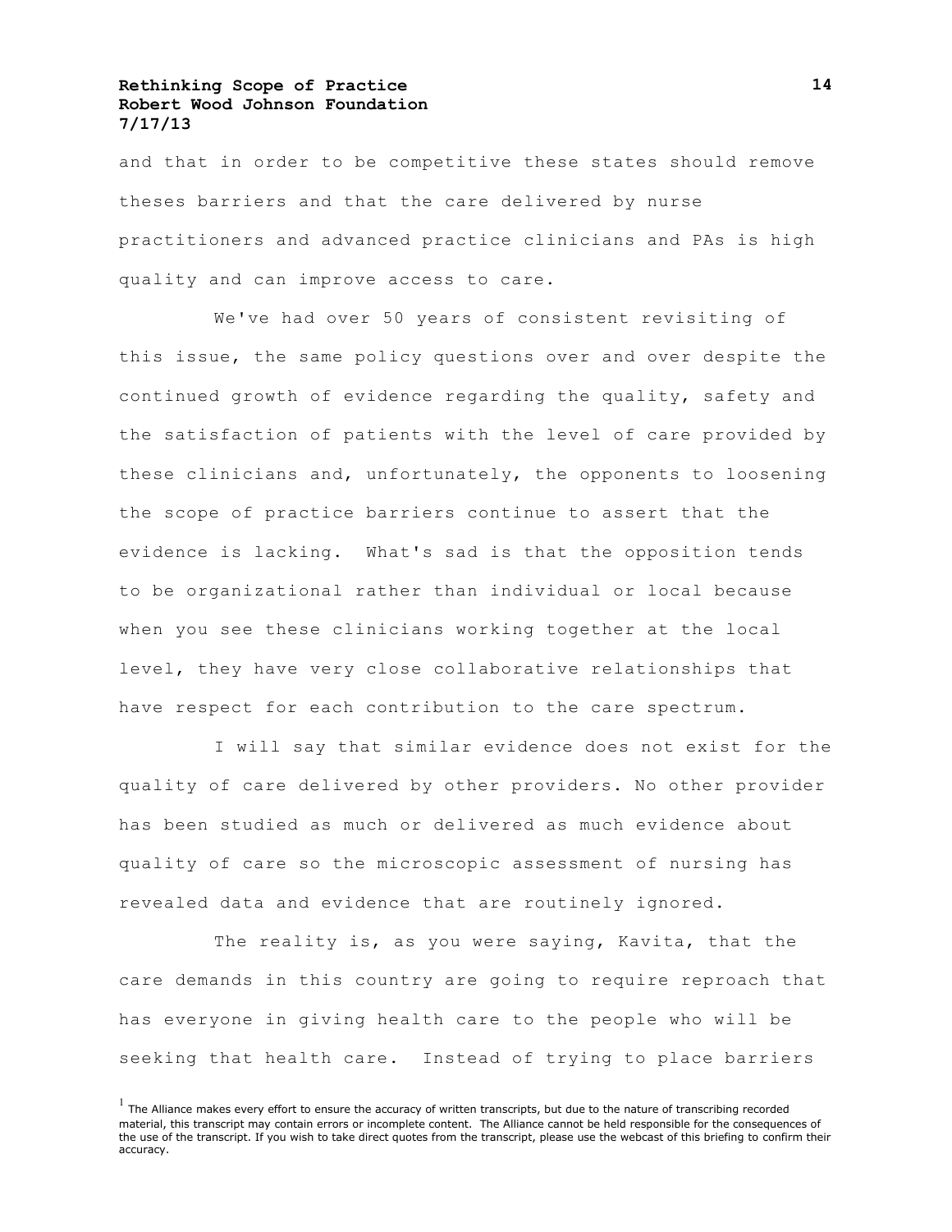and that in order to be competitive these states should remove theses barriers and that the care delivered by nurse practitioners and advanced practice clinicians and PAs is high quality and can improve access to care.

We've had over 50 years of consistent revisiting of this issue, the same policy questions over and over despite the continued growth of evidence regarding the quality, safety and the satisfaction of patients with the level of care provided by these clinicians and, unfortunately, the opponents to loosening the scope of practice barriers continue to assert that the evidence is lacking.  What's sad is that the opposition tends to be organizational rather than individual or local because when you see these clinicians working together at the local level, they have very close collaborative relationships that have respect for each contribution to the care spectrum.

I will say that similar evidence does not exist for the quality of care delivered by other providers. No other provider has been studied as much or delivered as much evidence about quality of care so the microscopic assessment of nursing has revealed data and evidence that are routinely ignored.

The reality is, as you were saying, Kavita, that the care demands in this country are going to require reproach that has everyone in giving health care to the people who will be seeking that health care.  Instead of trying to place barriers

[1] The Alliance makes every effort to ensure the accuracy of written transcripts, but due to the nature of transcribing recorded material, this transcript may contain errors or incomplete content.  The Alliance cannot be held responsible for the consequences of the use of the transcript. If you wish to take direct quotes from the transcript, please use the webcast of this briefing to confirm their accuracy.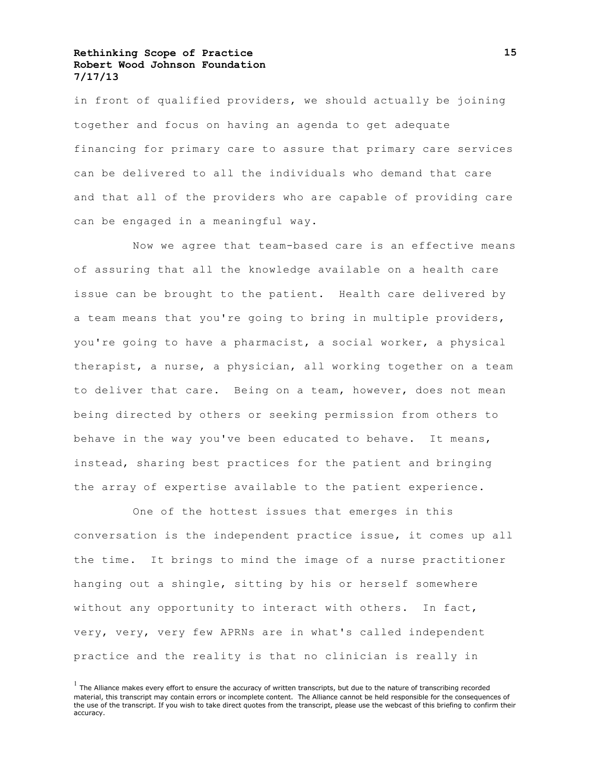in front of qualified providers, we should actually be joining together and focus on having an agenda to get adequate financing for primary care to assure that primary care services can be delivered to all the individuals who demand that care and that all of the providers who are capable of providing care can be engaged in a meaningful way.

Now we agree that team-based care is an effective means of assuring that all the knowledge available on a health care issue can be brought to the patient. Health care delivered by a team means that you're going to bring in multiple providers, you're going to have a pharmacist, a social worker, a physical therapist, a nurse, a physician, all working together on a team to deliver that care. Being on a team, however, does not mean being directed by others or seeking permission from others to behave in the way you've been educated to behave. It means, instead, sharing best practices for the patient and bringing the array of expertise available to the patient experience.

One of the hottest issues that emerges in this conversation is the independent practice issue, it comes up all the time. It brings to mind the image of a nurse practitioner hanging out a shingle, sitting by his or herself somewhere without any opportunity to interact with others. In fact, very, very, very few APRNs are in what's called independent practice and the reality is that no clinician is really in

[1] The Alliance makes every effort to ensure the accuracy of written transcripts, but due to the nature of transcribing recorded material, this transcript may contain errors or incomplete content. The Alliance cannot be held responsible for the consequences of the use of the transcript. If you wish to take direct quotes from the transcript, please use the webcast of this briefing to confirm their accuracy.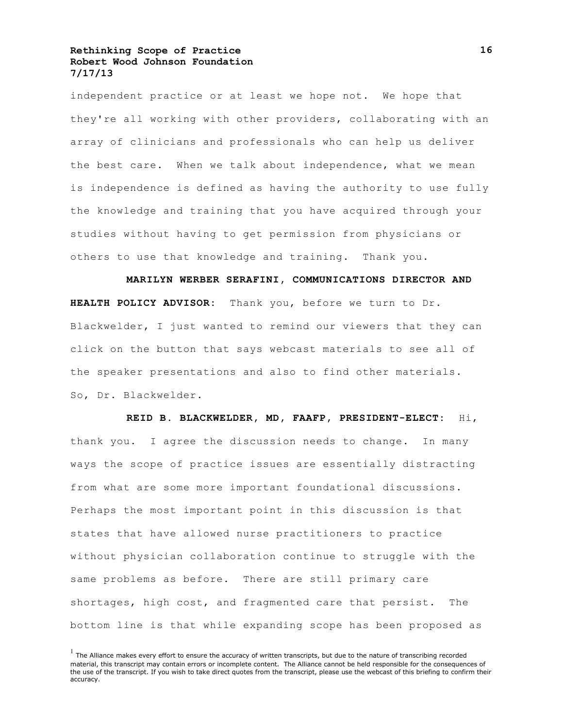independent practice or at least we hope not. We hope that they're all working with other providers, collaborating with an array of clinicians and professionals who can help us deliver the best care. When we talk about independence, what we mean is independence is defined as having the authority to use fully the knowledge and training that you have acquired through your studies without having to get permission from physicians or others to use that knowledge and training. Thank you.

**MARILYN WERBER SERAFINI, COMMUNICATIONS DIRECTOR AND HEALTH POLICY ADVISOR:** Thank you, before we turn to Dr. Blackwelder, I just wanted to remind our viewers that they can click on the button that says webcast materials to see all of the speaker presentations and also to find other materials. So, Dr. Blackwelder.

**REID B. BLACKWELDER, MD, FAAFP, PRESIDENT-ELECT:** Hi, thank you. I agree the discussion needs to change. In many ways the scope of practice issues are essentially distracting from what are some more important foundational discussions. Perhaps the most important point in this discussion is that states that have allowed nurse practitioners to practice without physician collaboration continue to struggle with the same problems as before. There are still primary care shortages, high cost, and fragmented care that persist. The bottom line is that while expanding scope has been proposed as

[1] The Alliance makes every effort to ensure the accuracy of written transcripts, but due to the nature of transcribing recorded material, this transcript may contain errors or incomplete content. The Alliance cannot be held responsible for the consequences of the use of the transcript. If you wish to take direct quotes from the transcript, please use the webcast of this briefing to confirm their accuracy.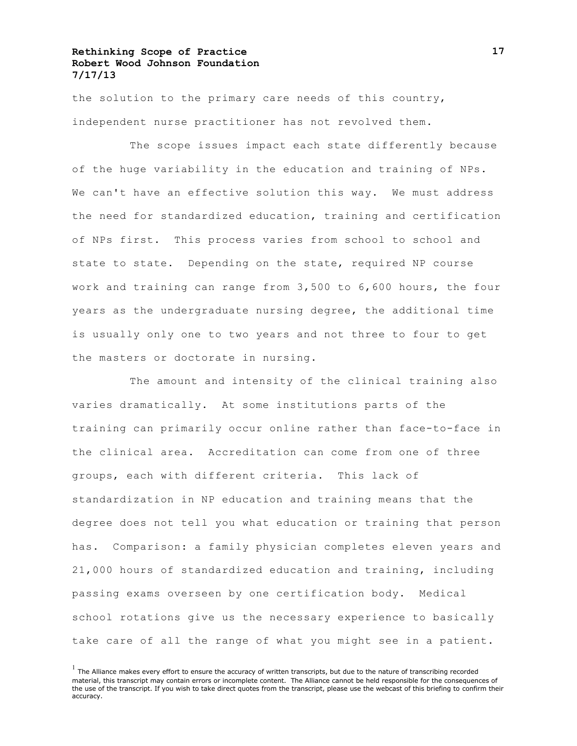the solution to the primary care needs of this country, independent nurse practitioner has not revolved them.

The scope issues impact each state differently because of the huge variability in the education and training of NPs. We can't have an effective solution this way. We must address the need for standardized education, training and certification of NPs first. This process varies from school to school and state to state. Depending on the state, required NP course work and training can range from 3,500 to 6,600 hours, the four years as the undergraduate nursing degree, the additional time is usually only one to two years and not three to four to get the masters or doctorate in nursing.

The amount and intensity of the clinical training also varies dramatically. At some institutions parts of the training can primarily occur online rather than face-to-face in the clinical area. Accreditation can come from one of three groups, each with different criteria. This lack of standardization in NP education and training means that the degree does not tell you what education or training that person has. Comparison: a family physician completes eleven years and 21,000 hours of standardized education and training, including passing exams overseen by one certification body. Medical school rotations give us the necessary experience to basically take care of all the range of what you might see in a patient.

[1] The Alliance makes every effort to ensure the accuracy of written transcripts, but due to the nature of transcribing recorded material, this transcript may contain errors or incomplete content. The Alliance cannot be held responsible for the consequences of the use of the transcript. If you wish to take direct quotes from the transcript, please use the webcast of this briefing to confirm their accuracy.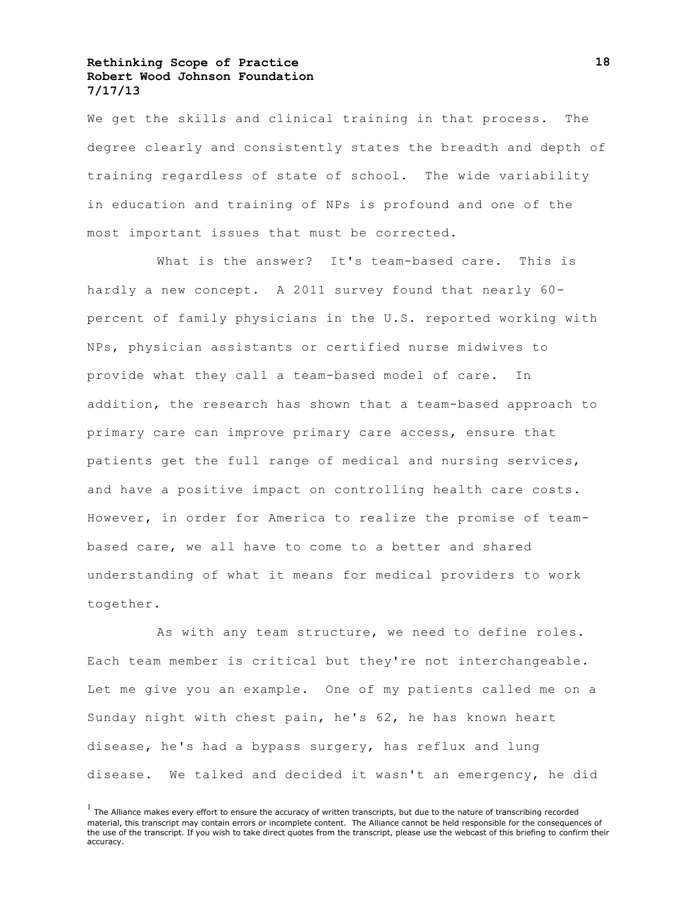We get the skills and clinical training in that process. The degree clearly and consistently states the breadth and depth of training regardless of state of school. The wide variability in education and training of NPs is profound and one of the most important issues that must be corrected.

What is the answer? It's team-based care. This is hardly a new concept. A 2011 survey found that nearly 60-percent of family physicians in the U.S. reported working with NPs, physician assistants or certified nurse midwives to provide what they call a team-based model of care. In addition, the research has shown that a team-based approach to primary care can improve primary care access, ensure that patients get the full range of medical and nursing services, and have a positive impact on controlling health care costs. However, in order for America to realize the promise of team-based care, we all have to come to a better and shared understanding of what it means for medical providers to work together.

As with any team structure, we need to define roles. Each team member is critical but they're not interchangeable. Let me give you an example. One of my patients called me on a Sunday night with chest pain, he's 62, he has known heart disease, he's had a bypass surgery, has reflux and lung disease. We talked and decided it wasn't an emergency, he did

[1] The Alliance makes every effort to ensure the accuracy of written transcripts, but due to the nature of transcribing recorded material, this transcript may contain errors or incomplete content. The Alliance cannot be held responsible for the consequences of the use of the transcript. If you wish to take direct quotes from the transcript, please use the webcast of this briefing to confirm their accuracy.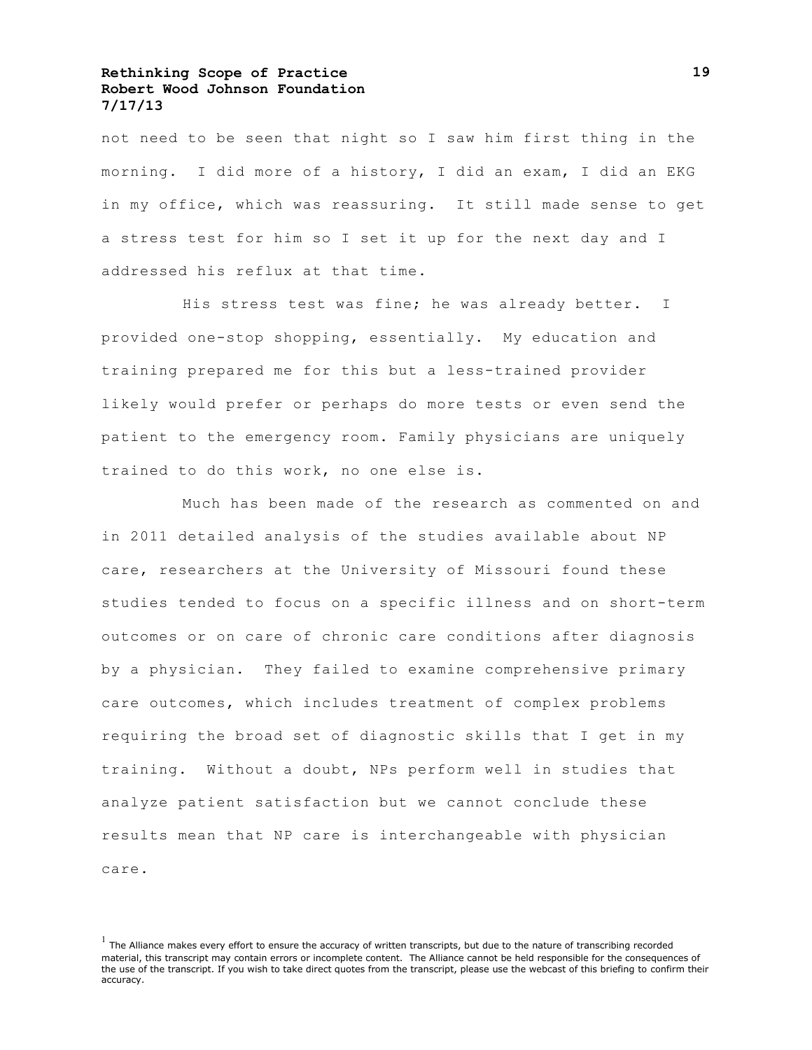not need to be seen that night so I saw him first thing in the morning. I did more of a history, I did an exam, I did an EKG in my office, which was reassuring. It still made sense to get a stress test for him so I set it up for the next day and I addressed his reflux at that time.

His stress test was fine; he was already better. I provided one-stop shopping, essentially. My education and training prepared me for this but a less-trained provider likely would prefer or perhaps do more tests or even send the patient to the emergency room. Family physicians are uniquely trained to do this work, no one else is.

Much has been made of the research as commented on and in 2011 detailed analysis of the studies available about NP care, researchers at the University of Missouri found these studies tended to focus on a specific illness and on short-term outcomes or on care of chronic care conditions after diagnosis by a physician. They failed to examine comprehensive primary care outcomes, which includes treatment of complex problems requiring the broad set of diagnostic skills that I get in my training. Without a doubt, NPs perform well in studies that analyze patient satisfaction but we cannot conclude these results mean that NP care is interchangeable with physician care.

[1] The Alliance makes every effort to ensure the accuracy of written transcripts, but due to the nature of transcribing recorded material, this transcript may contain errors or incomplete content. The Alliance cannot be held responsible for the consequences of the use of the transcript. If you wish to take direct quotes from the transcript, please use the webcast of this briefing to confirm their accuracy.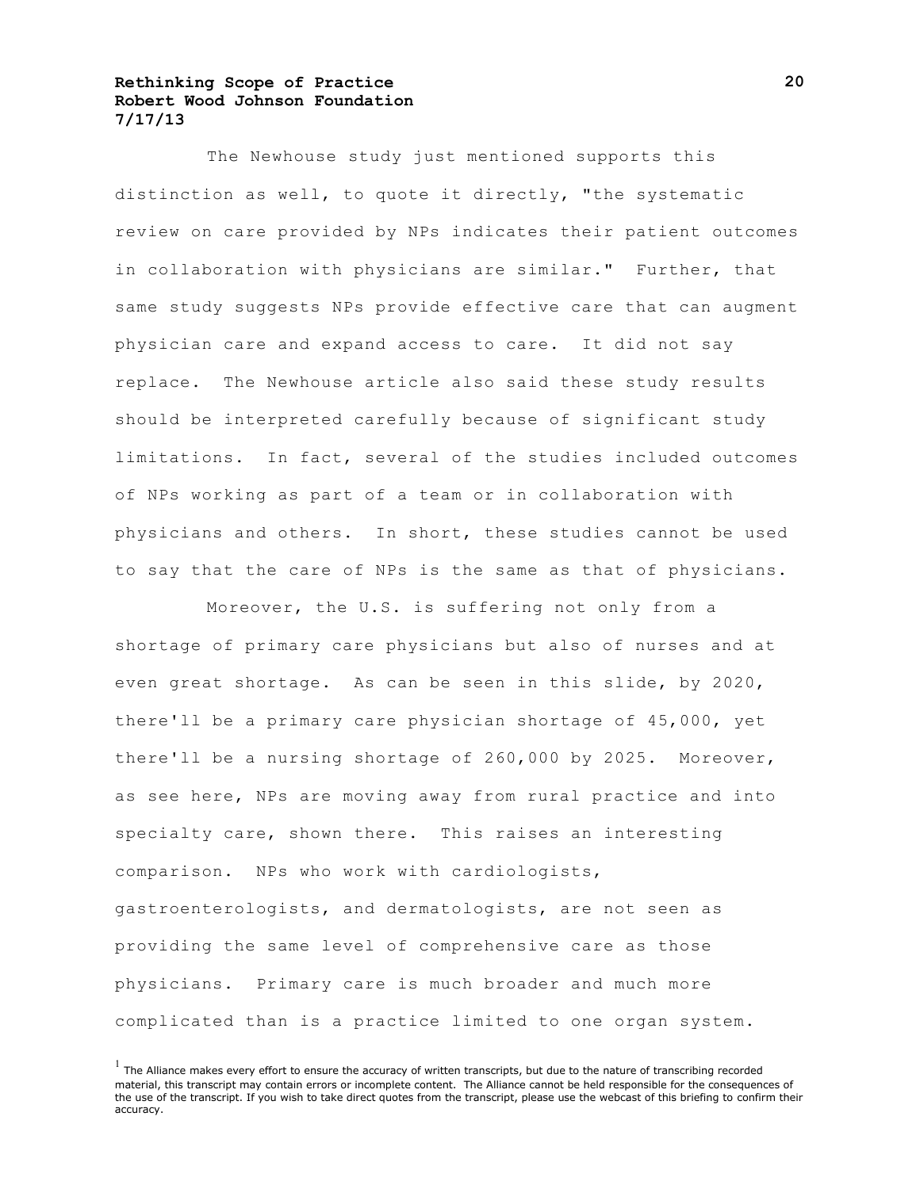The Newhouse study just mentioned supports this distinction as well, to quote it directly, "the systematic review on care provided by NPs indicates their patient outcomes in collaboration with physicians are similar." Further, that same study suggests NPs provide effective care that can augment physician care and expand access to care. It did not say replace. The Newhouse article also said these study results should be interpreted carefully because of significant study limitations. In fact, several of the studies included outcomes of NPs working as part of a team or in collaboration with physicians and others. In short, these studies cannot be used to say that the care of NPs is the same as that of physicians.

Moreover, the U.S. is suffering not only from a shortage of primary care physicians but also of nurses and at even great shortage. As can be seen in this slide, by 2020, there'll be a primary care physician shortage of 45,000, yet there'll be a nursing shortage of 260,000 by 2025. Moreover, as see here, NPs are moving away from rural practice and into specialty care, shown there. This raises an interesting comparison. NPs who work with cardiologists, gastroenterologists, and dermatologists, are not seen as providing the same level of comprehensive care as those physicians. Primary care is much broader and much more complicated than is a practice limited to one organ system.

[1] The Alliance makes every effort to ensure the accuracy of written transcripts, but due to the nature of transcribing recorded material, this transcript may contain errors or incomplete content. The Alliance cannot be held responsible for the consequences of the use of the transcript. If you wish to take direct quotes from the transcript, please use the webcast of this briefing to confirm their accuracy.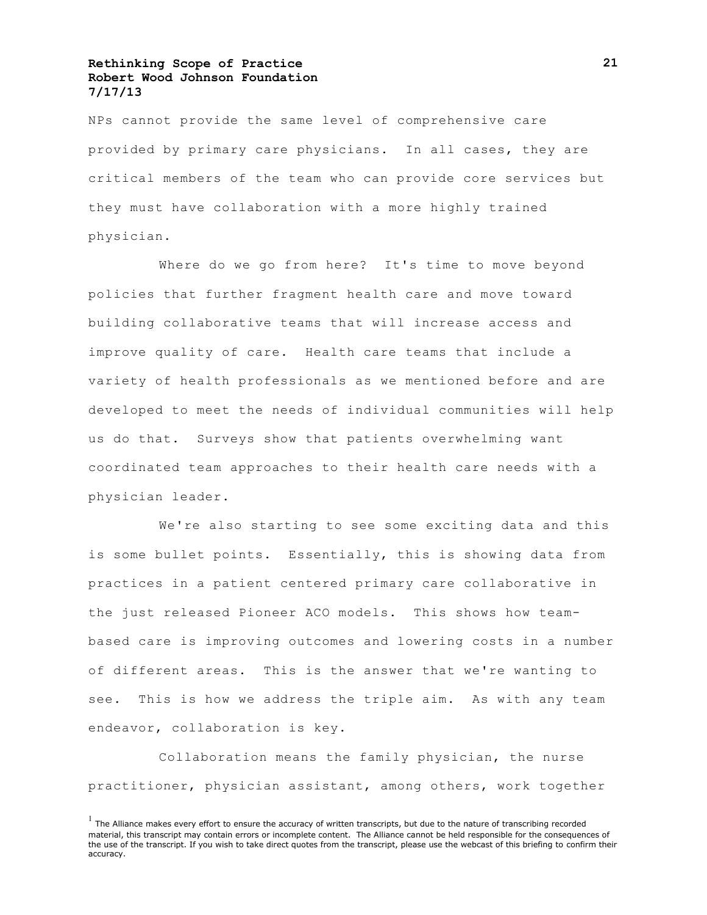NPs cannot provide the same level of comprehensive care provided by primary care physicians. In all cases, they are critical members of the team who can provide core services but they must have collaboration with a more highly trained physician.

Where do we go from here? It's time to move beyond policies that further fragment health care and move toward building collaborative teams that will increase access and improve quality of care. Health care teams that include a variety of health professionals as we mentioned before and are developed to meet the needs of individual communities will help us do that. Surveys show that patients overwhelming want coordinated team approaches to their health care needs with a physician leader.

We're also starting to see some exciting data and this is some bullet points. Essentially, this is showing data from practices in a patient centered primary care collaborative in the just released Pioneer ACO models. This shows how team-based care is improving outcomes and lowering costs in a number of different areas. This is the answer that we're wanting to see. This is how we address the triple aim. As with any team endeavor, collaboration is key.

Collaboration means the family physician, the nurse practitioner, physician assistant, among others, work together

[1] The Alliance makes every effort to ensure the accuracy of written transcripts, but due to the nature of transcribing recorded material, this transcript may contain errors or incomplete content. The Alliance cannot be held responsible for the consequences of the use of the transcript. If you wish to take direct quotes from the transcript, please use the webcast of this briefing to confirm their accuracy.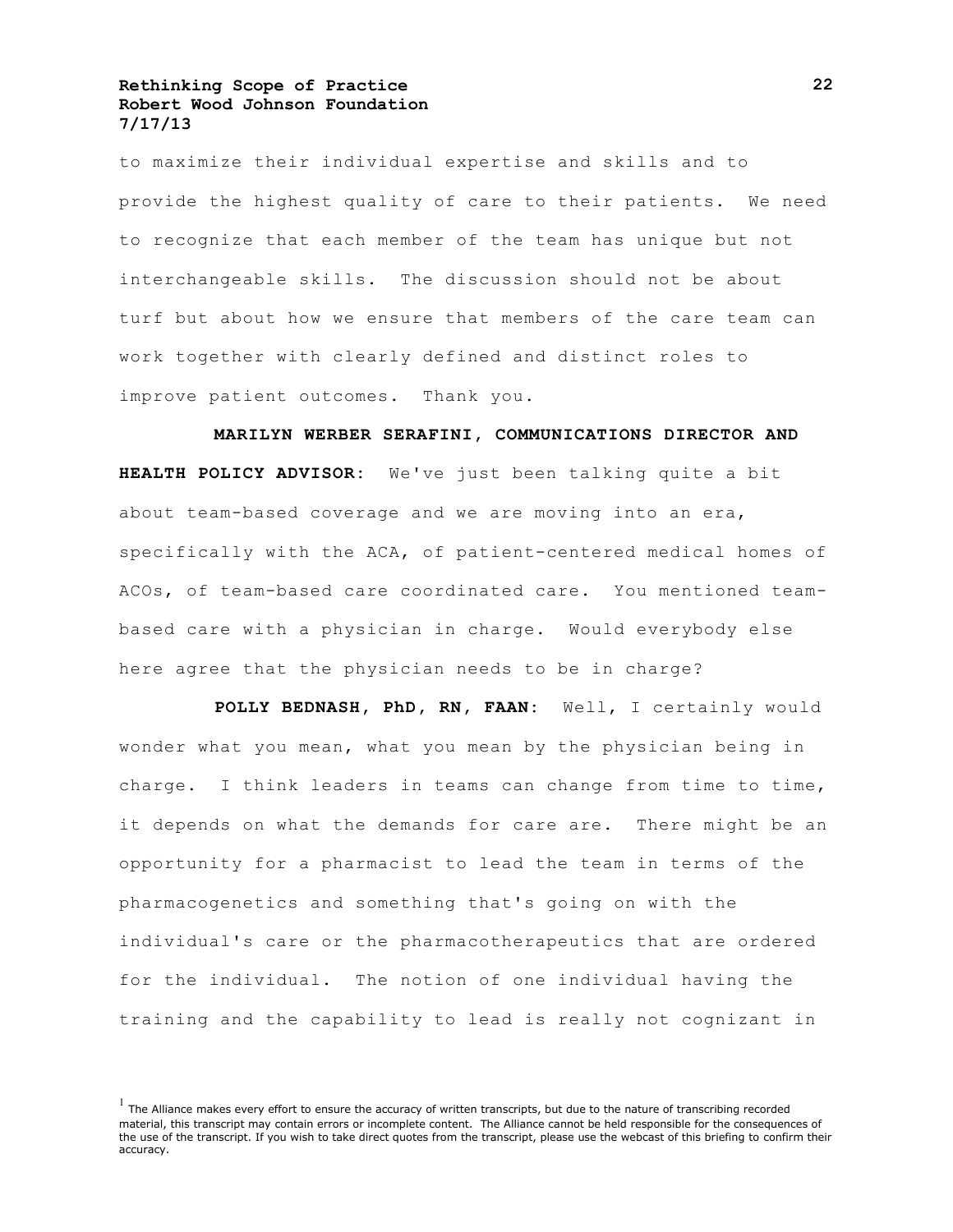to maximize their individual expertise and skills and to provide the highest quality of care to their patients. We need to recognize that each member of the team has unique but not interchangeable skills. The discussion should not be about turf but about how we ensure that members of the care team can work together with clearly defined and distinct roles to improve patient outcomes. Thank you.

**MARILYN WERBER SERAFINI, COMMUNICATIONS DIRECTOR AND HEALTH POLICY ADVISOR:** We've just been talking quite a bit about team-based coverage and we are moving into an era, specifically with the ACA, of patient-centered medical homes of ACOs, of team-based care coordinated care. You mentioned team-based care with a physician in charge. Would everybody else here agree that the physician needs to be in charge?

**POLLY BEDNASH, PhD, RN, FAAN:** Well, I certainly would wonder what you mean, what you mean by the physician being in charge. I think leaders in teams can change from time to time, it depends on what the demands for care are. There might be an opportunity for a pharmacist to lead the team in terms of the pharmacogenetics and something that's going on with the individual's care or the pharmacotherapeutics that are ordered for the individual. The notion of one individual having the training and the capability to lead is really not cognizant in

[1] The Alliance makes every effort to ensure the accuracy of written transcripts, but due to the nature of transcribing recorded material, this transcript may contain errors or incomplete content. The Alliance cannot be held responsible for the consequences of the use of the transcript. If you wish to take direct quotes from the transcript, please use the webcast of this briefing to confirm their accuracy.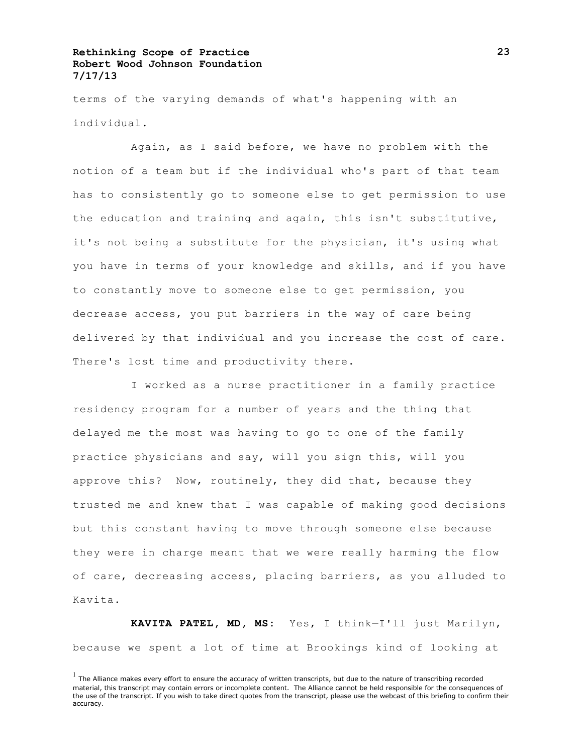terms of the varying demands of what's happening with an individual.

Again, as I said before, we have no problem with the notion of a team but if the individual who's part of that team has to consistently go to someone else to get permission to use the education and training and again, this isn't substitutive, it's not being a substitute for the physician, it's using what you have in terms of your knowledge and skills, and if you have to constantly move to someone else to get permission, you decrease access, you put barriers in the way of care being delivered by that individual and you increase the cost of care. There's lost time and productivity there.

I worked as a nurse practitioner in a family practice residency program for a number of years and the thing that delayed me the most was having to go to one of the family practice physicians and say, will you sign this, will you approve this? Now, routinely, they did that, because they trusted me and knew that I was capable of making good decisions but this constant having to move through someone else because they were in charge meant that we were really harming the flow of care, decreasing access, placing barriers, as you alluded to Kavita.

**KAVITA PATEL, MD, MS:** Yes, I think—I'll just Marilyn, because we spent a lot of time at Brookings kind of looking at

[1] The Alliance makes every effort to ensure the accuracy of written transcripts, but due to the nature of transcribing recorded material, this transcript may contain errors or incomplete content. The Alliance cannot be held responsible for the consequences of the use of the transcript. If you wish to take direct quotes from the transcript, please use the webcast of this briefing to confirm their accuracy.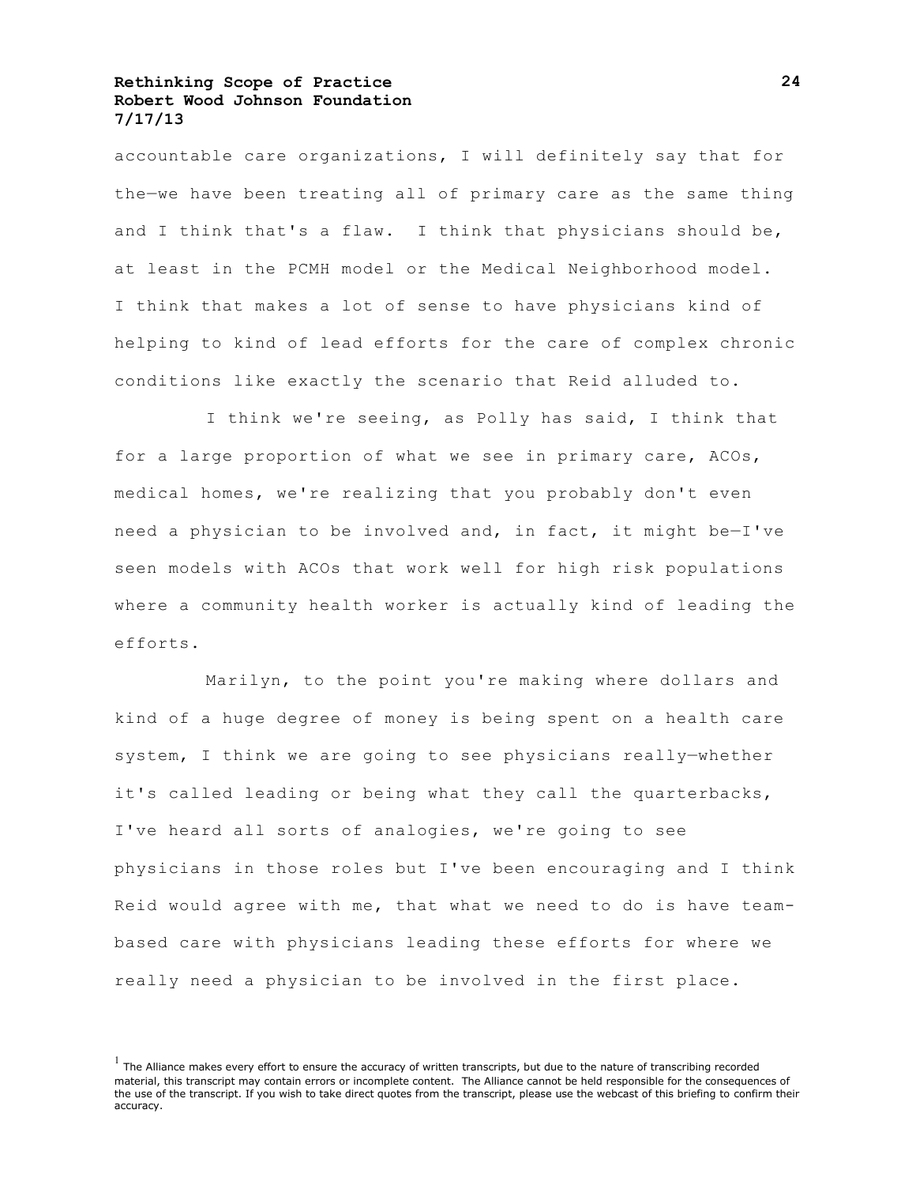accountable care organizations, I will definitely say that for the—we have been treating all of primary care as the same thing and I think that's a flaw. I think that physicians should be, at least in the PCMH model or the Medical Neighborhood model. I think that makes a lot of sense to have physicians kind of helping to kind of lead efforts for the care of complex chronic conditions like exactly the scenario that Reid alluded to.

I think we're seeing, as Polly has said, I think that for a large proportion of what we see in primary care, ACOs, medical homes, we're realizing that you probably don't even need a physician to be involved and, in fact, it might be—I've seen models with ACOs that work well for high risk populations where a community health worker is actually kind of leading the efforts.

Marilyn, to the point you're making where dollars and kind of a huge degree of money is being spent on a health care system, I think we are going to see physicians really—whether it's called leading or being what they call the quarterbacks, I've heard all sorts of analogies, we're going to see physicians in those roles but I've been encouraging and I think Reid would agree with me, that what we need to do is have team-based care with physicians leading these efforts for where we really need a physician to be involved in the first place.

[1] The Alliance makes every effort to ensure the accuracy of written transcripts, but due to the nature of transcribing recorded material, this transcript may contain errors or incomplete content. The Alliance cannot be held responsible for the consequences of the use of the transcript. If you wish to take direct quotes from the transcript, please use the webcast of this briefing to confirm their accuracy.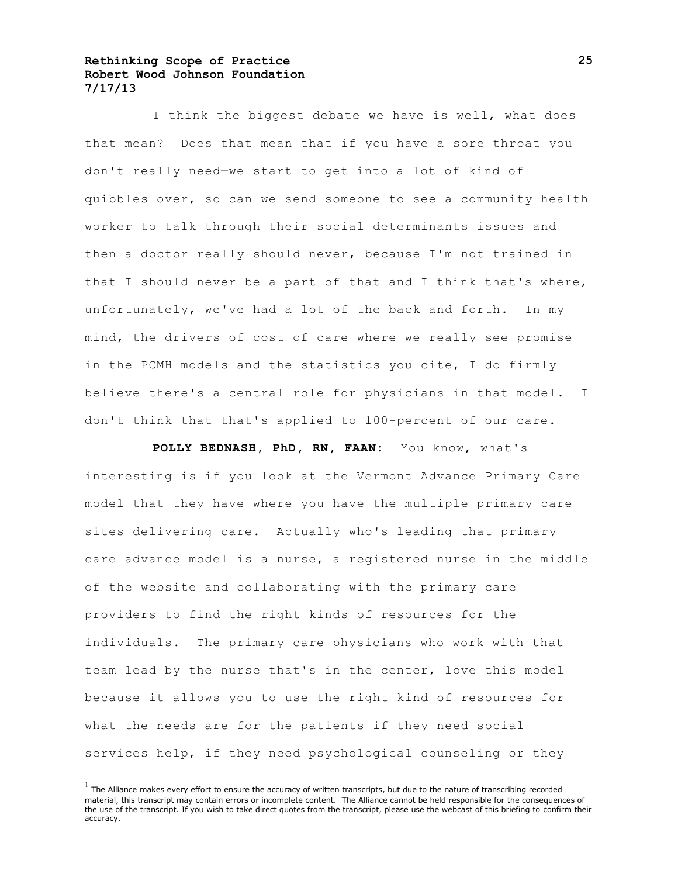I think the biggest debate we have is well, what does that mean? Does that mean that if you have a sore throat you don't really need—we start to get into a lot of kind of quibbles over, so can we send someone to see a community health worker to talk through their social determinants issues and then a doctor really should never, because I'm not trained in that I should never be a part of that and I think that's where, unfortunately, we've had a lot of the back and forth. In my mind, the drivers of cost of care where we really see promise in the PCMH models and the statistics you cite, I do firmly believe there's a central role for physicians in that model. I don't think that that's applied to 100-percent of our care.

**POLLY BEDNASH, PhD, RN, FAAN:** You know, what's interesting is if you look at the Vermont Advance Primary Care model that they have where you have the multiple primary care sites delivering care. Actually who's leading that primary care advance model is a nurse, a registered nurse in the middle of the website and collaborating with the primary care providers to find the right kinds of resources for the individuals. The primary care physicians who work with that team lead by the nurse that's in the center, love this model because it allows you to use the right kind of resources for what the needs are for the patients if they need social services help, if they need psychological counseling or they

[1] The Alliance makes every effort to ensure the accuracy of written transcripts, but due to the nature of transcribing recorded material, this transcript may contain errors or incomplete content. The Alliance cannot be held responsible for the consequences of the use of the transcript. If you wish to take direct quotes from the transcript, please use the webcast of this briefing to confirm their accuracy.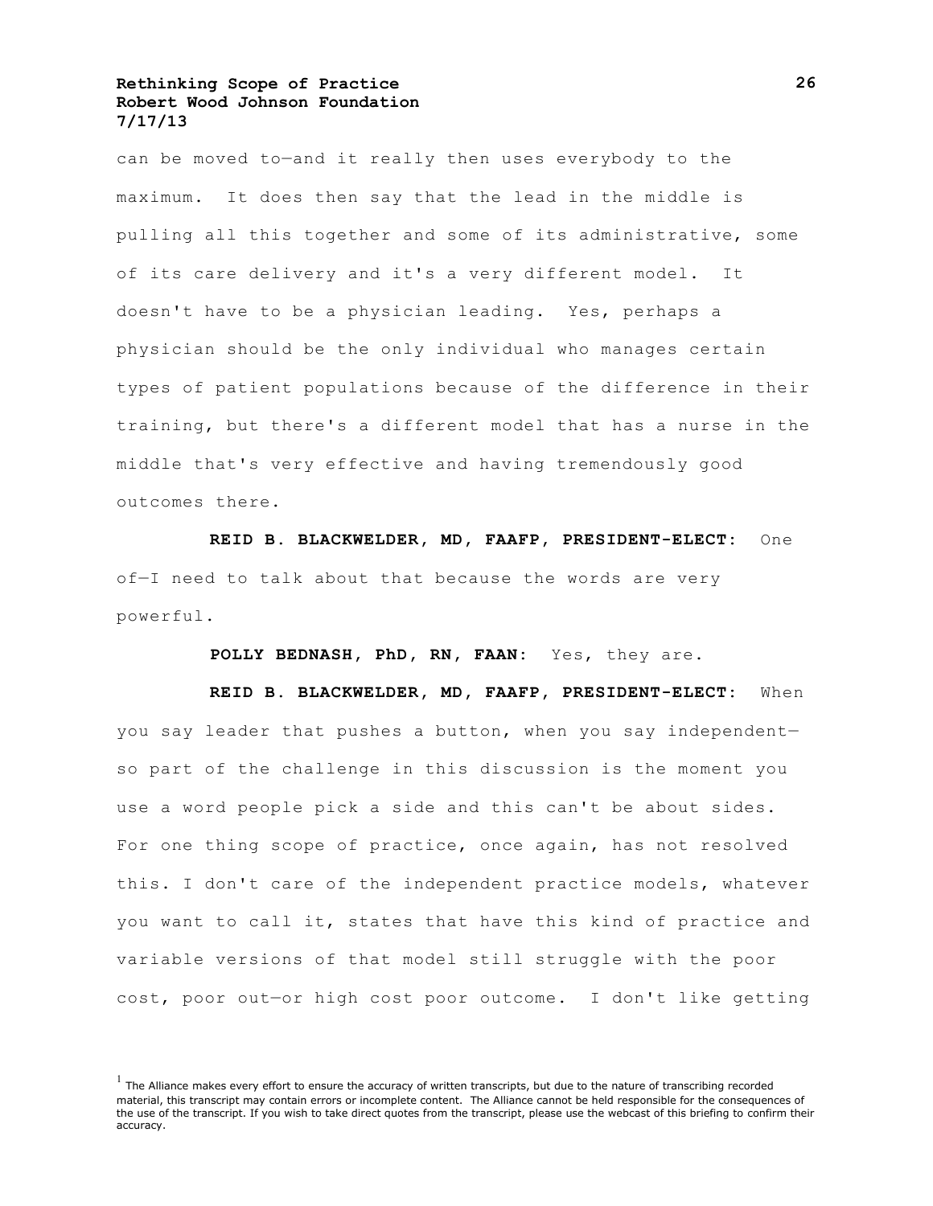can be moved to—and it really then uses everybody to the maximum. It does then say that the lead in the middle is pulling all this together and some of its administrative, some of its care delivery and it's a very different model. It doesn't have to be a physician leading. Yes, perhaps a physician should be the only individual who manages certain types of patient populations because of the difference in their training, but there's a different model that has a nurse in the middle that's very effective and having tremendously good outcomes there.

**REID B. BLACKWELDER, MD, FAAFP, PRESIDENT-ELECT:** One of—I need to talk about that because the words are very powerful.

**POLLY BEDNASH, PhD, RN, FAAN:** Yes, they are.

**REID B. BLACKWELDER, MD, FAAFP, PRESIDENT-ELECT:** When you say leader that pushes a button, when you say independent—so part of the challenge in this discussion is the moment you use a word people pick a side and this can't be about sides. For one thing scope of practice, once again, has not resolved this. I don't care of the independent practice models, whatever you want to call it, states that have this kind of practice and variable versions of that model still struggle with the poor cost, poor out—or high cost poor outcome. I don't like getting

[1] The Alliance makes every effort to ensure the accuracy of written transcripts, but due to the nature of transcribing recorded material, this transcript may contain errors or incomplete content. The Alliance cannot be held responsible for the consequences of the use of the transcript. If you wish to take direct quotes from the transcript, please use the webcast of this briefing to confirm their accuracy.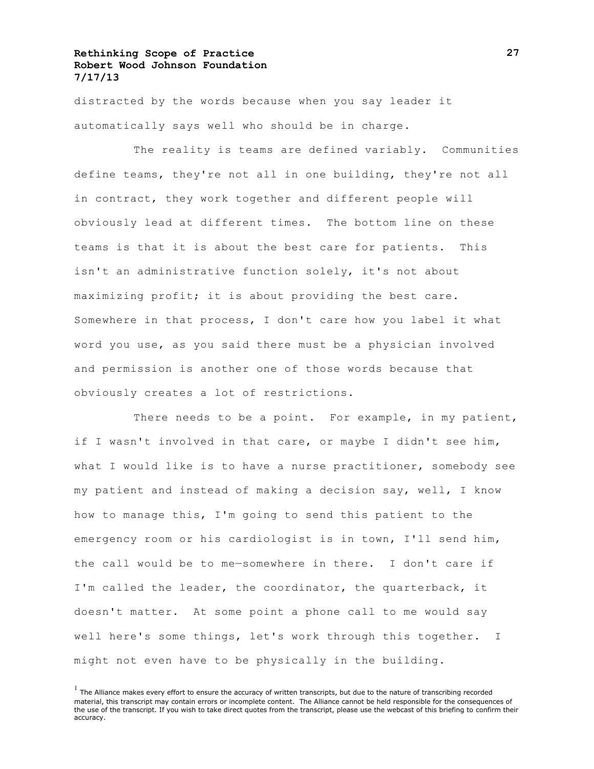distracted by the words because when you say leader it automatically says well who should be in charge.

The reality is teams are defined variably. Communities define teams, they're not all in one building, they're not all in contract, they work together and different people will obviously lead at different times. The bottom line on these teams is that it is about the best care for patients. This isn't an administrative function solely, it's not about maximizing profit; it is about providing the best care. Somewhere in that process, I don't care how you label it what word you use, as you said there must be a physician involved and permission is another one of those words because that obviously creates a lot of restrictions.

There needs to be a point. For example, in my patient, if I wasn't involved in that care, or maybe I didn't see him, what I would like is to have a nurse practitioner, somebody see my patient and instead of making a decision say, well, I know how to manage this, I'm going to send this patient to the emergency room or his cardiologist is in town, I'll send him, the call would be to me—somewhere in there. I don't care if I'm called the leader, the coordinator, the quarterback, it doesn't matter. At some point a phone call to me would say well here's some things, let's work through this together. I might not even have to be physically in the building.

[1] The Alliance makes every effort to ensure the accuracy of written transcripts, but due to the nature of transcribing recorded material, this transcript may contain errors or incomplete content. The Alliance cannot be held responsible for the consequences of the use of the transcript. If you wish to take direct quotes from the transcript, please use the webcast of this briefing to confirm their accuracy.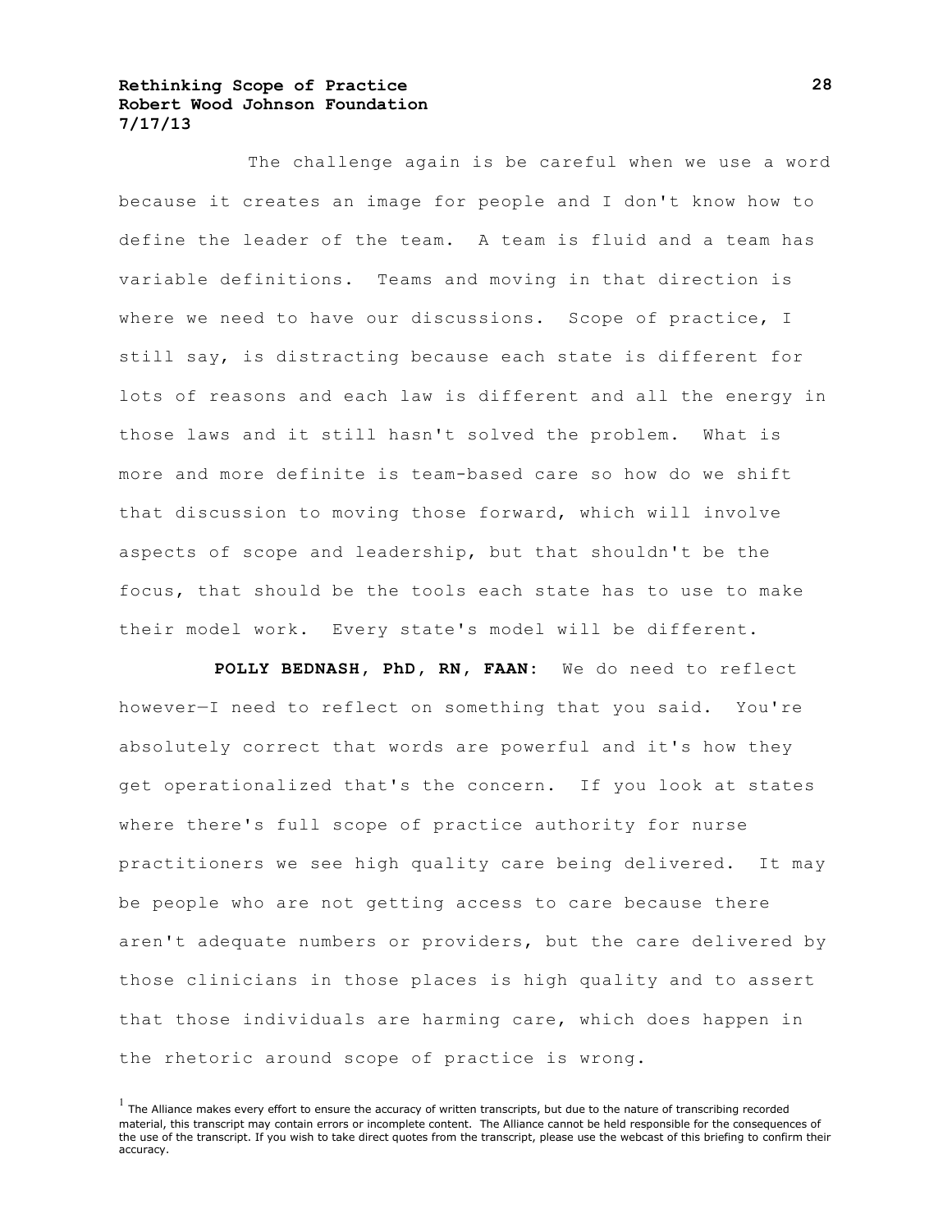The challenge again is be careful when we use a word because it creates an image for people and I don't know how to define the leader of the team. A team is fluid and a team has variable definitions. Teams and moving in that direction is where we need to have our discussions. Scope of practice, I still say, is distracting because each state is different for lots of reasons and each law is different and all the energy in those laws and it still hasn't solved the problem. What is more and more definite is team-based care so how do we shift that discussion to moving those forward, which will involve aspects of scope and leadership, but that shouldn't be the focus, that should be the tools each state has to use to make their model work. Every state's model will be different.

**POLLY BEDNASH, PhD, RN, FAAN:** We do need to reflect however—I need to reflect on something that you said. You're absolutely correct that words are powerful and it's how they get operationalized that's the concern. If you look at states where there's full scope of practice authority for nurse practitioners we see high quality care being delivered. It may be people who are not getting access to care because there aren't adequate numbers or providers, but the care delivered by those clinicians in those places is high quality and to assert that those individuals are harming care, which does happen in the rhetoric around scope of practice is wrong.

[1] The Alliance makes every effort to ensure the accuracy of written transcripts, but due to the nature of transcribing recorded material, this transcript may contain errors or incomplete content. The Alliance cannot be held responsible for the consequences of the use of the transcript. If you wish to take direct quotes from the transcript, please use the webcast of this briefing to confirm their accuracy.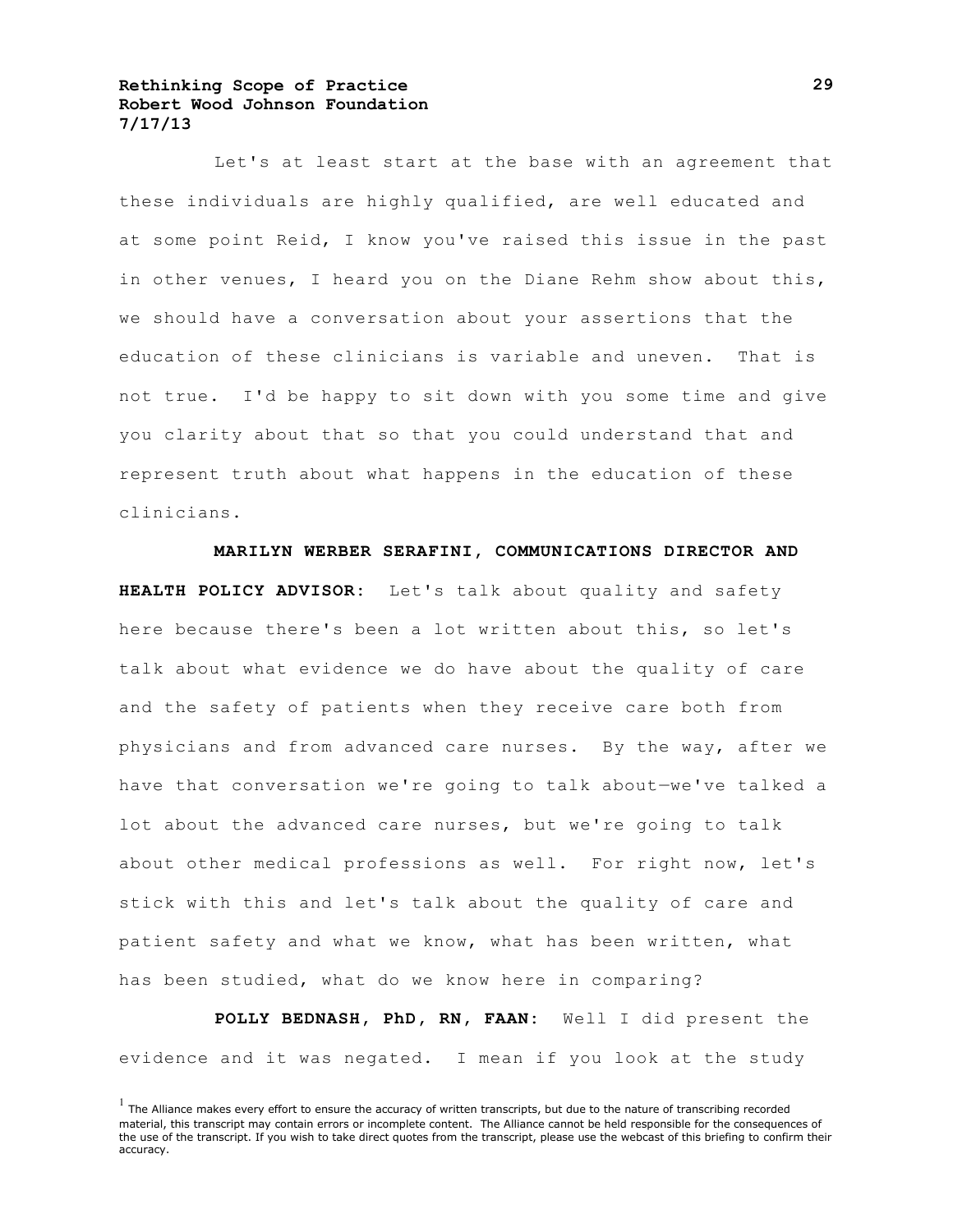Let's at least start at the base with an agreement that these individuals are highly qualified, are well educated and at some point Reid, I know you've raised this issue in the past in other venues, I heard you on the Diane Rehm show about this, we should have a conversation about your assertions that the education of these clinicians is variable and uneven. That is not true. I'd be happy to sit down with you some time and give you clarity about that so that you could understand that and represent truth about what happens in the education of these clinicians.

**MARILYN WERBER SERAFINI, COMMUNICATIONS DIRECTOR AND HEALTH POLICY ADVISOR:** Let's talk about quality and safety here because there's been a lot written about this, so let's talk about what evidence we do have about the quality of care and the safety of patients when they receive care both from physicians and from advanced care nurses. By the way, after we have that conversation we're going to talk about—we've talked a lot about the advanced care nurses, but we're going to talk about other medical professions as well. For right now, let's stick with this and let's talk about the quality of care and patient safety and what we know, what has been written, what has been studied, what do we know here in comparing?

**POLLY BEDNASH, PhD, RN, FAAN:** Well I did present the evidence and it was negated. I mean if you look at the study

[1] The Alliance makes every effort to ensure the accuracy of written transcripts, but due to the nature of transcribing recorded material, this transcript may contain errors or incomplete content. The Alliance cannot be held responsible for the consequences of the use of the transcript. If you wish to take direct quotes from the transcript, please use the webcast of this briefing to confirm their accuracy.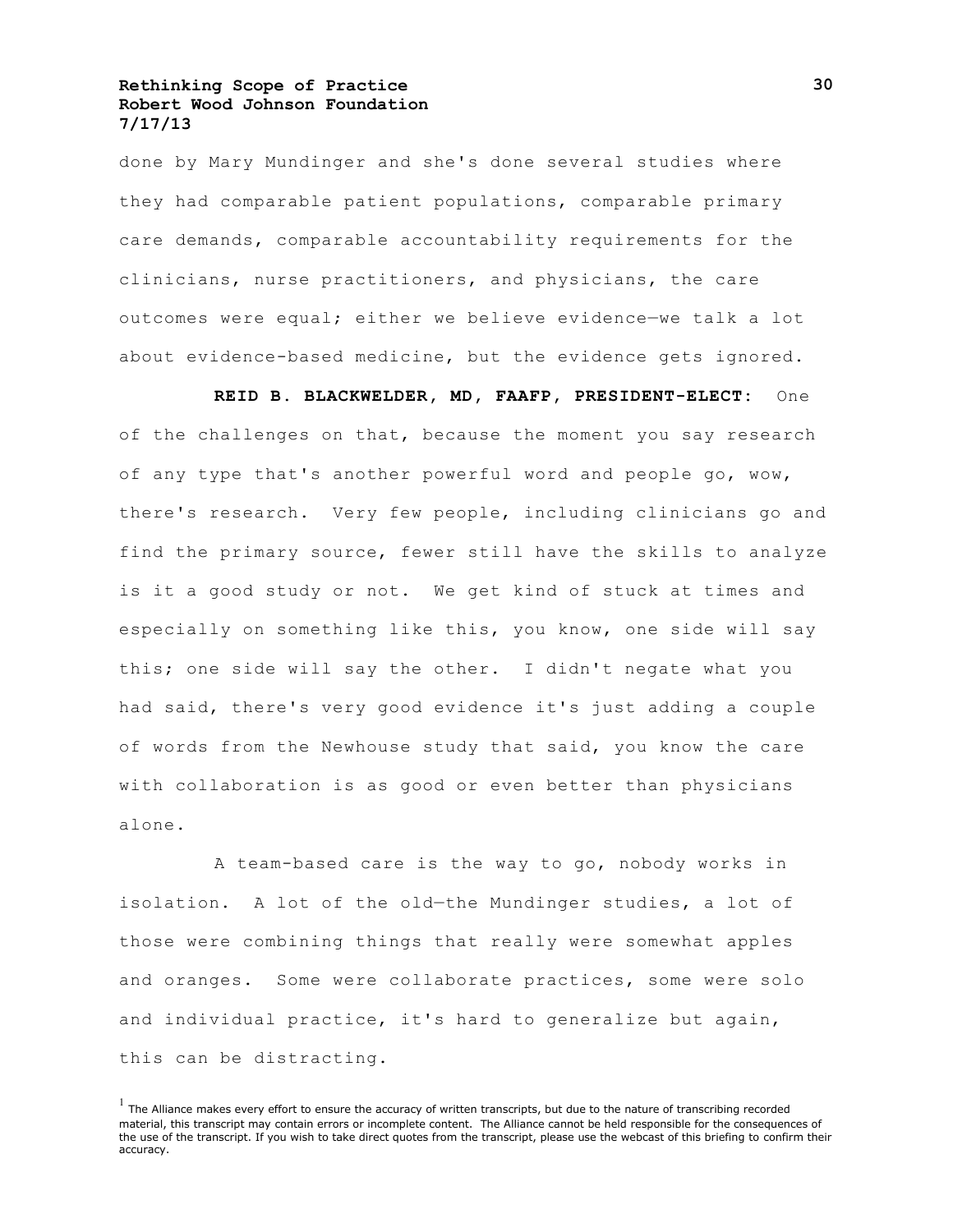done by Mary Mundinger and she's done several studies where they had comparable patient populations, comparable primary care demands, comparable accountability requirements for the clinicians, nurse practitioners, and physicians, the care outcomes were equal; either we believe evidence—we talk a lot about evidence-based medicine, but the evidence gets ignored.

**REID B. BLACKWELDER, MD, FAAFP, PRESIDENT-ELECT:** One of the challenges on that, because the moment you say research of any type that's another powerful word and people go, wow, there's research. Very few people, including clinicians go and find the primary source, fewer still have the skills to analyze is it a good study or not. We get kind of stuck at times and especially on something like this, you know, one side will say this; one side will say the other. I didn't negate what you had said, there's very good evidence it's just adding a couple of words from the Newhouse study that said, you know the care with collaboration is as good or even better than physicians alone.

A team-based care is the way to go, nobody works in isolation. A lot of the old—the Mundinger studies, a lot of those were combining things that really were somewhat apples and oranges. Some were collaborate practices, some were solo and individual practice, it's hard to generalize but again, this can be distracting.

[1] The Alliance makes every effort to ensure the accuracy of written transcripts, but due to the nature of transcribing recorded material, this transcript may contain errors or incomplete content. The Alliance cannot be held responsible for the consequences of the use of the transcript. If you wish to take direct quotes from the transcript, please use the webcast of this briefing to confirm their accuracy.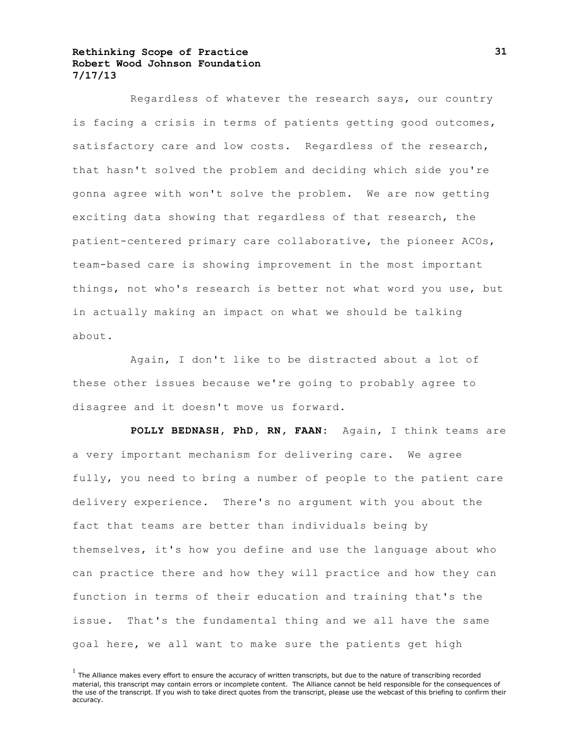Regardless of whatever the research says, our country is facing a crisis in terms of patients getting good outcomes, satisfactory care and low costs. Regardless of the research, that hasn't solved the problem and deciding which side you're gonna agree with won't solve the problem. We are now getting exciting data showing that regardless of that research, the patient-centered primary care collaborative, the pioneer ACOs, team-based care is showing improvement in the most important things, not who's research is better not what word you use, but in actually making an impact on what we should be talking about.

Again, I don't like to be distracted about a lot of these other issues because we're going to probably agree to disagree and it doesn't move us forward.

**POLLY BEDNASH, PhD, RN, FAAN:** Again, I think teams are a very important mechanism for delivering care. We agree fully, you need to bring a number of people to the patient care delivery experience. There's no argument with you about the fact that teams are better than individuals being by themselves, it's how you define and use the language about who can practice there and how they will practice and how they can function in terms of their education and training that's the issue. That's the fundamental thing and we all have the same goal here, we all want to make sure the patients get high

[1] The Alliance makes every effort to ensure the accuracy of written transcripts, but due to the nature of transcribing recorded material, this transcript may contain errors or incomplete content. The Alliance cannot be held responsible for the consequences of the use of the transcript. If you wish to take direct quotes from the transcript, please use the webcast of this briefing to confirm their accuracy.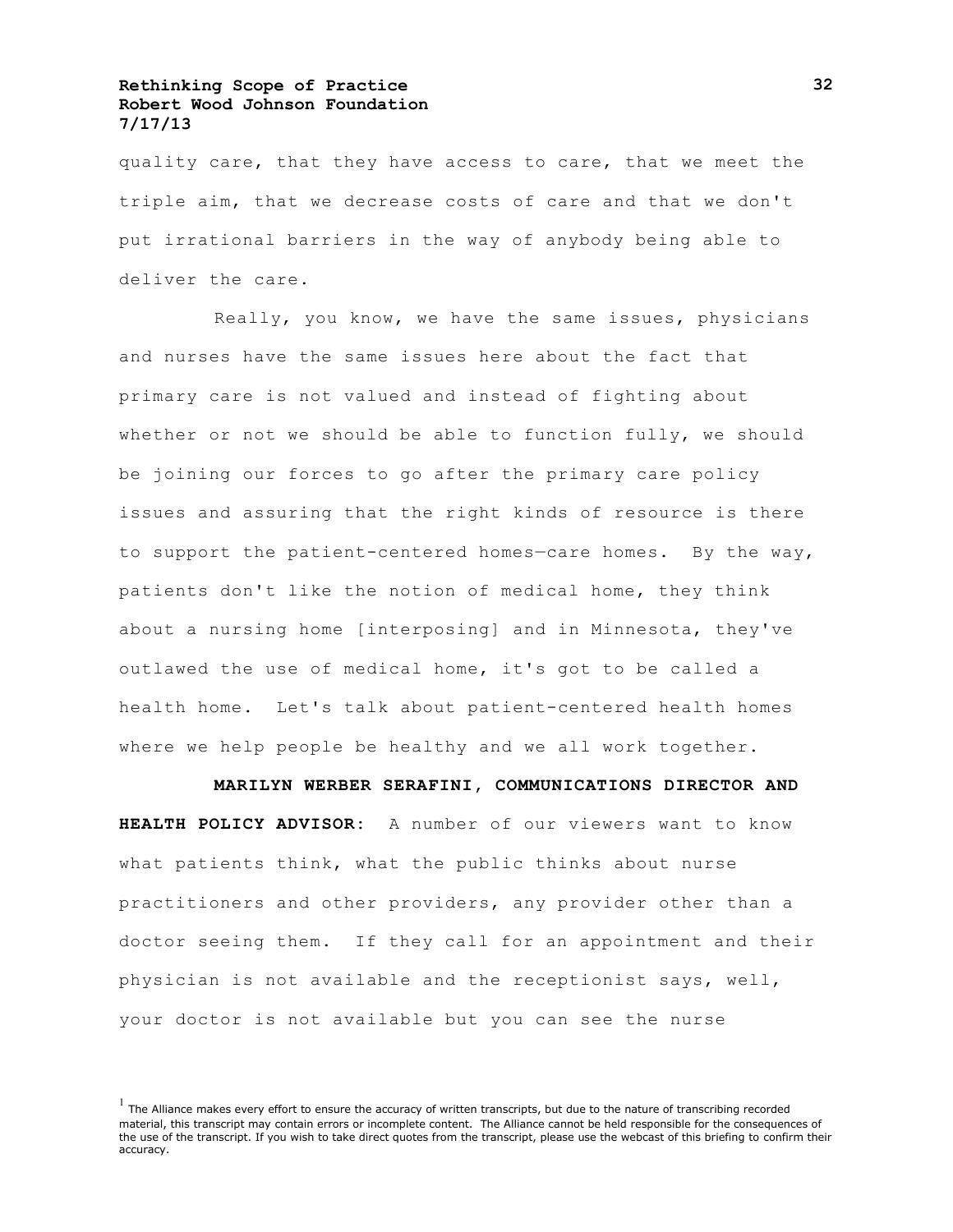quality care, that they have access to care, that we meet the triple aim, that we decrease costs of care and that we don't put irrational barriers in the way of anybody being able to deliver the care.

Really, you know, we have the same issues, physicians and nurses have the same issues here about the fact that primary care is not valued and instead of fighting about whether or not we should be able to function fully, we should be joining our forces to go after the primary care policy issues and assuring that the right kinds of resource is there to support the patient-centered homes—care homes. By the way, patients don't like the notion of medical home, they think about a nursing home [interposing] and in Minnesota, they've outlawed the use of medical home, it's got to be called a health home. Let's talk about patient-centered health homes where we help people be healthy and we all work together.

**MARILYN WERBER SERAFINI, COMMUNICATIONS DIRECTOR AND HEALTH POLICY ADVISOR:** A number of our viewers want to know what patients think, what the public thinks about nurse practitioners and other providers, any provider other than a doctor seeing them. If they call for an appointment and their physician is not available and the receptionist says, well, your doctor is not available but you can see the nurse

[1] The Alliance makes every effort to ensure the accuracy of written transcripts, but due to the nature of transcribing recorded material, this transcript may contain errors or incomplete content. The Alliance cannot be held responsible for the consequences of the use of the transcript. If you wish to take direct quotes from the transcript, please use the webcast of this briefing to confirm their accuracy.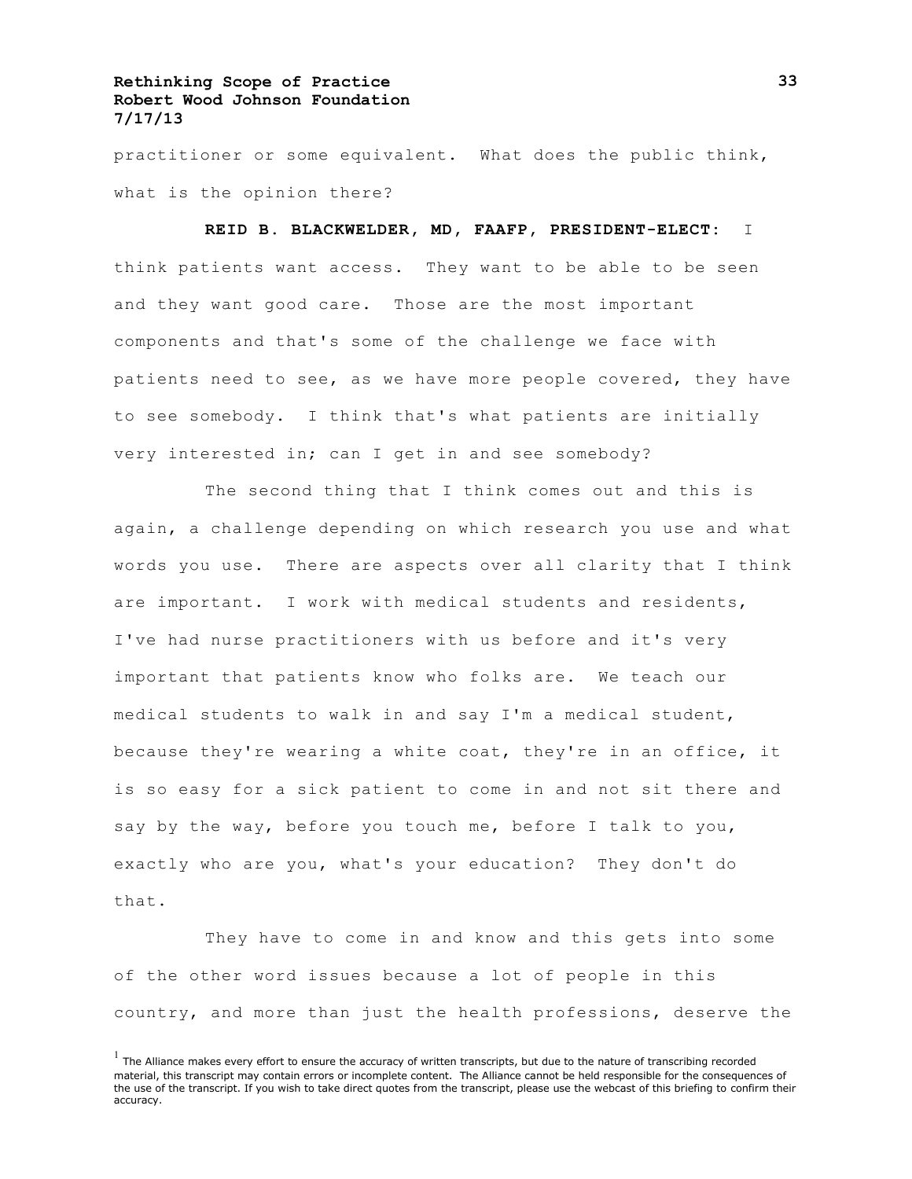practitioner or some equivalent. What does the public think, what is the opinion there?

**REID B. BLACKWELDER, MD, FAAFP, PRESIDENT-ELECT:** I think patients want access. They want to be able to be seen and they want good care. Those are the most important components and that's some of the challenge we face with patients need to see, as we have more people covered, they have to see somebody. I think that's what patients are initially very interested in; can I get in and see somebody?

The second thing that I think comes out and this is again, a challenge depending on which research you use and what words you use. There are aspects over all clarity that I think are important. I work with medical students and residents, I've had nurse practitioners with us before and it's very important that patients know who folks are. We teach our medical students to walk in and say I'm a medical student, because they're wearing a white coat, they're in an office, it is so easy for a sick patient to come in and not sit there and say by the way, before you touch me, before I talk to you, exactly who are you, what's your education? They don't do that.

They have to come in and know and this gets into some of the other word issues because a lot of people in this country, and more than just the health professions, deserve the

[1] The Alliance makes every effort to ensure the accuracy of written transcripts, but due to the nature of transcribing recorded material, this transcript may contain errors or incomplete content. The Alliance cannot be held responsible for the consequences of the use of the transcript. If you wish to take direct quotes from the transcript, please use the webcast of this briefing to confirm their accuracy.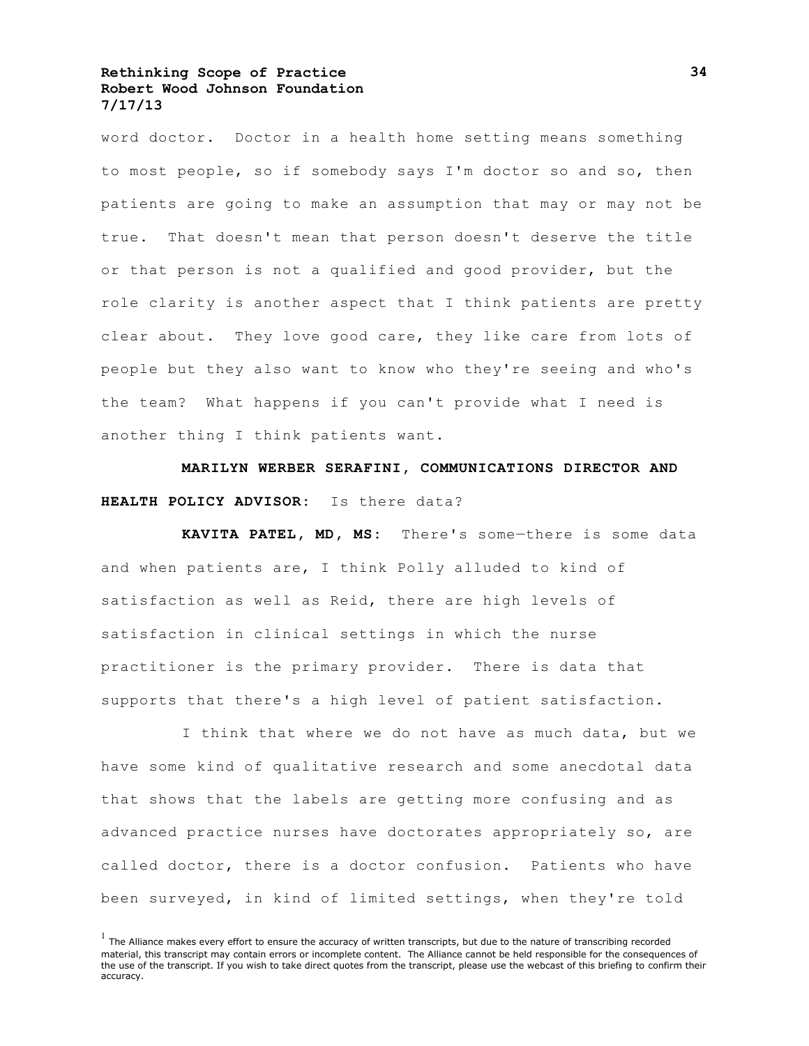word doctor. Doctor in a health home setting means something to most people, so if somebody says I'm doctor so and so, then patients are going to make an assumption that may or may not be true. That doesn't mean that person doesn't deserve the title or that person is not a qualified and good provider, but the role clarity is another aspect that I think patients are pretty clear about. They love good care, they like care from lots of people but they also want to know who they're seeing and who's the team? What happens if you can't provide what I need is another thing I think patients want.

**MARILYN WERBER SERAFINI, COMMUNICATIONS DIRECTOR AND HEALTH POLICY ADVISOR:** Is there data?

**KAVITA PATEL, MD, MS:** There's some—there is some data and when patients are, I think Polly alluded to kind of satisfaction as well as Reid, there are high levels of satisfaction in clinical settings in which the nurse practitioner is the primary provider. There is data that supports that there's a high level of patient satisfaction.

I think that where we do not have as much data, but we have some kind of qualitative research and some anecdotal data that shows that the labels are getting more confusing and as advanced practice nurses have doctorates appropriately so, are called doctor, there is a doctor confusion. Patients who have been surveyed, in kind of limited settings, when they're told

[1] The Alliance makes every effort to ensure the accuracy of written transcripts, but due to the nature of transcribing recorded material, this transcript may contain errors or incomplete content. The Alliance cannot be held responsible for the consequences of the use of the transcript. If you wish to take direct quotes from the transcript, please use the webcast of this briefing to confirm their accuracy.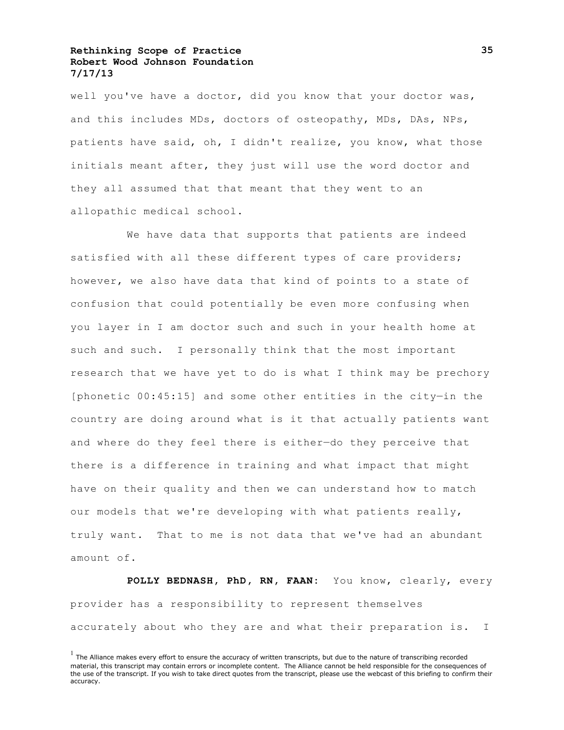well you've have a doctor, did you know that your doctor was, and this includes MDs, doctors of osteopathy, MDs, DAs, NPs, patients have said, oh, I didn't realize, you know, what those initials meant after, they just will use the word doctor and they all assumed that that meant that they went to an allopathic medical school.

We have data that supports that patients are indeed satisfied with all these different types of care providers; however, we also have data that kind of points to a state of confusion that could potentially be even more confusing when you layer in I am doctor such and such in your health home at such and such. I personally think that the most important research that we have yet to do is what I think may be prechory [phonetic 00:45:15] and some other entities in the city—in the country are doing around what is it that actually patients want and where do they feel there is either—do they perceive that there is a difference in training and what impact that might have on their quality and then we can understand how to match our models that we're developing with what patients really, truly want. That to me is not data that we've had an abundant amount of.

**POLLY BEDNASH, PhD, RN, FAAN:** You know, clearly, every provider has a responsibility to represent themselves accurately about who they are and what their preparation is. I

[1] The Alliance makes every effort to ensure the accuracy of written transcripts, but due to the nature of transcribing recorded material, this transcript may contain errors or incomplete content. The Alliance cannot be held responsible for the consequences of the use of the transcript. If you wish to take direct quotes from the transcript, please use the webcast of this briefing to confirm their accuracy.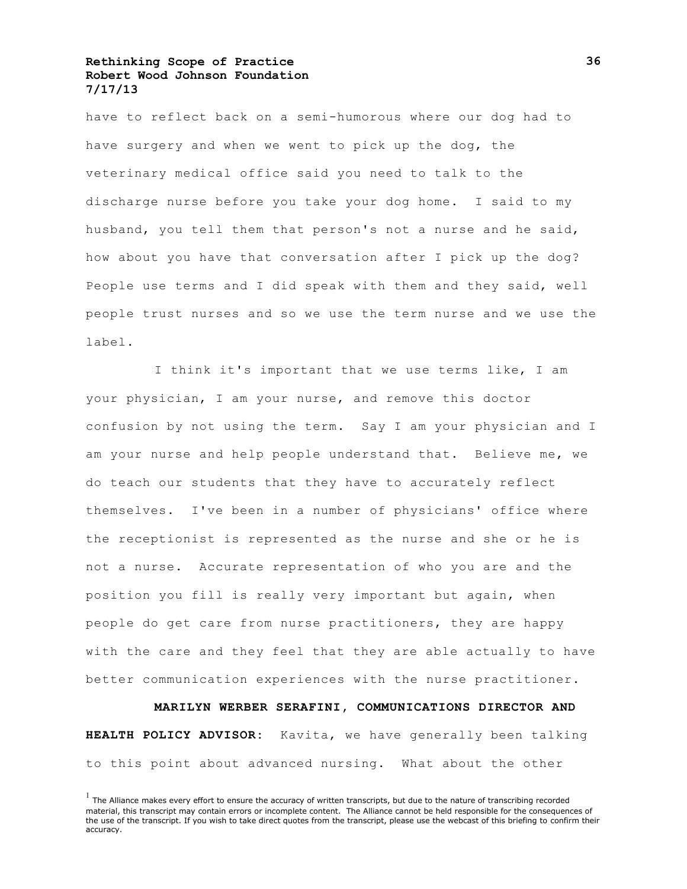have to reflect back on a semi-humorous where our dog had to have surgery and when we went to pick up the dog, the veterinary medical office said you need to talk to the discharge nurse before you take your dog home. I said to my husband, you tell them that person's not a nurse and he said, how about you have that conversation after I pick up the dog? People use terms and I did speak with them and they said, well people trust nurses and so we use the term nurse and we use the label.

I think it's important that we use terms like, I am your physician, I am your nurse, and remove this doctor confusion by not using the term. Say I am your physician and I am your nurse and help people understand that. Believe me, we do teach our students that they have to accurately reflect themselves. I've been in a number of physicians' office where the receptionist is represented as the nurse and she or he is not a nurse. Accurate representation of who you are and the position you fill is really very important but again, when people do get care from nurse practitioners, they are happy with the care and they feel that they are able actually to have better communication experiences with the nurse practitioner.

**MARILYN WERBER SERAFINI, COMMUNICATIONS DIRECTOR AND HEALTH POLICY ADVISOR:** Kavita, we have generally been talking to this point about advanced nursing. What about the other

[1] The Alliance makes every effort to ensure the accuracy of written transcripts, but due to the nature of transcribing recorded material, this transcript may contain errors or incomplete content. The Alliance cannot be held responsible for the consequences of the use of the transcript. If you wish to take direct quotes from the transcript, please use the webcast of this briefing to confirm their accuracy.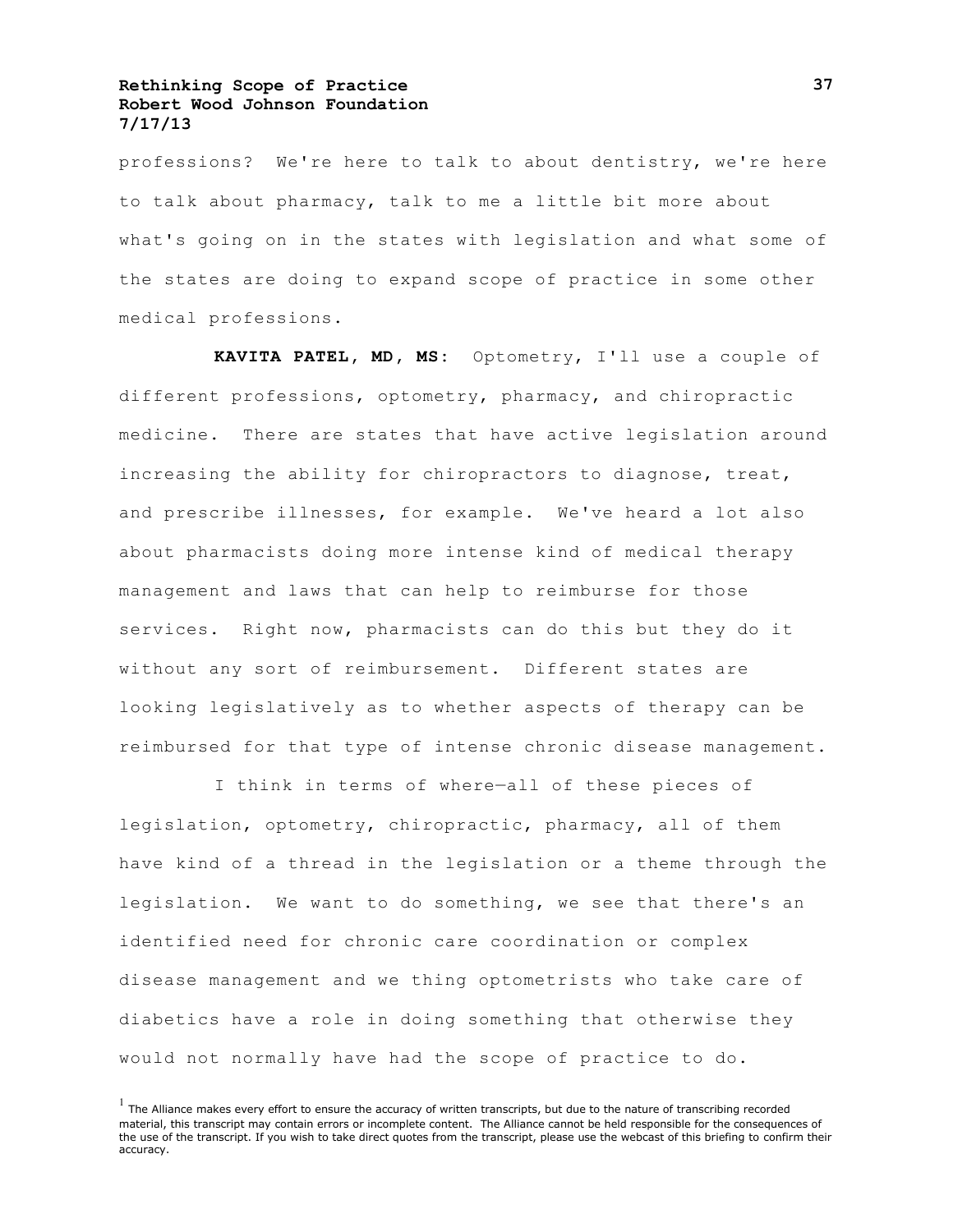professions? We're here to talk to about dentistry, we're here to talk about pharmacy, talk to me a little bit more about what's going on in the states with legislation and what some of the states are doing to expand scope of practice in some other medical professions.

**KAVITA PATEL, MD, MS:** Optometry, I'll use a couple of different professions, optometry, pharmacy, and chiropractic medicine. There are states that have active legislation around increasing the ability for chiropractors to diagnose, treat, and prescribe illnesses, for example. We've heard a lot also about pharmacists doing more intense kind of medical therapy management and laws that can help to reimburse for those services. Right now, pharmacists can do this but they do it without any sort of reimbursement. Different states are looking legislatively as to whether aspects of therapy can be reimbursed for that type of intense chronic disease management.

I think in terms of where—all of these pieces of legislation, optometry, chiropractic, pharmacy, all of them have kind of a thread in the legislation or a theme through the legislation. We want to do something, we see that there's an identified need for chronic care coordination or complex disease management and we thing optometrists who take care of diabetics have a role in doing something that otherwise they would not normally have had the scope of practice to do.

[1] The Alliance makes every effort to ensure the accuracy of written transcripts, but due to the nature of transcribing recorded material, this transcript may contain errors or incomplete content. The Alliance cannot be held responsible for the consequences of the use of the transcript. If you wish to take direct quotes from the transcript, please use the webcast of this briefing to confirm their accuracy.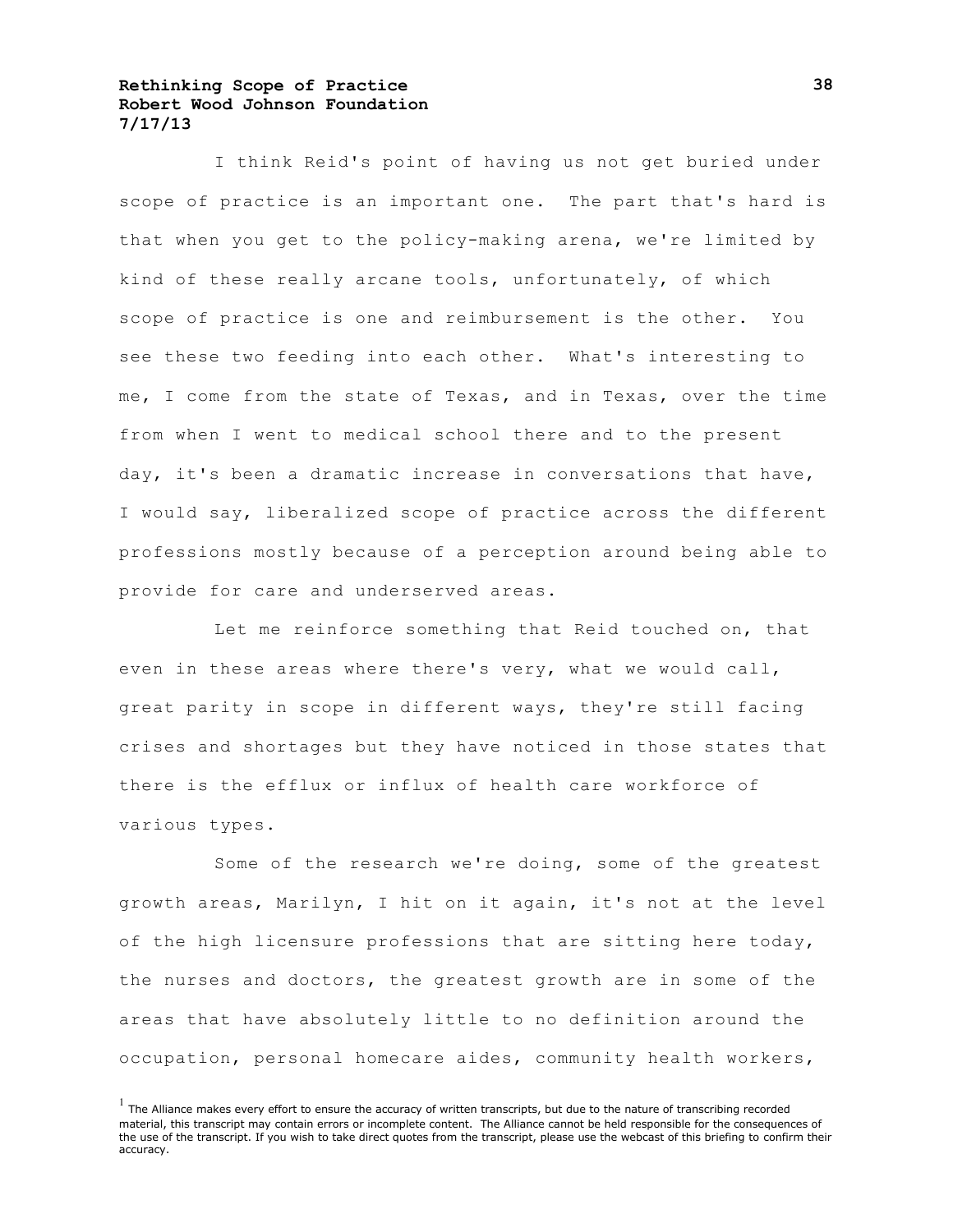I think Reid's point of having us not get buried under scope of practice is an important one. The part that's hard is that when you get to the policy-making arena, we're limited by kind of these really arcane tools, unfortunately, of which scope of practice is one and reimbursement is the other. You see these two feeding into each other. What's interesting to me, I come from the state of Texas, and in Texas, over the time from when I went to medical school there and to the present day, it's been a dramatic increase in conversations that have, I would say, liberalized scope of practice across the different professions mostly because of a perception around being able to provide for care and underserved areas.

Let me reinforce something that Reid touched on, that even in these areas where there's very, what we would call, great parity in scope in different ways, they're still facing crises and shortages but they have noticed in those states that there is the efflux or influx of health care workforce of various types.

Some of the research we're doing, some of the greatest growth areas, Marilyn, I hit on it again, it's not at the level of the high licensure professions that are sitting here today, the nurses and doctors, the greatest growth are in some of the areas that have absolutely little to no definition around the occupation, personal homecare aides, community health workers,

[1] The Alliance makes every effort to ensure the accuracy of written transcripts, but due to the nature of transcribing recorded material, this transcript may contain errors or incomplete content. The Alliance cannot be held responsible for the consequences of the use of the transcript. If you wish to take direct quotes from the transcript, please use the webcast of this briefing to confirm their accuracy.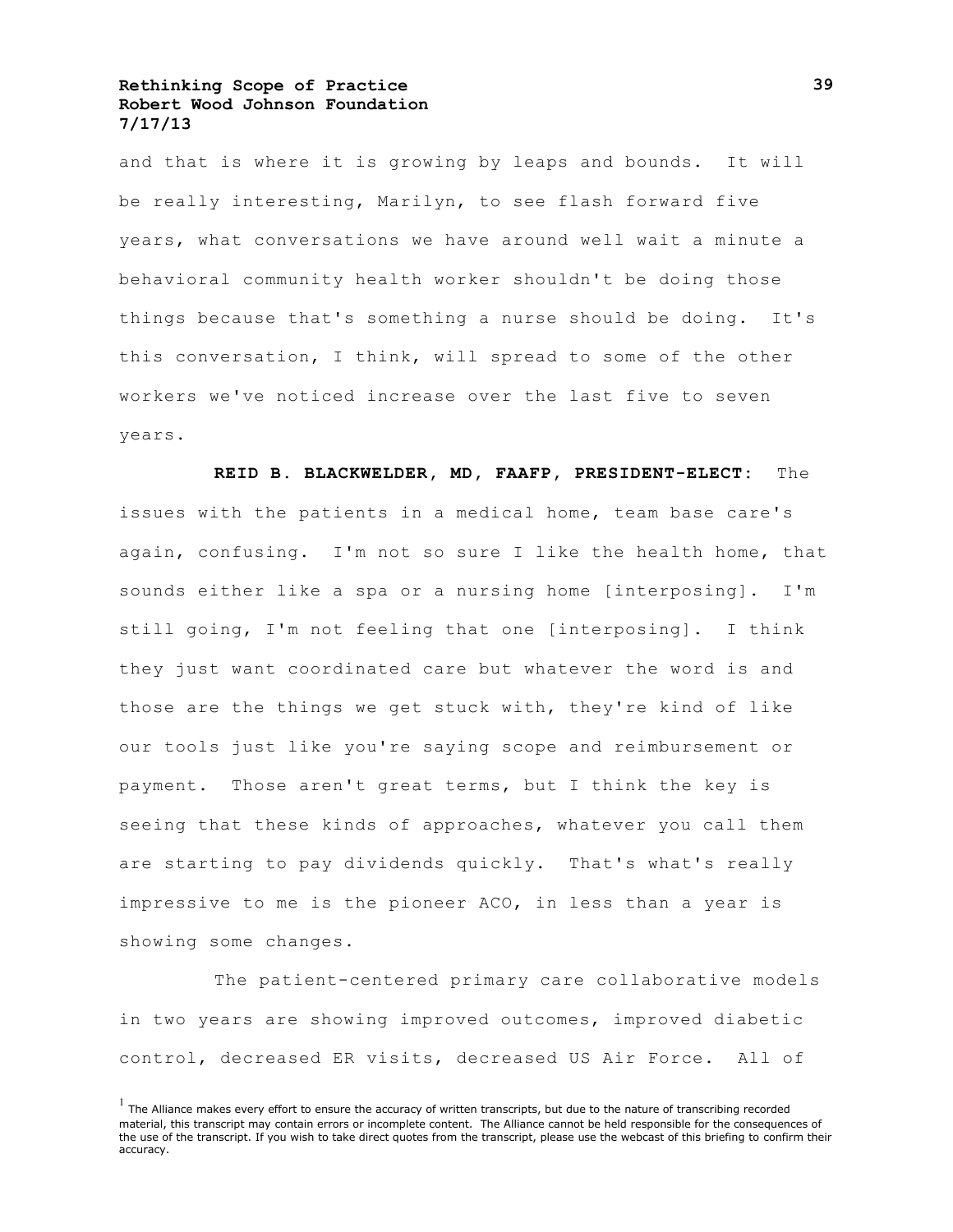and that is where it is growing by leaps and bounds. It will be really interesting, Marilyn, to see flash forward five years, what conversations we have around well wait a minute a behavioral community health worker shouldn't be doing those things because that's something a nurse should be doing. It's this conversation, I think, will spread to some of the other workers we've noticed increase over the last five to seven years.

**REID B. BLACKWELDER, MD, FAAFP, PRESIDENT-ELECT:** The issues with the patients in a medical home, team base care's again, confusing. I'm not so sure I like the health home, that sounds either like a spa or a nursing home [interposing]. I'm still going, I'm not feeling that one [interposing]. I think they just want coordinated care but whatever the word is and those are the things we get stuck with, they're kind of like our tools just like you're saying scope and reimbursement or payment. Those aren't great terms, but I think the key is seeing that these kinds of approaches, whatever you call them are starting to pay dividends quickly. That's what's really impressive to me is the pioneer ACO, in less than a year is showing some changes.

The patient-centered primary care collaborative models in two years are showing improved outcomes, improved diabetic control, decreased ER visits, decreased US Air Force. All of

[1] The Alliance makes every effort to ensure the accuracy of written transcripts, but due to the nature of transcribing recorded material, this transcript may contain errors or incomplete content. The Alliance cannot be held responsible for the consequences of the use of the transcript. If you wish to take direct quotes from the transcript, please use the webcast of this briefing to confirm their accuracy.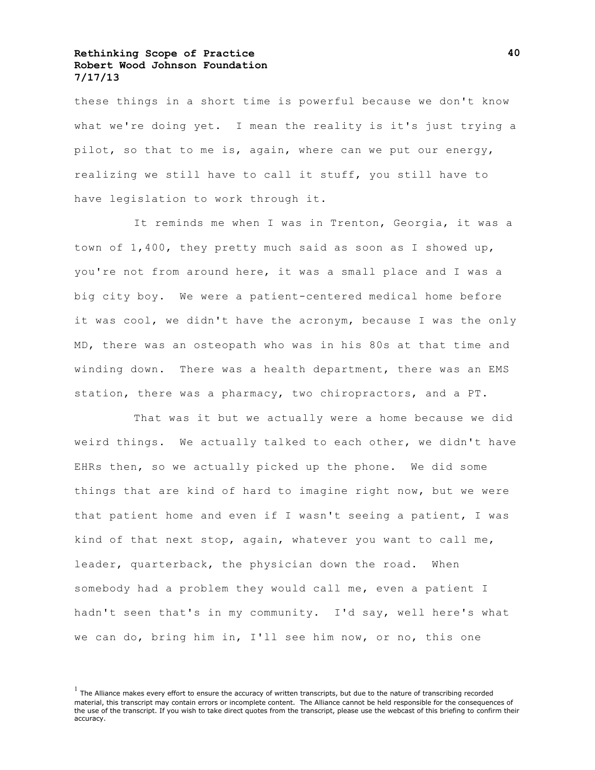these things in a short time is powerful because we don't know what we're doing yet. I mean the reality is it's just trying a pilot, so that to me is, again, where can we put our energy, realizing we still have to call it stuff, you still have to have legislation to work through it.

It reminds me when I was in Trenton, Georgia, it was a town of 1,400, they pretty much said as soon as I showed up, you're not from around here, it was a small place and I was a big city boy. We were a patient-centered medical home before it was cool, we didn't have the acronym, because I was the only MD, there was an osteopath who was in his 80s at that time and winding down. There was a health department, there was an EMS station, there was a pharmacy, two chiropractors, and a PT.

That was it but we actually were a home because we did weird things. We actually talked to each other, we didn't have EHRs then, so we actually picked up the phone. We did some things that are kind of hard to imagine right now, but we were that patient home and even if I wasn't seeing a patient, I was kind of that next stop, again, whatever you want to call me, leader, quarterback, the physician down the road. When somebody had a problem they would call me, even a patient I hadn't seen that's in my community. I'd say, well here's what we can do, bring him in, I'll see him now, or no, this one

[1] The Alliance makes every effort to ensure the accuracy of written transcripts, but due to the nature of transcribing recorded material, this transcript may contain errors or incomplete content. The Alliance cannot be held responsible for the consequences of the use of the transcript. If you wish to take direct quotes from the transcript, please use the webcast of this briefing to confirm their accuracy.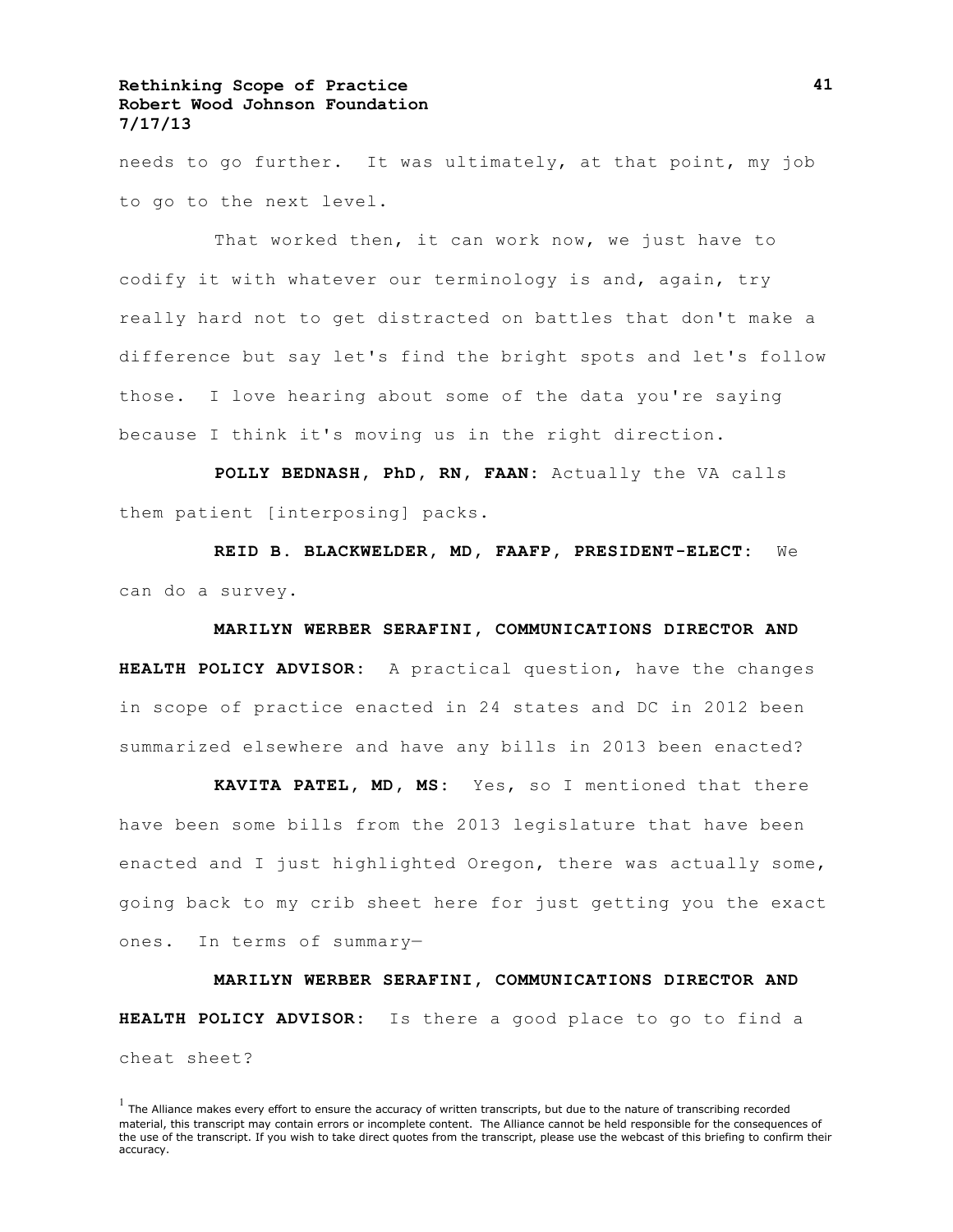needs to go further. It was ultimately, at that point, my job to go to the next level.

That worked then, it can work now, we just have to codify it with whatever our terminology is and, again, try really hard not to get distracted on battles that don't make a difference but say let's find the bright spots and let's follow those. I love hearing about some of the data you're saying because I think it's moving us in the right direction.

**POLLY BEDNASH, PhD, RN, FAAN:** Actually the VA calls them patient [interposing] packs.

**REID B. BLACKWELDER, MD, FAAFP, PRESIDENT-ELECT:** We can do a survey.

**MARILYN WERBER SERAFINI, COMMUNICATIONS DIRECTOR AND HEALTH POLICY ADVISOR:** A practical question, have the changes in scope of practice enacted in 24 states and DC in 2012 been summarized elsewhere and have any bills in 2013 been enacted?

**KAVITA PATEL, MD, MS:** Yes, so I mentioned that there have been some bills from the 2013 legislature that have been enacted and I just highlighted Oregon, there was actually some, going back to my crib sheet here for just getting you the exact ones. In terms of summary—

**MARILYN WERBER SERAFINI, COMMUNICATIONS DIRECTOR AND HEALTH POLICY ADVISOR:** Is there a good place to go to find a cheat sheet?

[1] The Alliance makes every effort to ensure the accuracy of written transcripts, but due to the nature of transcribing recorded material, this transcript may contain errors or incomplete content. The Alliance cannot be held responsible for the consequences of the use of the transcript. If you wish to take direct quotes from the transcript, please use the webcast of this briefing to confirm their accuracy.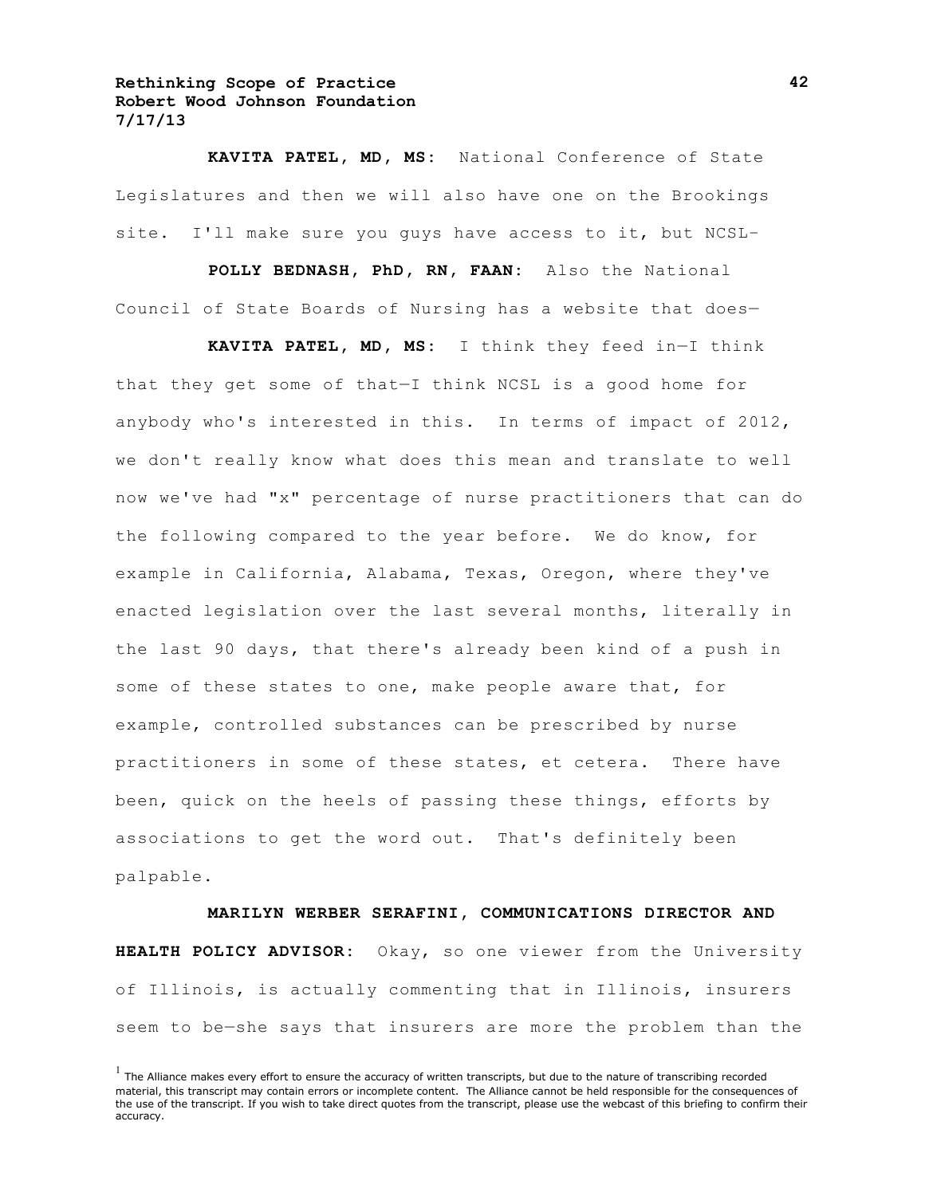**KAVITA PATEL, MD, MS:** National Conference of State Legislatures and then we will also have one on the Brookings site. I'll make sure you guys have access to it, but NCSL-

**POLLY BEDNASH, PhD, RN, FAAN:** Also the National Council of State Boards of Nursing has a website that does—

**KAVITA PATEL, MD, MS:** I think they feed in—I think that they get some of that—I think NCSL is a good home for anybody who's interested in this. In terms of impact of 2012, we don't really know what does this mean and translate to well now we've had "x" percentage of nurse practitioners that can do the following compared to the year before. We do know, for example in California, Alabama, Texas, Oregon, where they've enacted legislation over the last several months, literally in the last 90 days, that there's already been kind of a push in some of these states to one, make people aware that, for example, controlled substances can be prescribed by nurse practitioners in some of these states, et cetera. There have been, quick on the heels of passing these things, efforts by associations to get the word out. That's definitely been palpable.

**MARILYN WERBER SERAFINI, COMMUNICATIONS DIRECTOR AND HEALTH POLICY ADVISOR:** Okay, so one viewer from the University of Illinois, is actually commenting that in Illinois, insurers seem to be—she says that insurers are more the problem than the

[1] The Alliance makes every effort to ensure the accuracy of written transcripts, but due to the nature of transcribing recorded material, this transcript may contain errors or incomplete content. The Alliance cannot be held responsible for the consequences of the use of the transcript. If you wish to take direct quotes from the transcript, please use the webcast of this briefing to confirm their accuracy.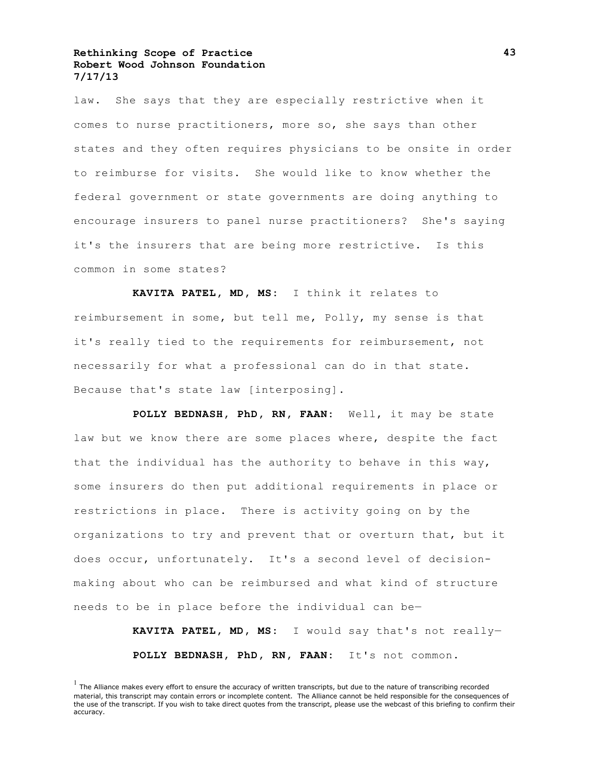law. She says that they are especially restrictive when it comes to nurse practitioners, more so, she says than other states and they often requires physicians to be onsite in order to reimburse for visits. She would like to know whether the federal government or state governments are doing anything to encourage insurers to panel nurse practitioners? She's saying it's the insurers that are being more restrictive. Is this common in some states?

**KAVITA PATEL, MD, MS:** I think it relates to reimbursement in some, but tell me, Polly, my sense is that it's really tied to the requirements for reimbursement, not necessarily for what a professional can do in that state. Because that's state law [interposing].

**POLLY BEDNASH, PhD, RN, FAAN:** Well, it may be state law but we know there are some places where, despite the fact that the individual has the authority to behave in this way, some insurers do then put additional requirements in place or restrictions in place. There is activity going on by the organizations to try and prevent that or overturn that, but it does occur, unfortunately. It's a second level of decision-making about who can be reimbursed and what kind of structure needs to be in place before the individual can be—

**KAVITA PATEL, MD, MS:** I would say that's not really—

**POLLY BEDNASH, PhD, RN, FAAN:** It's not common.

[1] The Alliance makes every effort to ensure the accuracy of written transcripts, but due to the nature of transcribing recorded material, this transcript may contain errors or incomplete content. The Alliance cannot be held responsible for the consequences of the use of the transcript. If you wish to take direct quotes from the transcript, please use the webcast of this briefing to confirm their accuracy.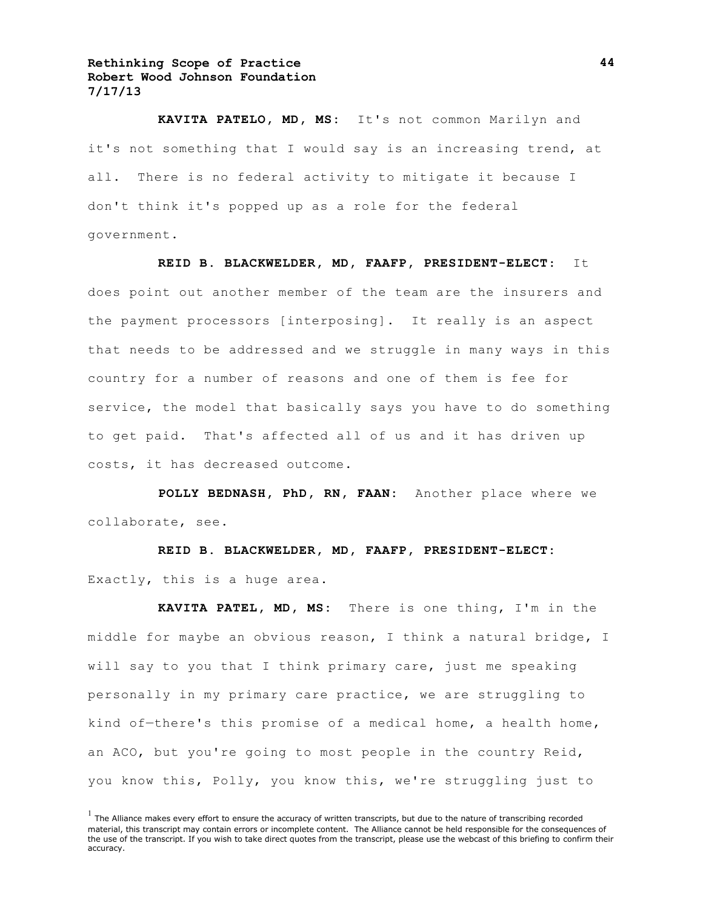**KAVITA PATELO, MD, MS:** It's not common Marilyn and it's not something that I would say is an increasing trend, at all. There is no federal activity to mitigate it because I don't think it's popped up as a role for the federal government.

**REID B. BLACKWELDER, MD, FAAFP, PRESIDENT-ELECT:** It does point out another member of the team are the insurers and the payment processors [interposing]. It really is an aspect that needs to be addressed and we struggle in many ways in this country for a number of reasons and one of them is fee for service, the model that basically says you have to do something to get paid. That's affected all of us and it has driven up costs, it has decreased outcome.

**POLLY BEDNASH, PhD, RN, FAAN:** Another place where we collaborate, see.

**REID B. BLACKWELDER, MD, FAAFP, PRESIDENT-ELECT:** Exactly, this is a huge area.

**KAVITA PATEL, MD, MS:** There is one thing, I'm in the middle for maybe an obvious reason, I think a natural bridge, I will say to you that I think primary care, just me speaking personally in my primary care practice, we are struggling to kind of—there's this promise of a medical home, a health home, an ACO, but you're going to most people in the country Reid, you know this, Polly, you know this, we're struggling just to

[1] The Alliance makes every effort to ensure the accuracy of written transcripts, but due to the nature of transcribing recorded material, this transcript may contain errors or incomplete content. The Alliance cannot be held responsible for the consequences of the use of the transcript. If you wish to take direct quotes from the transcript, please use the webcast of this briefing to confirm their accuracy.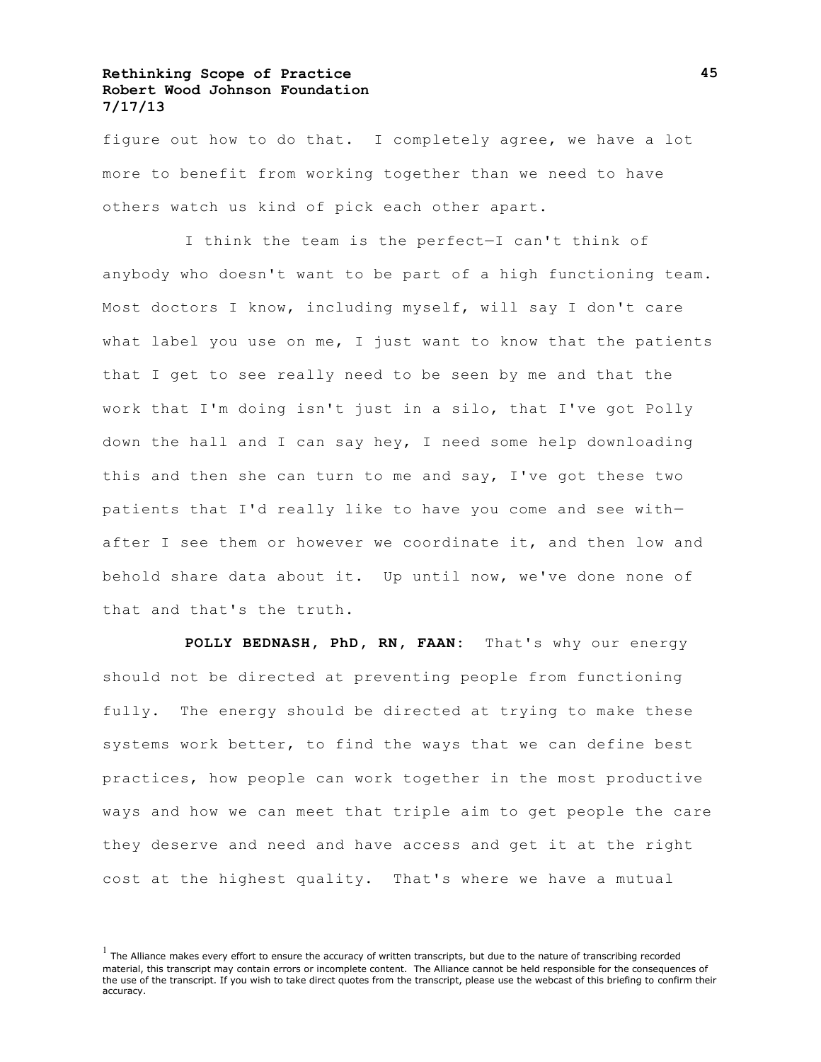figure out how to do that. I completely agree, we have a lot more to benefit from working together than we need to have others watch us kind of pick each other apart.

I think the team is the perfect—I can't think of anybody who doesn't want to be part of a high functioning team. Most doctors I know, including myself, will say I don't care what label you use on me, I just want to know that the patients that I get to see really need to be seen by me and that the work that I'm doing isn't just in a silo, that I've got Polly down the hall and I can say hey, I need some help downloading this and then she can turn to me and say, I've got these two patients that I'd really like to have you come and see with—after I see them or however we coordinate it, and then low and behold share data about it. Up until now, we've done none of that and that's the truth.

**POLLY BEDNASH, PhD, RN, FAAN:** That's why our energy should not be directed at preventing people from functioning fully. The energy should be directed at trying to make these systems work better, to find the ways that we can define best practices, how people can work together in the most productive ways and how we can meet that triple aim to get people the care they deserve and need and have access and get it at the right cost at the highest quality. That's where we have a mutual

[1] The Alliance makes every effort to ensure the accuracy of written transcripts, but due to the nature of transcribing recorded material, this transcript may contain errors or incomplete content. The Alliance cannot be held responsible for the consequences of the use of the transcript. If you wish to take direct quotes from the transcript, please use the webcast of this briefing to confirm their accuracy.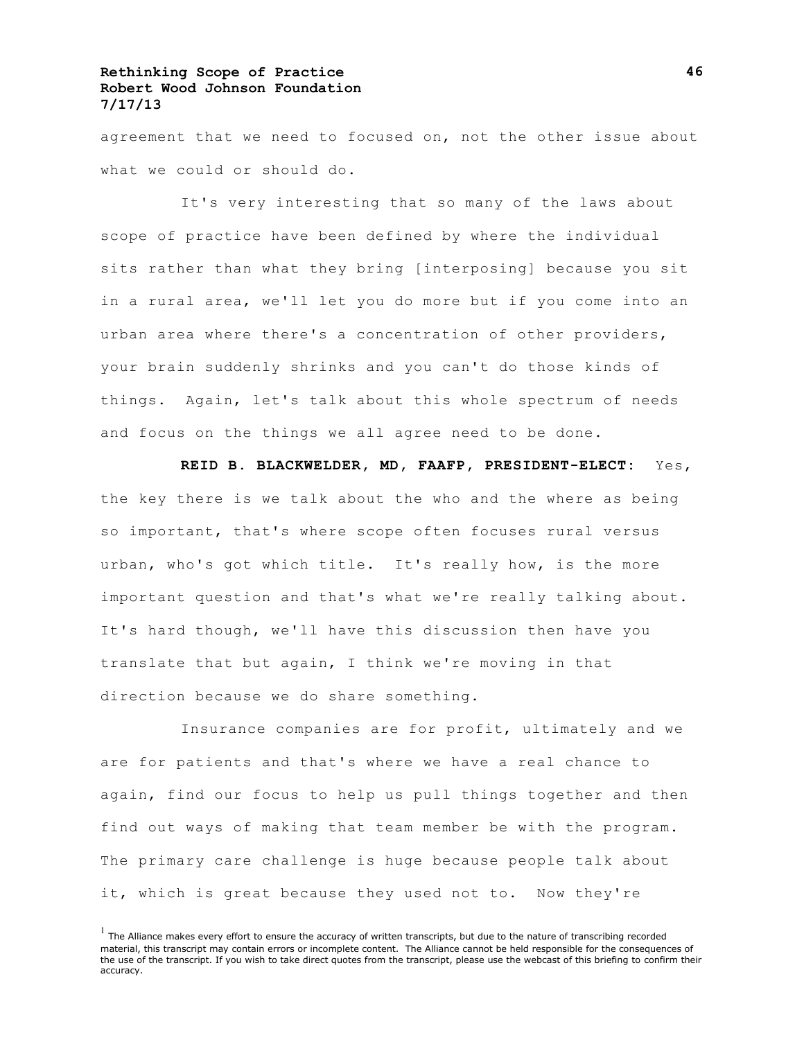agreement that we need to focused on, not the other issue about what we could or should do.

It's very interesting that so many of the laws about scope of practice have been defined by where the individual sits rather than what they bring [interposing] because you sit in a rural area, we'll let you do more but if you come into an urban area where there's a concentration of other providers, your brain suddenly shrinks and you can't do those kinds of things. Again, let's talk about this whole spectrum of needs and focus on the things we all agree need to be done.

**REID B. BLACKWELDER, MD, FAAFP, PRESIDENT-ELECT:** Yes, the key there is we talk about the who and the where as being so important, that's where scope often focuses rural versus urban, who's got which title. It's really how, is the more important question and that's what we're really talking about. It's hard though, we'll have this discussion then have you translate that but again, I think we're moving in that direction because we do share something.

Insurance companies are for profit, ultimately and we are for patients and that's where we have a real chance to again, find our focus to help us pull things together and then find out ways of making that team member be with the program. The primary care challenge is huge because people talk about it, which is great because they used not to. Now they're

[1] The Alliance makes every effort to ensure the accuracy of written transcripts, but due to the nature of transcribing recorded material, this transcript may contain errors or incomplete content. The Alliance cannot be held responsible for the consequences of the use of the transcript. If you wish to take direct quotes from the transcript, please use the webcast of this briefing to confirm their accuracy.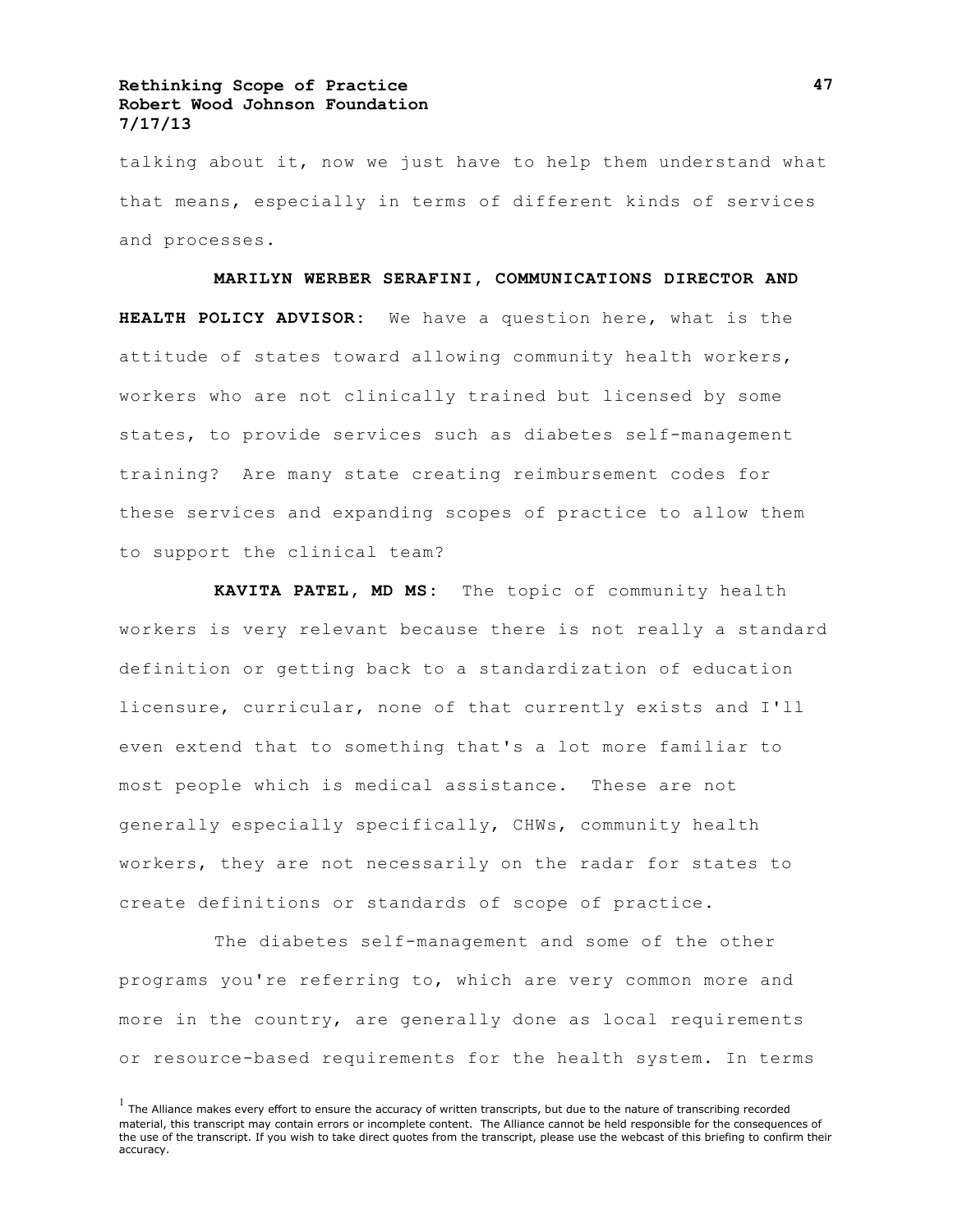talking about it, now we just have to help them understand what that means, especially in terms of different kinds of services and processes.

**MARILYN WERBER SERAFINI, COMMUNICATIONS DIRECTOR AND HEALTH POLICY ADVISOR:** We have a question here, what is the attitude of states toward allowing community health workers, workers who are not clinically trained but licensed by some states, to provide services such as diabetes self-management training? Are many state creating reimbursement codes for these services and expanding scopes of practice to allow them to support the clinical team?

**KAVITA PATEL, MD MS:** The topic of community health workers is very relevant because there is not really a standard definition or getting back to a standardization of education licensure, curricular, none of that currently exists and I'll even extend that to something that's a lot more familiar to most people which is medical assistance. These are not generally especially specifically, CHWs, community health workers, they are not necessarily on the radar for states to create definitions or standards of scope of practice.

The diabetes self-management and some of the other programs you're referring to, which are very common more and more in the country, are generally done as local requirements or resource-based requirements for the health system. In terms

[1] The Alliance makes every effort to ensure the accuracy of written transcripts, but due to the nature of transcribing recorded material, this transcript may contain errors or incomplete content. The Alliance cannot be held responsible for the consequences of the use of the transcript. If you wish to take direct quotes from the transcript, please use the webcast of this briefing to confirm their accuracy.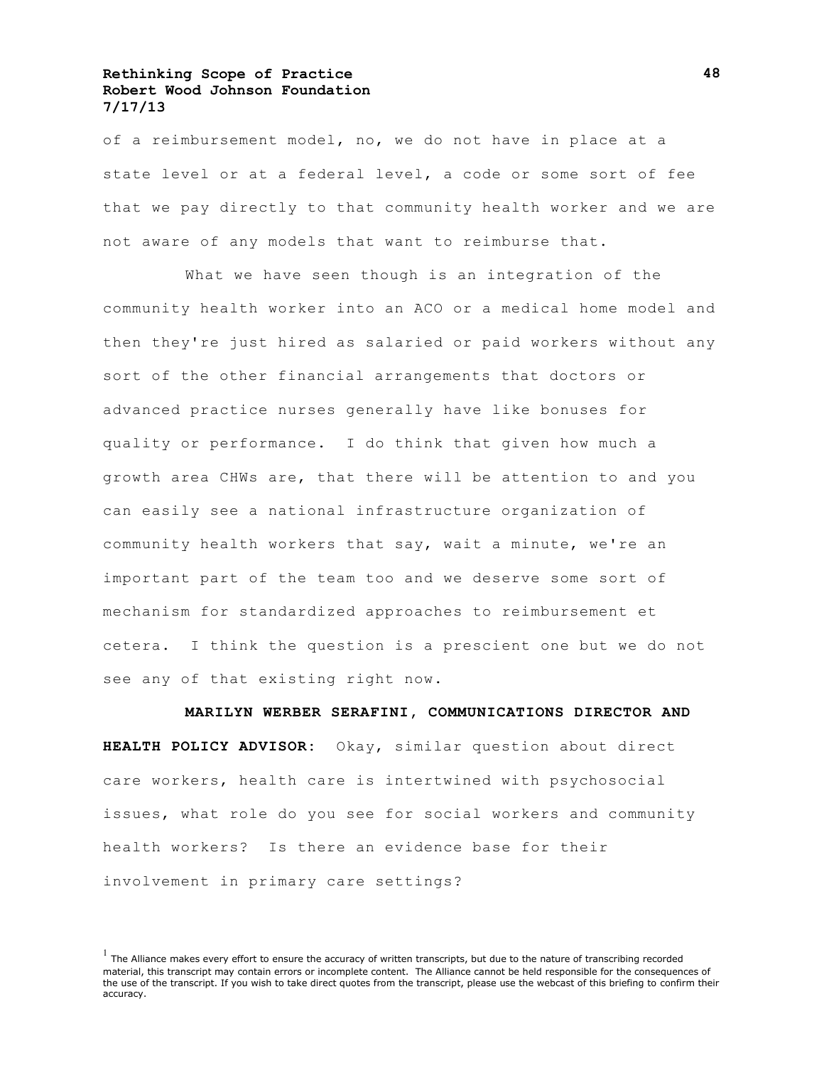of a reimbursement model, no, we do not have in place at a state level or at a federal level, a code or some sort of fee that we pay directly to that community health worker and we are not aware of any models that want to reimburse that.

What we have seen though is an integration of the community health worker into an ACO or a medical home model and then they're just hired as salaried or paid workers without any sort of the other financial arrangements that doctors or advanced practice nurses generally have like bonuses for quality or performance. I do think that given how much a growth area CHWs are, that there will be attention to and you can easily see a national infrastructure organization of community health workers that say, wait a minute, we're an important part of the team too and we deserve some sort of mechanism for standardized approaches to reimbursement et cetera. I think the question is a prescient one but we do not see any of that existing right now.

**MARILYN WERBER SERAFINI, COMMUNICATIONS DIRECTOR AND HEALTH POLICY ADVISOR:** Okay, similar question about direct care workers, health care is intertwined with psychosocial issues, what role do you see for social workers and community health workers? Is there an evidence base for their involvement in primary care settings?

[1] The Alliance makes every effort to ensure the accuracy of written transcripts, but due to the nature of transcribing recorded material, this transcript may contain errors or incomplete content. The Alliance cannot be held responsible for the consequences of the use of the transcript. If you wish to take direct quotes from the transcript, please use the webcast of this briefing to confirm their accuracy.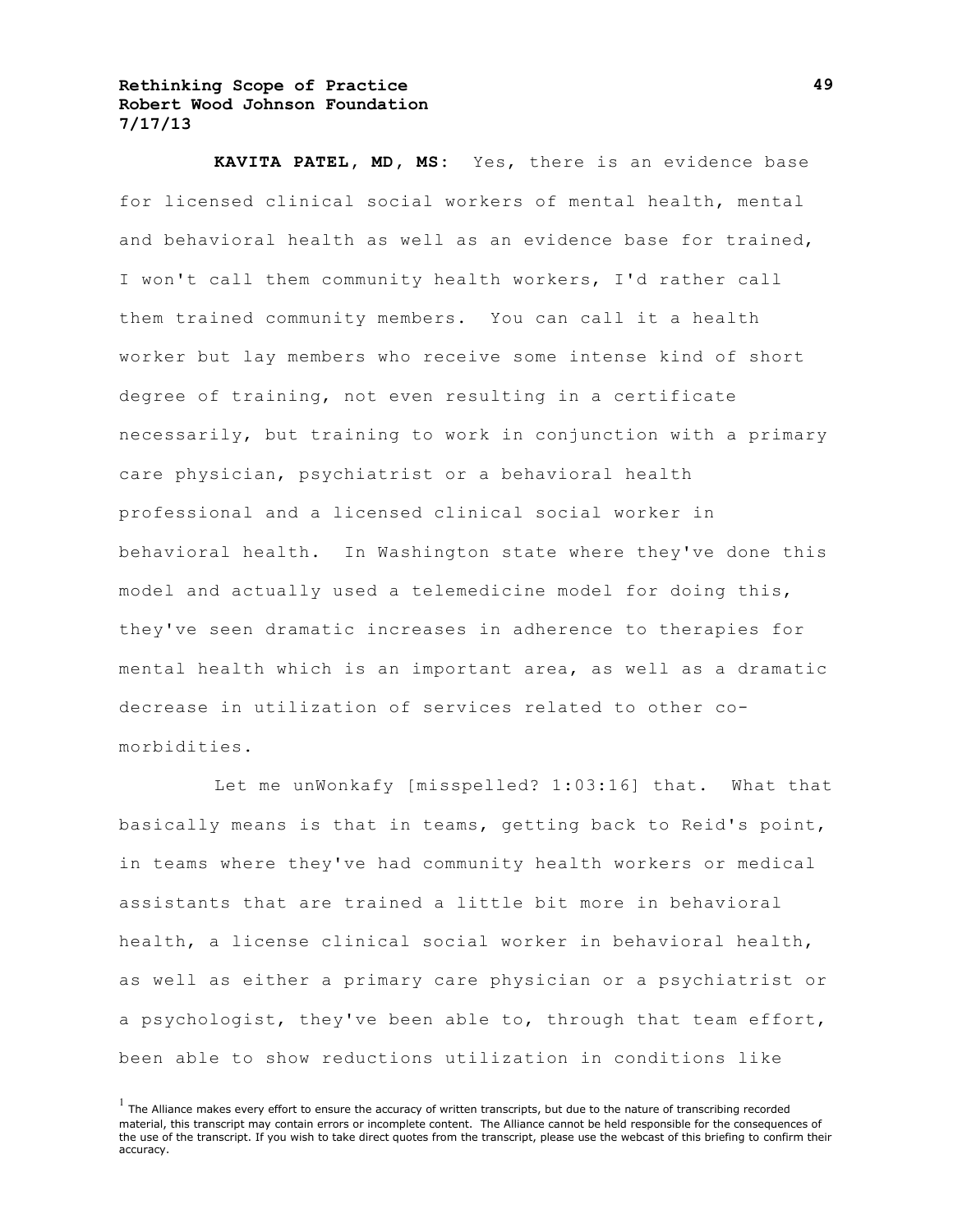**KAVITA PATEL, MD, MS:** Yes, there is an evidence base for licensed clinical social workers of mental health, mental and behavioral health as well as an evidence base for trained, I won't call them community health workers, I'd rather call them trained community members. You can call it a health worker but lay members who receive some intense kind of short degree of training, not even resulting in a certificate necessarily, but training to work in conjunction with a primary care physician, psychiatrist or a behavioral health professional and a licensed clinical social worker in behavioral health. In Washington state where they've done this model and actually used a telemedicine model for doing this, they've seen dramatic increases in adherence to therapies for mental health which is an important area, as well as a dramatic decrease in utilization of services related to other co-morbidities.

Let me unWonkafy [misspelled? 1:03:16] that. What that basically means is that in teams, getting back to Reid's point, in teams where they've had community health workers or medical assistants that are trained a little bit more in behavioral health, a license clinical social worker in behavioral health, as well as either a primary care physician or a psychiatrist or a psychologist, they've been able to, through that team effort, been able to show reductions utilization in conditions like

[1] The Alliance makes every effort to ensure the accuracy of written transcripts, but due to the nature of transcribing recorded material, this transcript may contain errors or incomplete content. The Alliance cannot be held responsible for the consequences of the use of the transcript. If you wish to take direct quotes from the transcript, please use the webcast of this briefing to confirm their accuracy.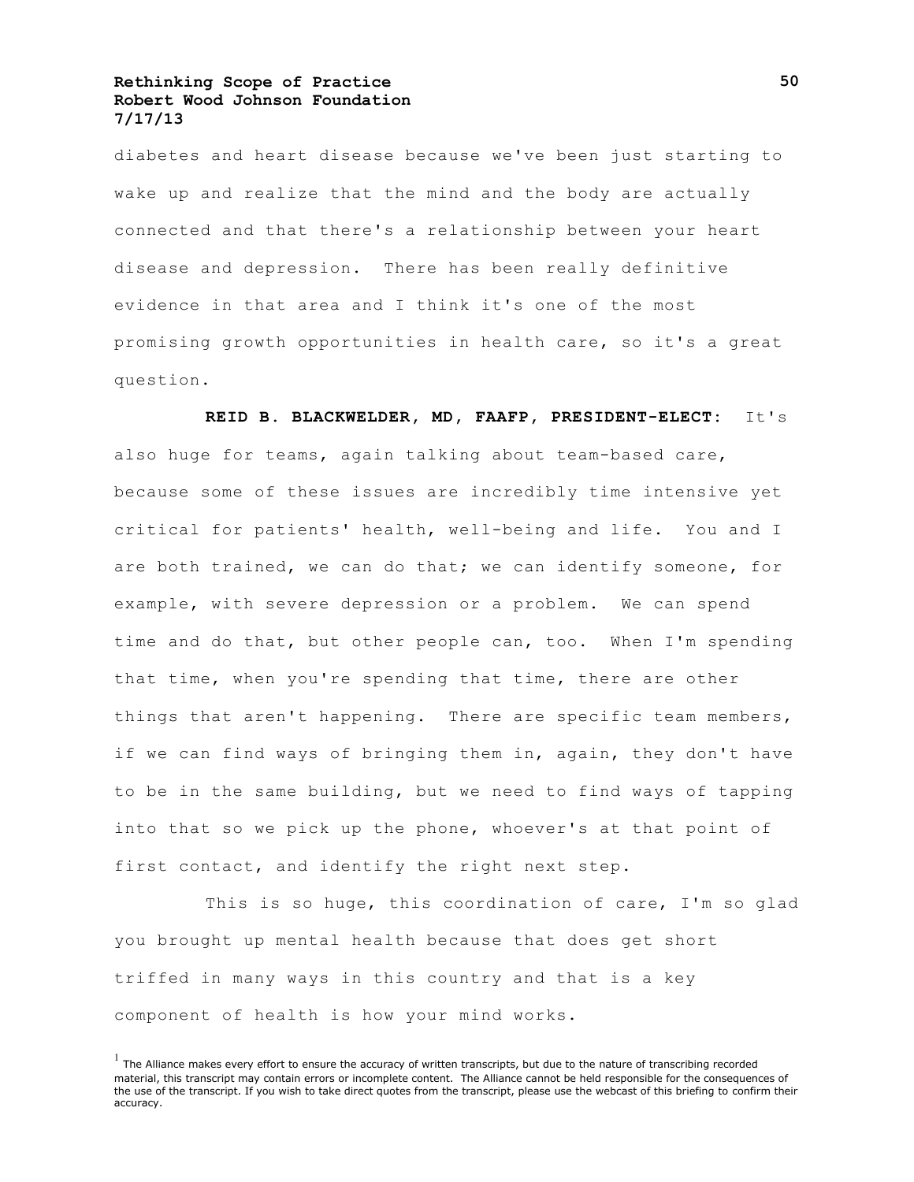diabetes and heart disease because we've been just starting to wake up and realize that the mind and the body are actually connected and that there's a relationship between your heart disease and depression. There has been really definitive evidence in that area and I think it's one of the most promising growth opportunities in health care, so it's a great question.

**REID B. BLACKWELDER, MD, FAAFP, PRESIDENT-ELECT:** It's also huge for teams, again talking about team-based care, because some of these issues are incredibly time intensive yet critical for patients' health, well-being and life. You and I are both trained, we can do that; we can identify someone, for example, with severe depression or a problem. We can spend time and do that, but other people can, too. When I'm spending that time, when you're spending that time, there are other things that aren't happening. There are specific team members, if we can find ways of bringing them in, again, they don't have to be in the same building, but we need to find ways of tapping into that so we pick up the phone, whoever's at that point of first contact, and identify the right next step.

This is so huge, this coordination of care, I'm so glad you brought up mental health because that does get short triffed in many ways in this country and that is a key component of health is how your mind works.

[1] The Alliance makes every effort to ensure the accuracy of written transcripts, but due to the nature of transcribing recorded material, this transcript may contain errors or incomplete content. The Alliance cannot be held responsible for the consequences of the use of the transcript. If you wish to take direct quotes from the transcript, please use the webcast of this briefing to confirm their accuracy.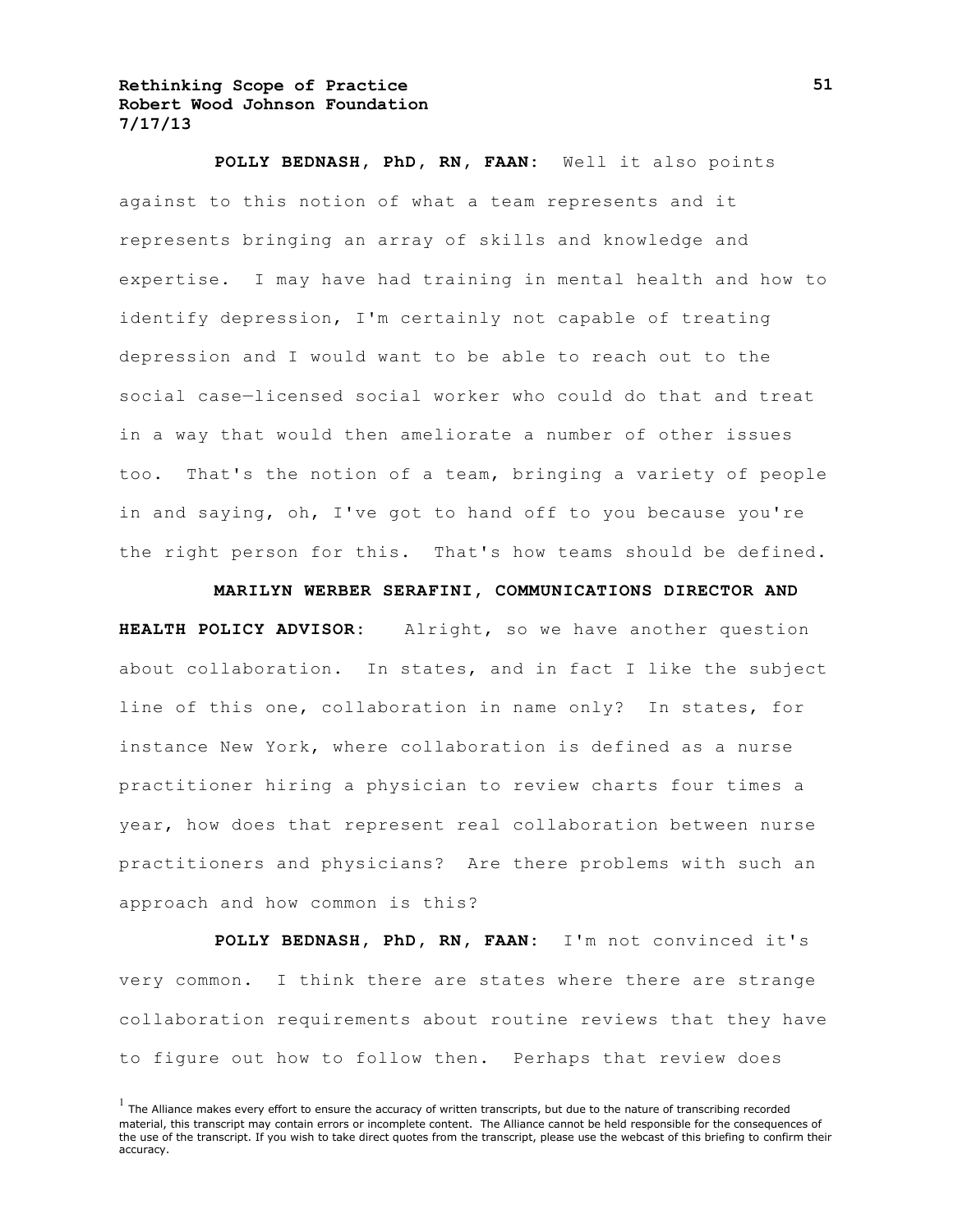**POLLY BEDNASH, PhD, RN, FAAN:** Well it also points against to this notion of what a team represents and it represents bringing an array of skills and knowledge and expertise. I may have had training in mental health and how to identify depression, I'm certainly not capable of treating depression and I would want to be able to reach out to the social case—licensed social worker who could do that and treat in a way that would then ameliorate a number of other issues too. That's the notion of a team, bringing a variety of people in and saying, oh, I've got to hand off to you because you're the right person for this. That's how teams should be defined.

**MARILYN WERBER SERAFINI, COMMUNICATIONS DIRECTOR AND HEALTH POLICY ADVISOR:** Alright, so we have another question about collaboration. In states, and in fact I like the subject line of this one, collaboration in name only? In states, for instance New York, where collaboration is defined as a nurse practitioner hiring a physician to review charts four times a year, how does that represent real collaboration between nurse practitioners and physicians? Are there problems with such an approach and how common is this?

**POLLY BEDNASH, PhD, RN, FAAN:** I'm not convinced it's very common. I think there are states where there are strange collaboration requirements about routine reviews that they have to figure out how to follow then. Perhaps that review does

[1] The Alliance makes every effort to ensure the accuracy of written transcripts, but due to the nature of transcribing recorded material, this transcript may contain errors or incomplete content. The Alliance cannot be held responsible for the consequences of the use of the transcript. If you wish to take direct quotes from the transcript, please use the webcast of this briefing to confirm their accuracy.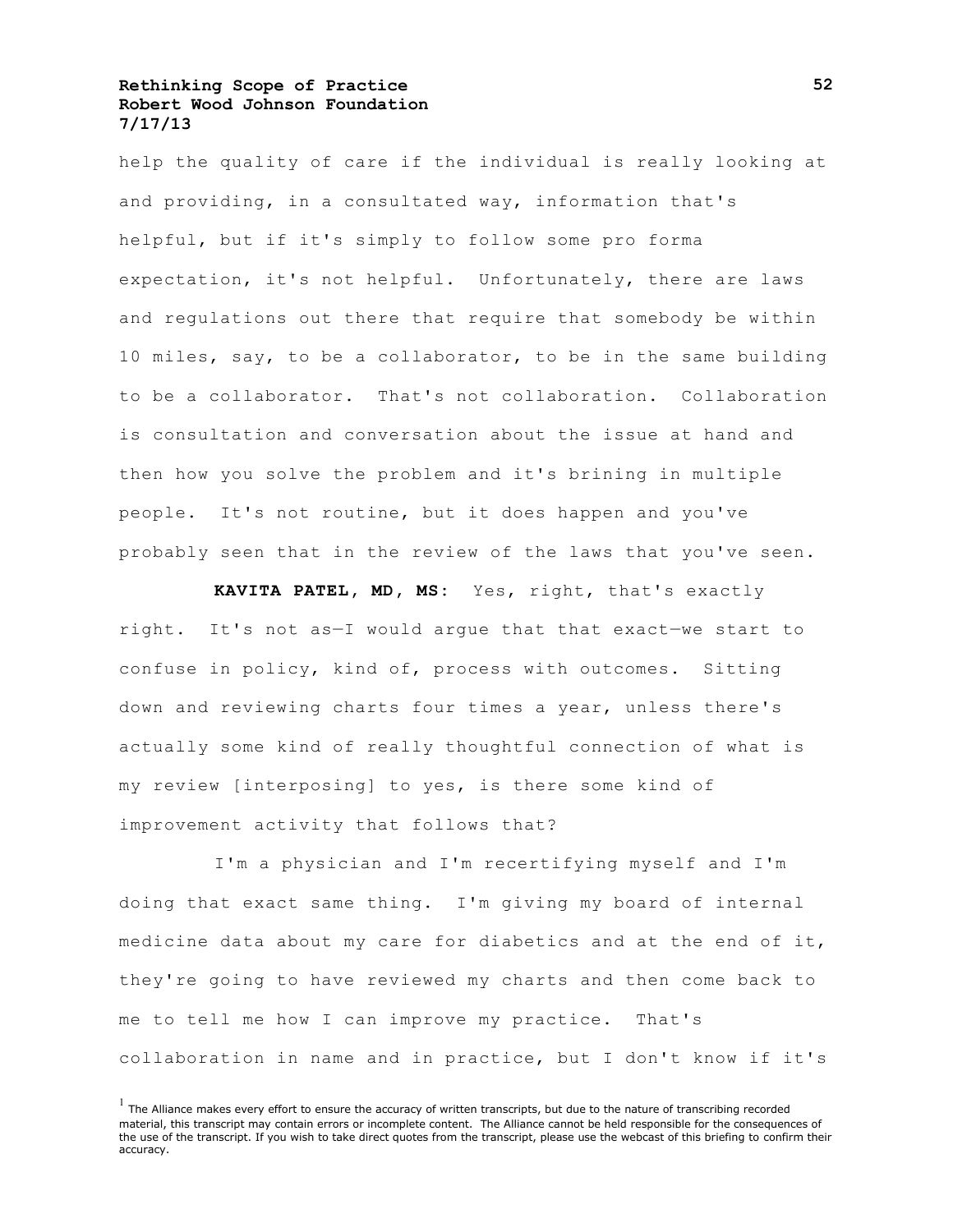help the quality of care if the individual is really looking at and providing, in a consultated way, information that's helpful, but if it's simply to follow some pro forma expectation, it's not helpful. Unfortunately, there are laws and regulations out there that require that somebody be within 10 miles, say, to be a collaborator, to be in the same building to be a collaborator. That's not collaboration. Collaboration is consultation and conversation about the issue at hand and then how you solve the problem and it's brining in multiple people. It's not routine, but it does happen and you've probably seen that in the review of the laws that you've seen.

**KAVITA PATEL, MD, MS:** Yes, right, that's exactly right. It's not as—I would argue that that exact—we start to confuse in policy, kind of, process with outcomes. Sitting down and reviewing charts four times a year, unless there's actually some kind of really thoughtful connection of what is my review [interposing] to yes, is there some kind of improvement activity that follows that?

I'm a physician and I'm recertifying myself and I'm doing that exact same thing. I'm giving my board of internal medicine data about my care for diabetics and at the end of it, they're going to have reviewed my charts and then come back to me to tell me how I can improve my practice. That's collaboration in name and in practice, but I don't know if it's

[1] The Alliance makes every effort to ensure the accuracy of written transcripts, but due to the nature of transcribing recorded material, this transcript may contain errors or incomplete content. The Alliance cannot be held responsible for the consequences of the use of the transcript. If you wish to take direct quotes from the transcript, please use the webcast of this briefing to confirm their accuracy.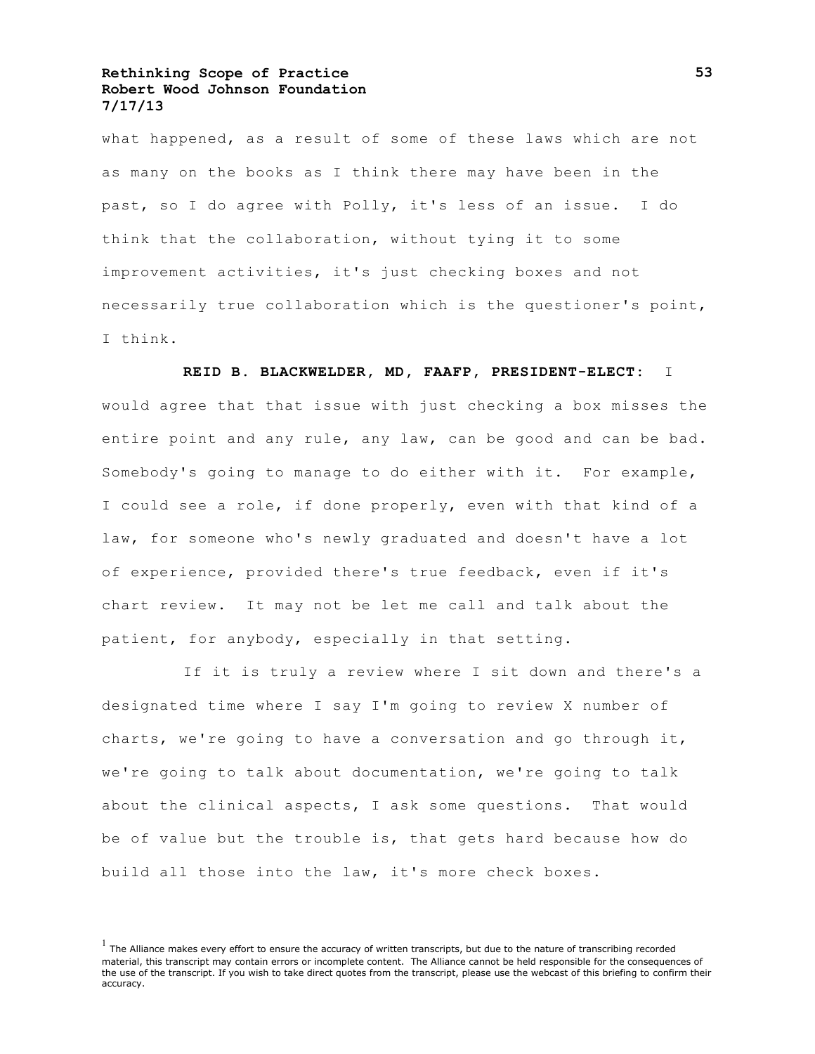what happened, as a result of some of these laws which are not as many on the books as I think there may have been in the past, so I do agree with Polly, it's less of an issue. I do think that the collaboration, without tying it to some improvement activities, it's just checking boxes and not necessarily true collaboration which is the questioner's point, I think.

**REID B. BLACKWELDER, MD, FAAFP, PRESIDENT-ELECT:** I would agree that that issue with just checking a box misses the entire point and any rule, any law, can be good and can be bad. Somebody's going to manage to do either with it. For example, I could see a role, if done properly, even with that kind of a law, for someone who's newly graduated and doesn't have a lot of experience, provided there's true feedback, even if it's chart review. It may not be let me call and talk about the patient, for anybody, especially in that setting.

If it is truly a review where I sit down and there's a designated time where I say I'm going to review X number of charts, we're going to have a conversation and go through it, we're going to talk about documentation, we're going to talk about the clinical aspects, I ask some questions. That would be of value but the trouble is, that gets hard because how do build all those into the law, it's more check boxes.

[1] The Alliance makes every effort to ensure the accuracy of written transcripts, but due to the nature of transcribing recorded material, this transcript may contain errors or incomplete content. The Alliance cannot be held responsible for the consequences of the use of the transcript. If you wish to take direct quotes from the transcript, please use the webcast of this briefing to confirm their accuracy.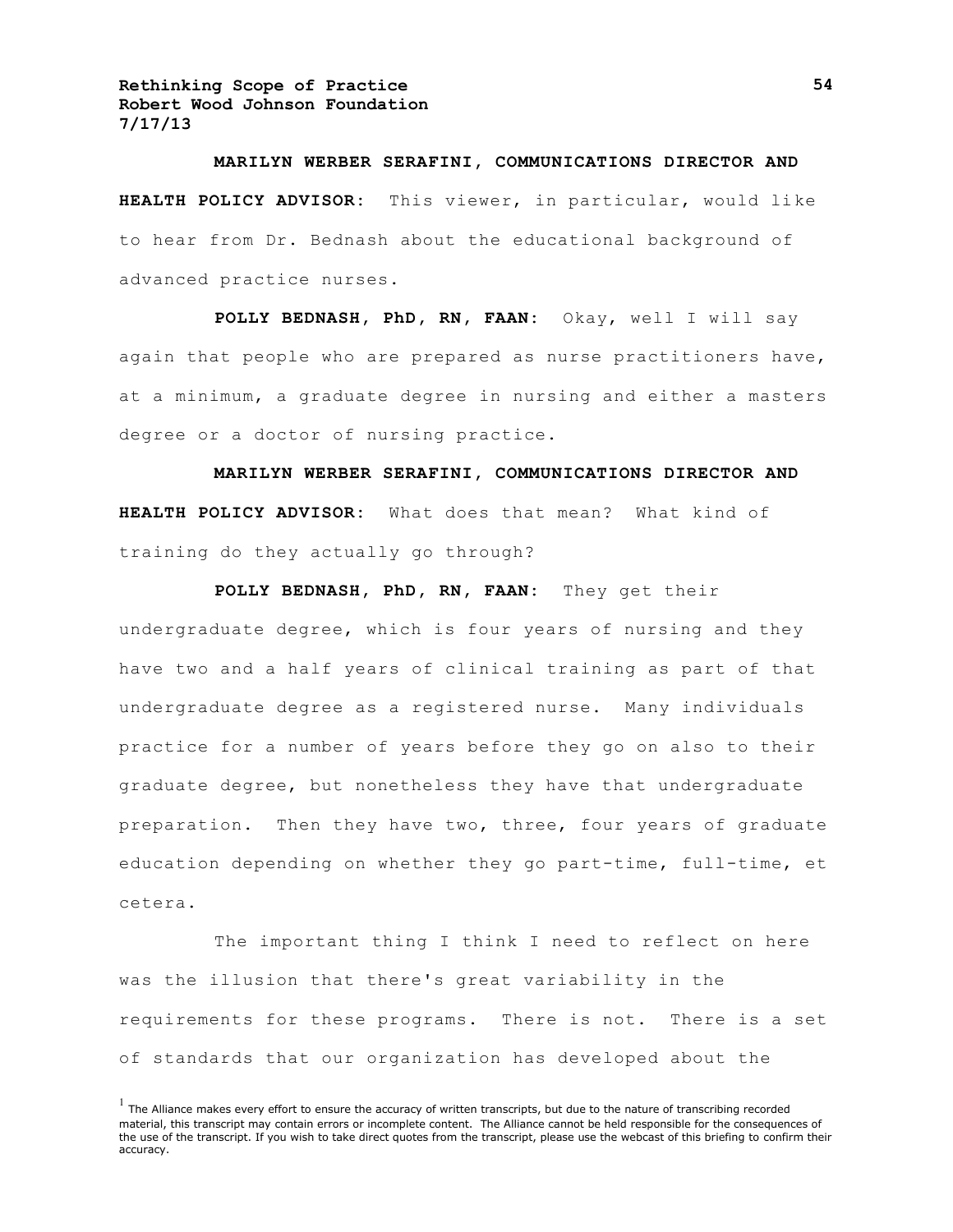**MARILYN WERBER SERAFINI, COMMUNICATIONS DIRECTOR AND HEALTH POLICY ADVISOR:** This viewer, in particular, would like to hear from Dr. Bednash about the educational background of advanced practice nurses.

**POLLY BEDNASH, PhD, RN, FAAN:** Okay, well I will say again that people who are prepared as nurse practitioners have, at a minimum, a graduate degree in nursing and either a masters degree or a doctor of nursing practice.

**MARILYN WERBER SERAFINI, COMMUNICATIONS DIRECTOR AND HEALTH POLICY ADVISOR:** What does that mean? What kind of training do they actually go through?

**POLLY BEDNASH, PhD, RN, FAAN:** They get their undergraduate degree, which is four years of nursing and they have two and a half years of clinical training as part of that undergraduate degree as a registered nurse. Many individuals practice for a number of years before they go on also to their graduate degree, but nonetheless they have that undergraduate preparation. Then they have two, three, four years of graduate education depending on whether they go part-time, full-time, et cetera.

The important thing I think I need to reflect on here was the illusion that there's great variability in the requirements for these programs. There is not. There is a set of standards that our organization has developed about the

[1] The Alliance makes every effort to ensure the accuracy of written transcripts, but due to the nature of transcribing recorded material, this transcript may contain errors or incomplete content. The Alliance cannot be held responsible for the consequences of the use of the transcript. If you wish to take direct quotes from the transcript, please use the webcast of this briefing to confirm their accuracy.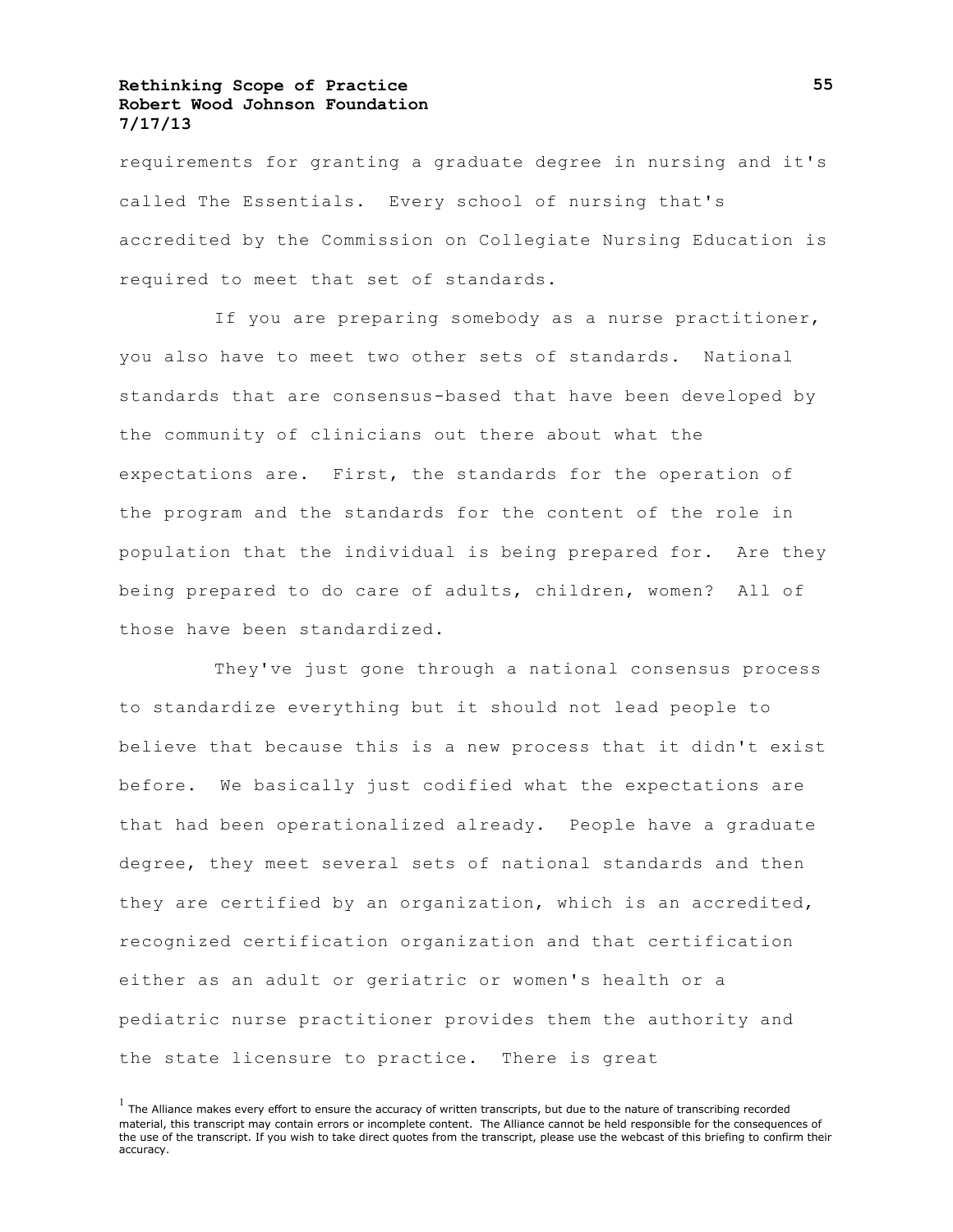requirements for granting a graduate degree in nursing and it's called The Essentials. Every school of nursing that's accredited by the Commission on Collegiate Nursing Education is required to meet that set of standards.

If you are preparing somebody as a nurse practitioner, you also have to meet two other sets of standards. National standards that are consensus-based that have been developed by the community of clinicians out there about what the expectations are. First, the standards for the operation of the program and the standards for the content of the role in population that the individual is being prepared for. Are they being prepared to do care of adults, children, women? All of those have been standardized.

They've just gone through a national consensus process to standardize everything but it should not lead people to believe that because this is a new process that it didn't exist before. We basically just codified what the expectations are that had been operationalized already. People have a graduate degree, they meet several sets of national standards and then they are certified by an organization, which is an accredited, recognized certification organization and that certification either as an adult or geriatric or women's health or a pediatric nurse practitioner provides them the authority and the state licensure to practice. There is great

[1] The Alliance makes every effort to ensure the accuracy of written transcripts, but due to the nature of transcribing recorded material, this transcript may contain errors or incomplete content. The Alliance cannot be held responsible for the consequences of the use of the transcript. If you wish to take direct quotes from the transcript, please use the webcast of this briefing to confirm their accuracy.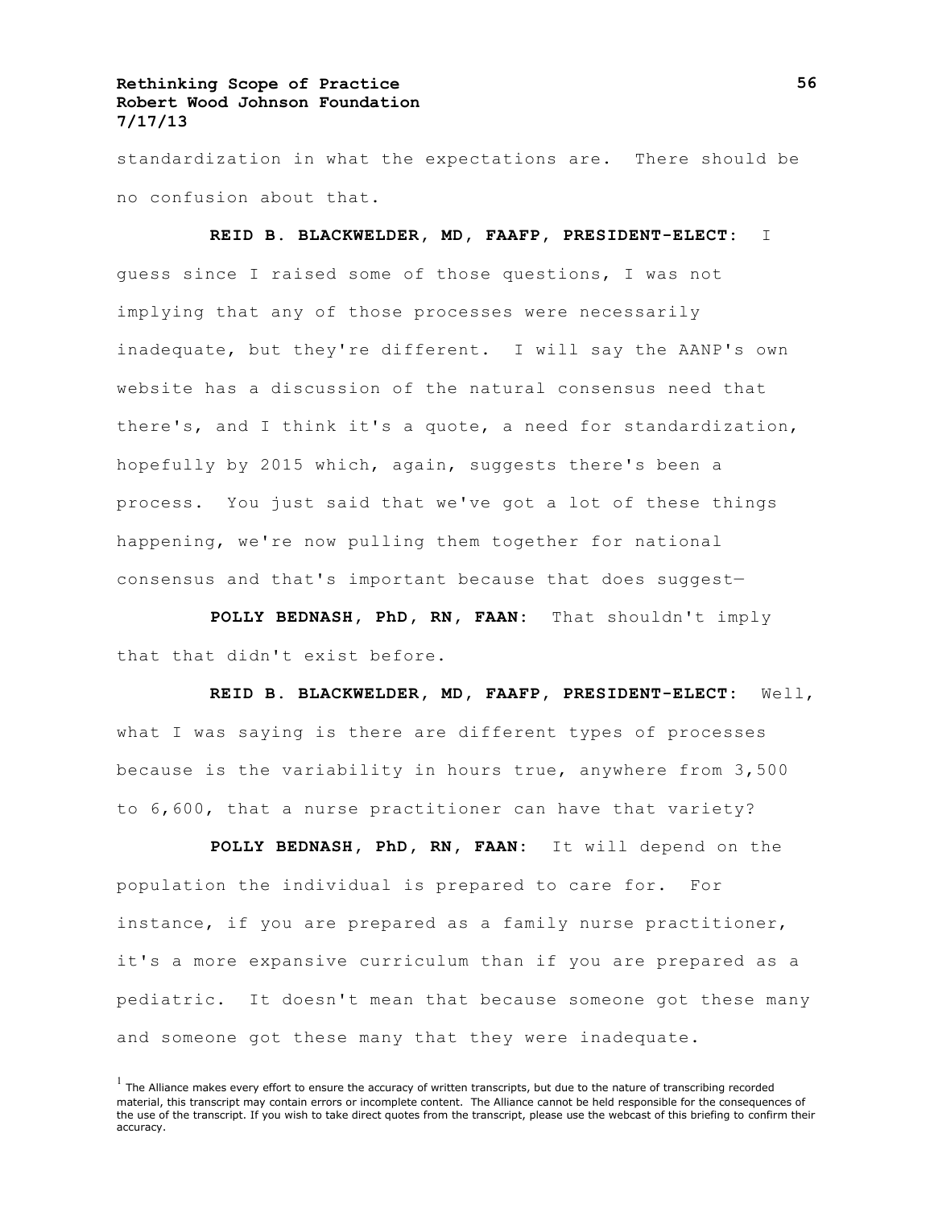standardization in what the expectations are. There should be no confusion about that.

**REID B. BLACKWELDER, MD, FAAFP, PRESIDENT-ELECT:** I guess since I raised some of those questions, I was not implying that any of those processes were necessarily inadequate, but they're different. I will say the AANP's own website has a discussion of the natural consensus need that there's, and I think it's a quote, a need for standardization, hopefully by 2015 which, again, suggests there's been a process. You just said that we've got a lot of these things happening, we're now pulling them together for national consensus and that's important because that does suggest—

**POLLY BEDNASH, PhD, RN, FAAN:** That shouldn't imply that that didn't exist before.

**REID B. BLACKWELDER, MD, FAAFP, PRESIDENT-ELECT:** Well, what I was saying is there are different types of processes because is the variability in hours true, anywhere from 3,500 to 6,600, that a nurse practitioner can have that variety?

**POLLY BEDNASH, PhD, RN, FAAN:** It will depend on the population the individual is prepared to care for. For instance, if you are prepared as a family nurse practitioner, it's a more expansive curriculum than if you are prepared as a pediatric. It doesn't mean that because someone got these many and someone got these many that they were inadequate.

[1] The Alliance makes every effort to ensure the accuracy of written transcripts, but due to the nature of transcribing recorded material, this transcript may contain errors or incomplete content. The Alliance cannot be held responsible for the consequences of the use of the transcript. If you wish to take direct quotes from the transcript, please use the webcast of this briefing to confirm their accuracy.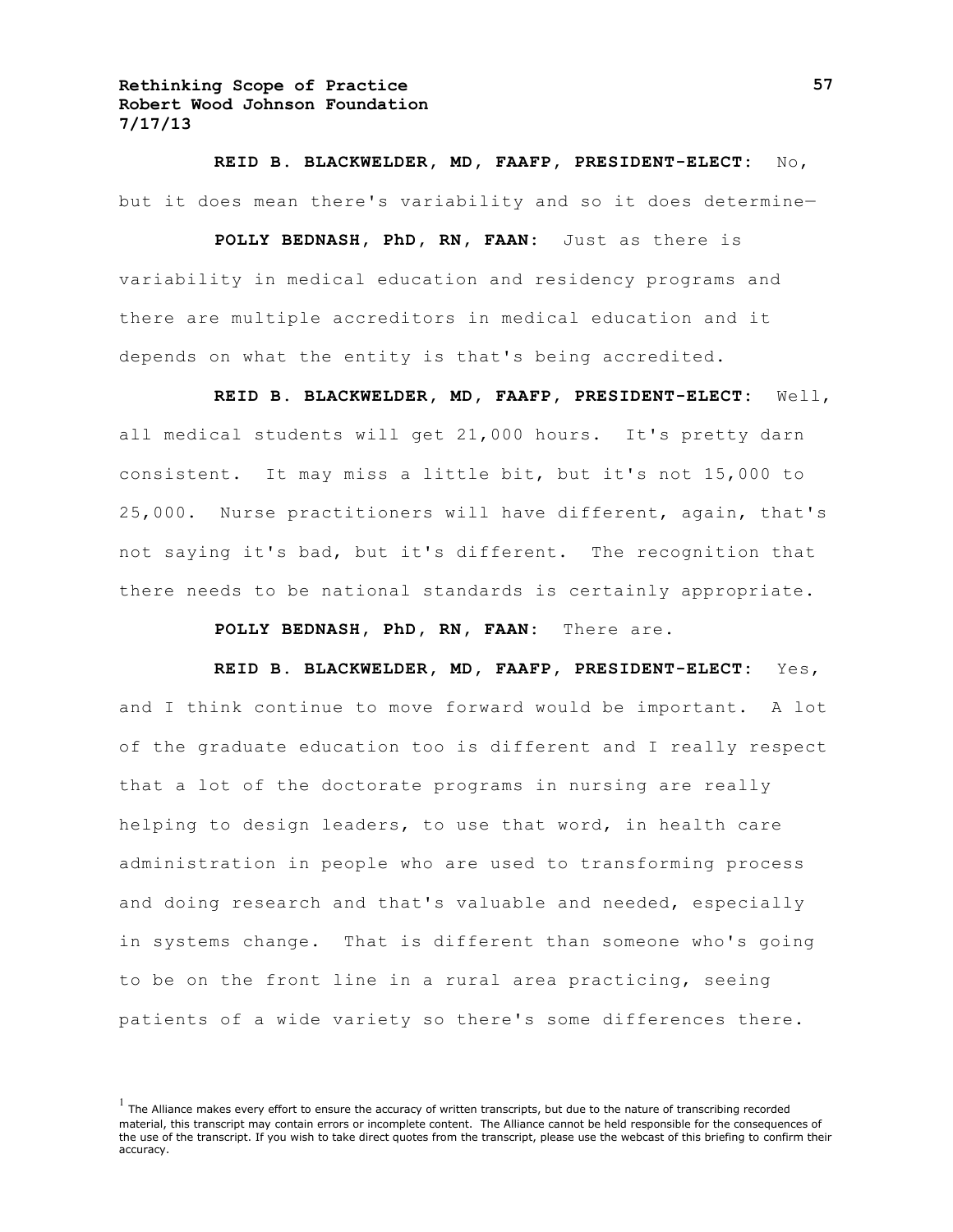**REID B. BLACKWELDER, MD, FAAFP, PRESIDENT-ELECT:** No, but it does mean there's variability and so it does determine—

**POLLY BEDNASH, PhD, RN, FAAN:** Just as there is variability in medical education and residency programs and there are multiple accreditors in medical education and it depends on what the entity is that's being accredited.

**REID B. BLACKWELDER, MD, FAAFP, PRESIDENT-ELECT:** Well, all medical students will get 21,000 hours. It's pretty darn consistent. It may miss a little bit, but it's not 15,000 to 25,000. Nurse practitioners will have different, again, that's not saying it's bad, but it's different. The recognition that there needs to be national standards is certainly appropriate.

**POLLY BEDNASH, PhD, RN, FAAN:** There are.

**REID B. BLACKWELDER, MD, FAAFP, PRESIDENT-ELECT:** Yes, and I think continue to move forward would be important. A lot of the graduate education too is different and I really respect that a lot of the doctorate programs in nursing are really helping to design leaders, to use that word, in health care administration in people who are used to transforming process and doing research and that's valuable and needed, especially in systems change. That is different than someone who's going to be on the front line in a rural area practicing, seeing patients of a wide variety so there's some differences there.

[1] The Alliance makes every effort to ensure the accuracy of written transcripts, but due to the nature of transcribing recorded material, this transcript may contain errors or incomplete content. The Alliance cannot be held responsible for the consequences of the use of the transcript. If you wish to take direct quotes from the transcript, please use the webcast of this briefing to confirm their accuracy.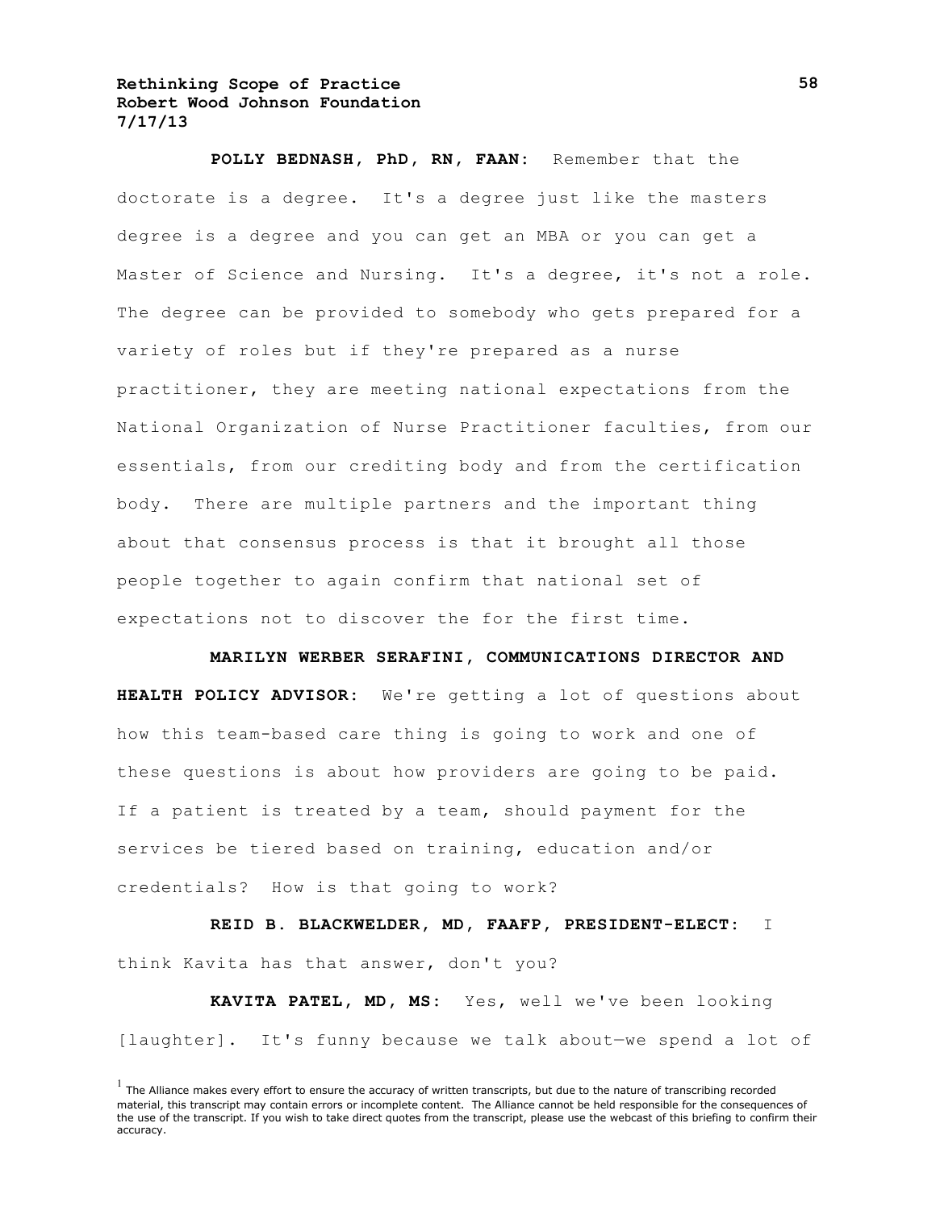**POLLY BEDNASH, PhD, RN, FAAN:** Remember that the doctorate is a degree. It's a degree just like the masters degree is a degree and you can get an MBA or you can get a Master of Science and Nursing. It's a degree, it's not a role. The degree can be provided to somebody who gets prepared for a variety of roles but if they're prepared as a nurse practitioner, they are meeting national expectations from the National Organization of Nurse Practitioner faculties, from our essentials, from our crediting body and from the certification body. There are multiple partners and the important thing about that consensus process is that it brought all those people together to again confirm that national set of expectations not to discover the for the first time.

**MARILYN WERBER SERAFINI, COMMUNICATIONS DIRECTOR AND HEALTH POLICY ADVISOR:** We're getting a lot of questions about how this team-based care thing is going to work and one of these questions is about how providers are going to be paid. If a patient is treated by a team, should payment for the services be tiered based on training, education and/or credentials? How is that going to work?

**REID B. BLACKWELDER, MD, FAAFP, PRESIDENT-ELECT:** I think Kavita has that answer, don't you?

**KAVITA PATEL, MD, MS:** Yes, well we've been looking [laughter]. It's funny because we talk about—we spend a lot of

[1] The Alliance makes every effort to ensure the accuracy of written transcripts, but due to the nature of transcribing recorded material, this transcript may contain errors or incomplete content. The Alliance cannot be held responsible for the consequences of the use of the transcript. If you wish to take direct quotes from the transcript, please use the webcast of this briefing to confirm their accuracy.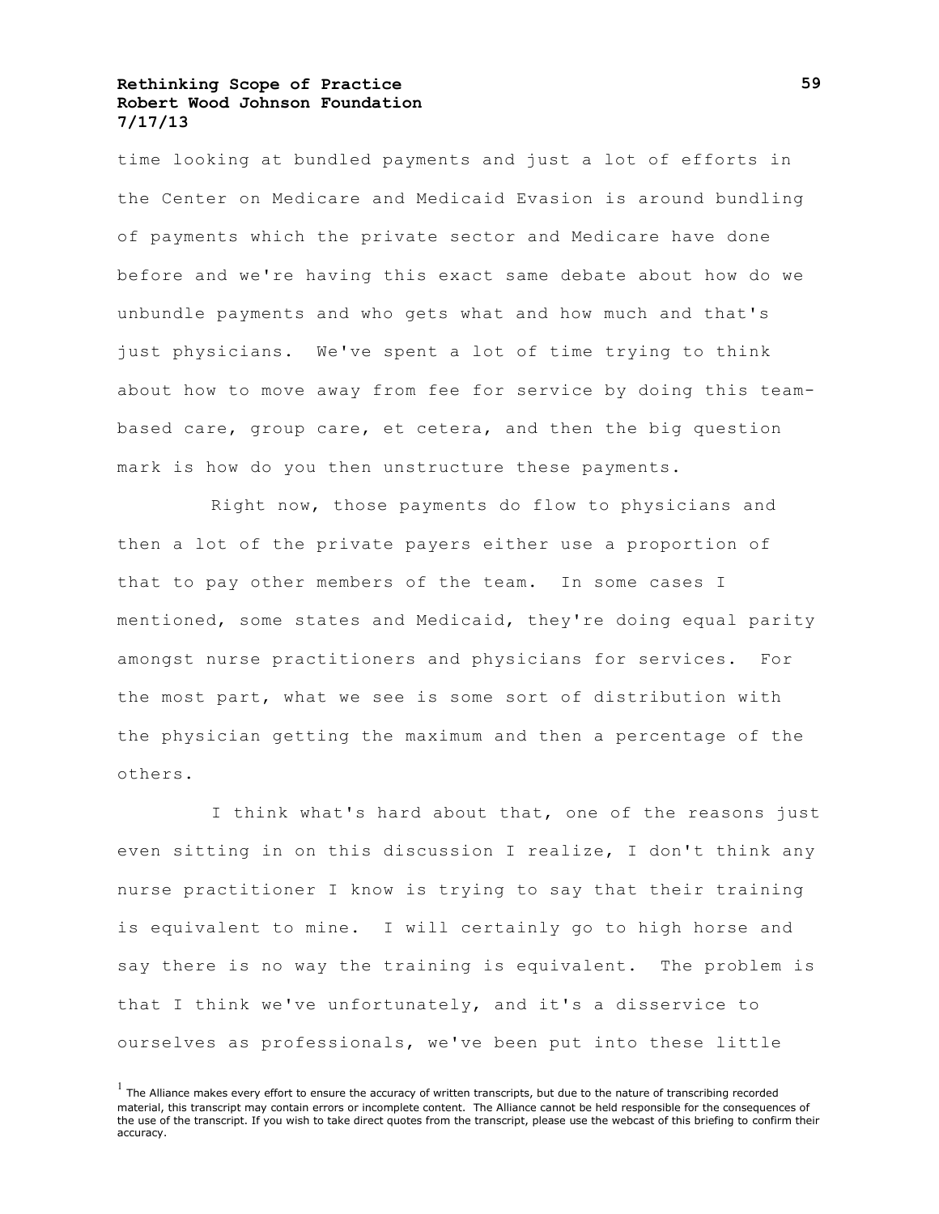time looking at bundled payments and just a lot of efforts in the Center on Medicare and Medicaid Evasion is around bundling of payments which the private sector and Medicare have done before and we're having this exact same debate about how do we unbundle payments and who gets what and how much and that's just physicians. We've spent a lot of time trying to think about how to move away from fee for service by doing this team-based care, group care, et cetera, and then the big question mark is how do you then unstructure these payments.

Right now, those payments do flow to physicians and then a lot of the private payers either use a proportion of that to pay other members of the team. In some cases I mentioned, some states and Medicaid, they're doing equal parity amongst nurse practitioners and physicians for services. For the most part, what we see is some sort of distribution with the physician getting the maximum and then a percentage of the others.

I think what's hard about that, one of the reasons just even sitting in on this discussion I realize, I don't think any nurse practitioner I know is trying to say that their training is equivalent to mine. I will certainly go to high horse and say there is no way the training is equivalent. The problem is that I think we've unfortunately, and it's a disservice to ourselves as professionals, we've been put into these little

[1] The Alliance makes every effort to ensure the accuracy of written transcripts, but due to the nature of transcribing recorded material, this transcript may contain errors or incomplete content. The Alliance cannot be held responsible for the consequences of the use of the transcript. If you wish to take direct quotes from the transcript, please use the webcast of this briefing to confirm their accuracy.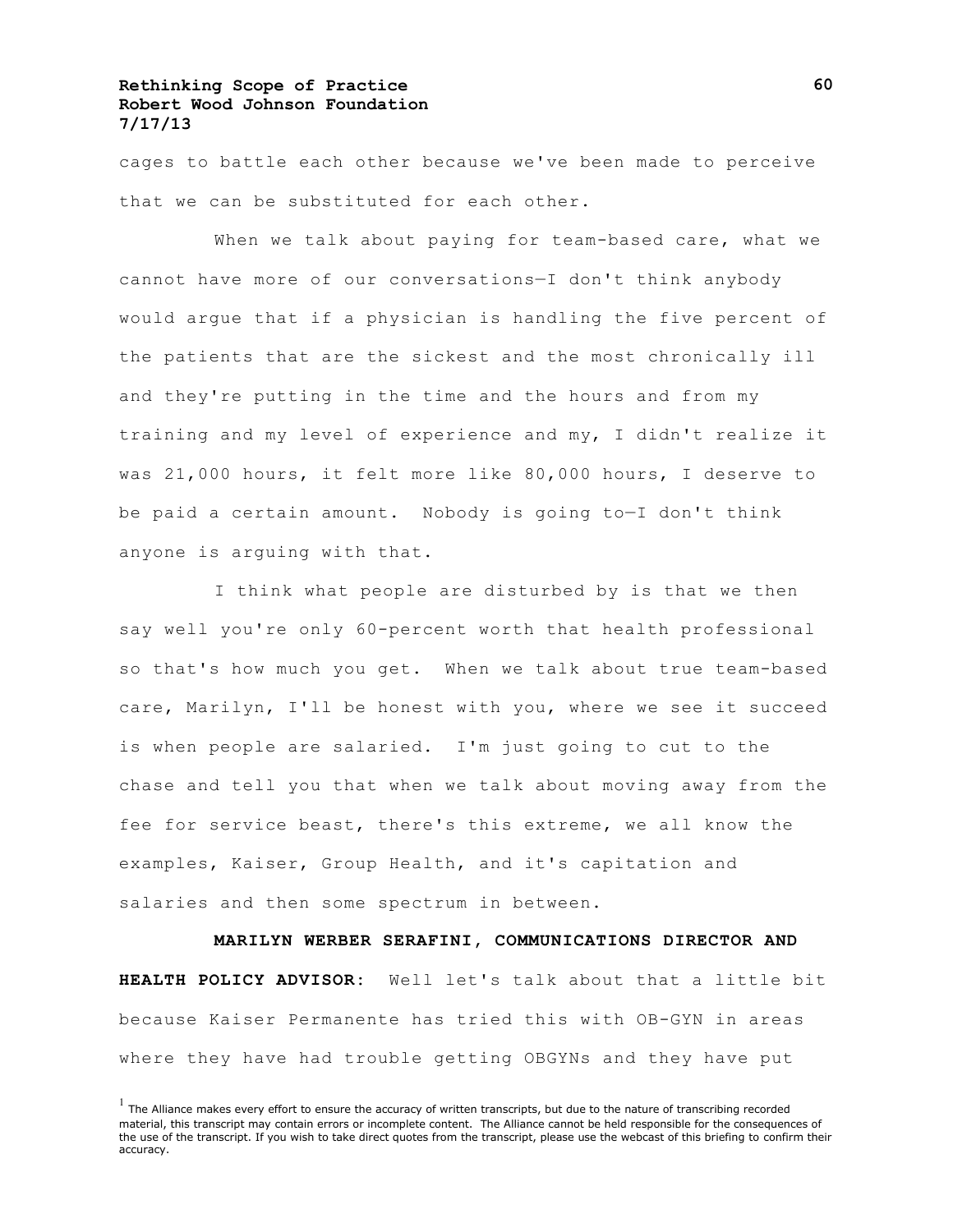cages to battle each other because we've been made to perceive that we can be substituted for each other.

When we talk about paying for team-based care, what we cannot have more of our conversations—I don't think anybody would argue that if a physician is handling the five percent of the patients that are the sickest and the most chronically ill and they're putting in the time and the hours and from my training and my level of experience and my, I didn't realize it was 21,000 hours, it felt more like 80,000 hours, I deserve to be paid a certain amount. Nobody is going to—I don't think anyone is arguing with that.

I think what people are disturbed by is that we then say well you're only 60-percent worth that health professional so that's how much you get. When we talk about true team-based care, Marilyn, I'll be honest with you, where we see it succeed is when people are salaried. I'm just going to cut to the chase and tell you that when we talk about moving away from the fee for service beast, there's this extreme, we all know the examples, Kaiser, Group Health, and it's capitation and salaries and then some spectrum in between.

**MARILYN WERBER SERAFINI, COMMUNICATIONS DIRECTOR AND HEALTH POLICY ADVISOR:** Well let's talk about that a little bit because Kaiser Permanente has tried this with OB-GYN in areas where they have had trouble getting OBGYNs and they have put

[1] The Alliance makes every effort to ensure the accuracy of written transcripts, but due to the nature of transcribing recorded material, this transcript may contain errors or incomplete content. The Alliance cannot be held responsible for the consequences of the use of the transcript. If you wish to take direct quotes from the transcript, please use the webcast of this briefing to confirm their accuracy.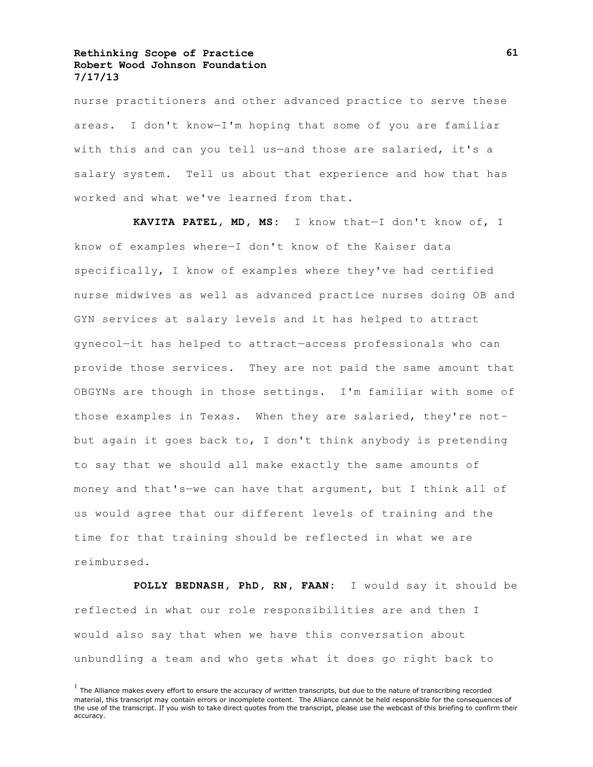nurse practitioners and other advanced practice to serve these areas. I don't know—I'm hoping that some of you are familiar with this and can you tell us—and those are salaried, it's a salary system. Tell us about that experience and how that has worked and what we've learned from that.

**KAVITA PATEL, MD, MS:** I know that—I don't know of, I know of examples where—I don't know of the Kaiser data specifically, I know of examples where they've had certified nurse midwives as well as advanced practice nurses doing OB and GYN services at salary levels and it has helped to attract gynecol—it has helped to attract—access professionals who can provide those services. They are not paid the same amount that OBGYNs are though in those settings. I'm familiar with some of those examples in Texas. When they are salaried, they're not-but again it goes back to, I don't think anybody is pretending to say that we should all make exactly the same amounts of money and that's—we can have that argument, but I think all of us would agree that our different levels of training and the time for that training should be reflected in what we are reimbursed.

**POLLY BEDNASH, PhD, RN, FAAN:** I would say it should be reflected in what our role responsibilities are and then I would also say that when we have this conversation about unbundling a team and who gets what it does go right back to

[1] The Alliance makes every effort to ensure the accuracy of written transcripts, but due to the nature of transcribing recorded material, this transcript may contain errors or incomplete content. The Alliance cannot be held responsible for the consequences of the use of the transcript. If you wish to take direct quotes from the transcript, please use the webcast of this briefing to confirm their accuracy.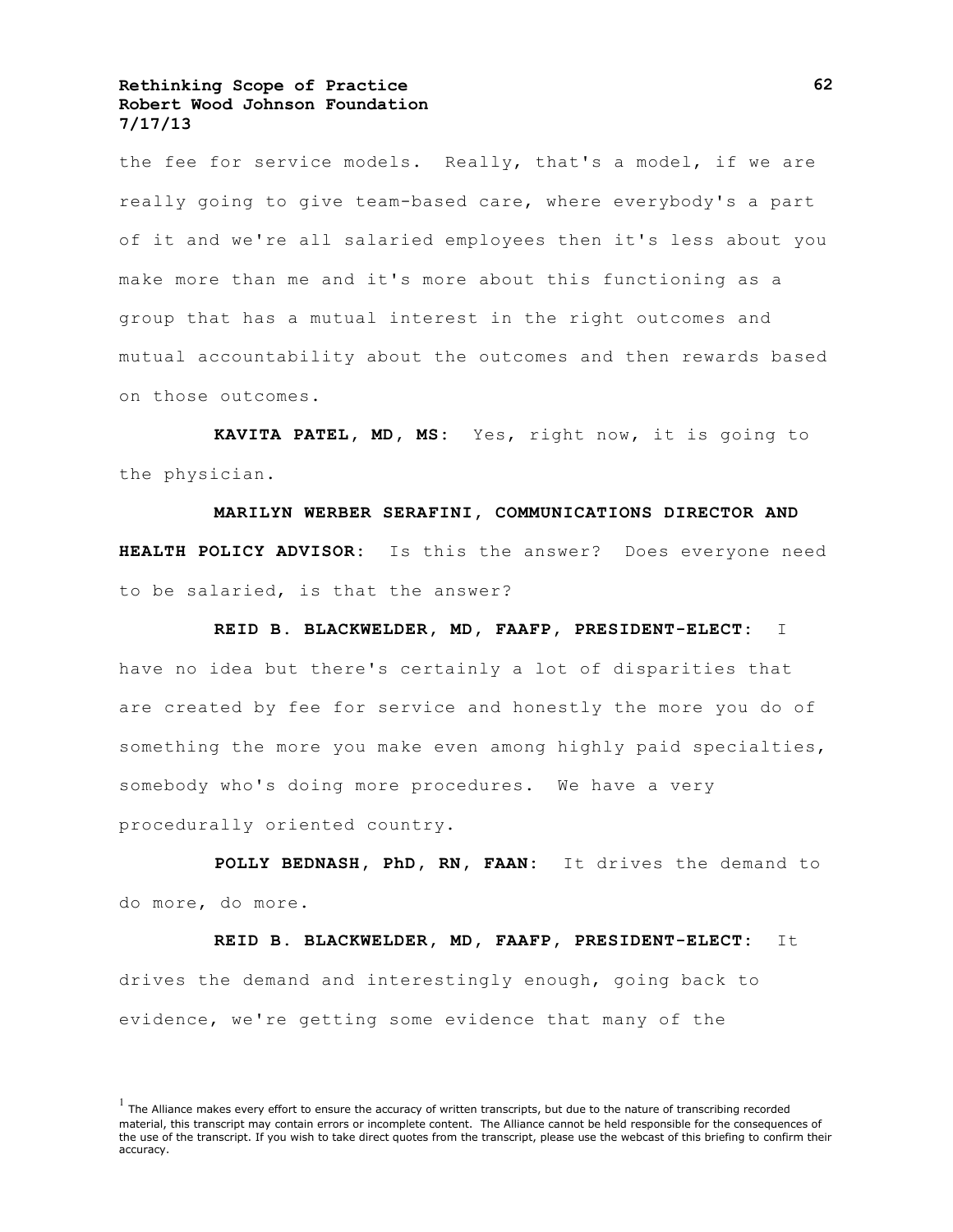the fee for service models. Really, that's a model, if we are really going to give team-based care, where everybody's a part of it and we're all salaried employees then it's less about you make more than me and it's more about this functioning as a group that has a mutual interest in the right outcomes and mutual accountability about the outcomes and then rewards based on those outcomes.

**KAVITA PATEL, MD, MS:** Yes, right now, it is going to the physician.

**MARILYN WERBER SERAFINI, COMMUNICATIONS DIRECTOR AND HEALTH POLICY ADVISOR:** Is this the answer? Does everyone need to be salaried, is that the answer?

**REID B. BLACKWELDER, MD, FAAFP, PRESIDENT-ELECT:** I have no idea but there's certainly a lot of disparities that are created by fee for service and honestly the more you do of something the more you make even among highly paid specialties, somebody who's doing more procedures. We have a very procedurally oriented country.

**POLLY BEDNASH, PhD, RN, FAAN:** It drives the demand to do more, do more.

**REID B. BLACKWELDER, MD, FAAFP, PRESIDENT-ELECT:** It drives the demand and interestingly enough, going back to evidence, we're getting some evidence that many of the

[1] The Alliance makes every effort to ensure the accuracy of written transcripts, but due to the nature of transcribing recorded material, this transcript may contain errors or incomplete content. The Alliance cannot be held responsible for the consequences of the use of the transcript. If you wish to take direct quotes from the transcript, please use the webcast of this briefing to confirm their accuracy.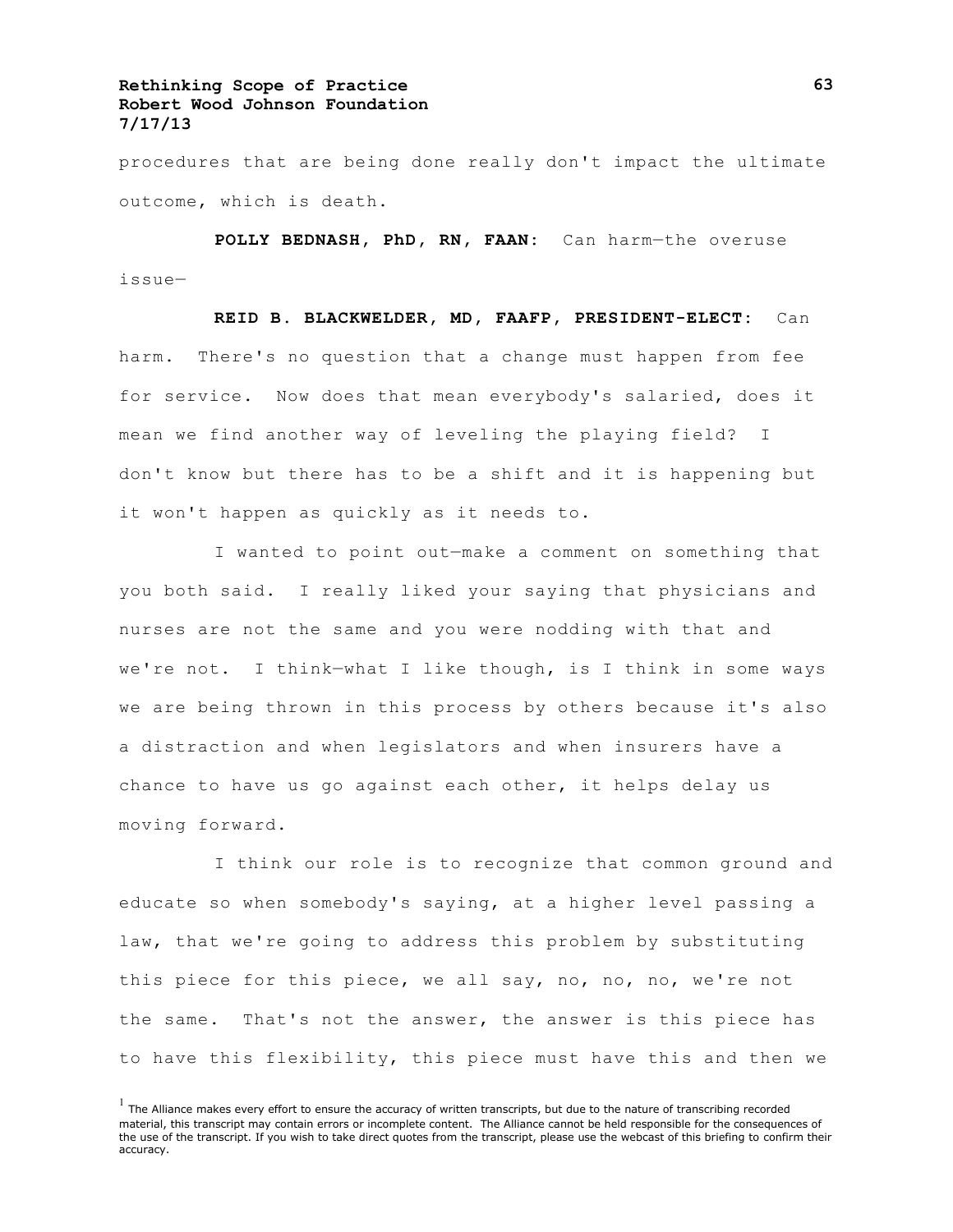procedures that are being done really don't impact the ultimate outcome, which is death.

**POLLY BEDNASH, PhD, RN, FAAN:** Can harm—the overuse issue—

**REID B. BLACKWELDER, MD, FAAFP, PRESIDENT-ELECT:** Can harm. There's no question that a change must happen from fee for service. Now does that mean everybody's salaried, does it mean we find another way of leveling the playing field? I don't know but there has to be a shift and it is happening but it won't happen as quickly as it needs to.

I wanted to point out—make a comment on something that you both said. I really liked your saying that physicians and nurses are not the same and you were nodding with that and we're not. I think—what I like though, is I think in some ways we are being thrown in this process by others because it's also a distraction and when legislators and when insurers have a chance to have us go against each other, it helps delay us moving forward.

I think our role is to recognize that common ground and educate so when somebody's saying, at a higher level passing a law, that we're going to address this problem by substituting this piece for this piece, we all say, no, no, no, we're not the same. That's not the answer, the answer is this piece has to have this flexibility, this piece must have this and then we

[1] The Alliance makes every effort to ensure the accuracy of written transcripts, but due to the nature of transcribing recorded material, this transcript may contain errors or incomplete content. The Alliance cannot be held responsible for the consequences of the use of the transcript. If you wish to take direct quotes from the transcript, please use the webcast of this briefing to confirm their accuracy.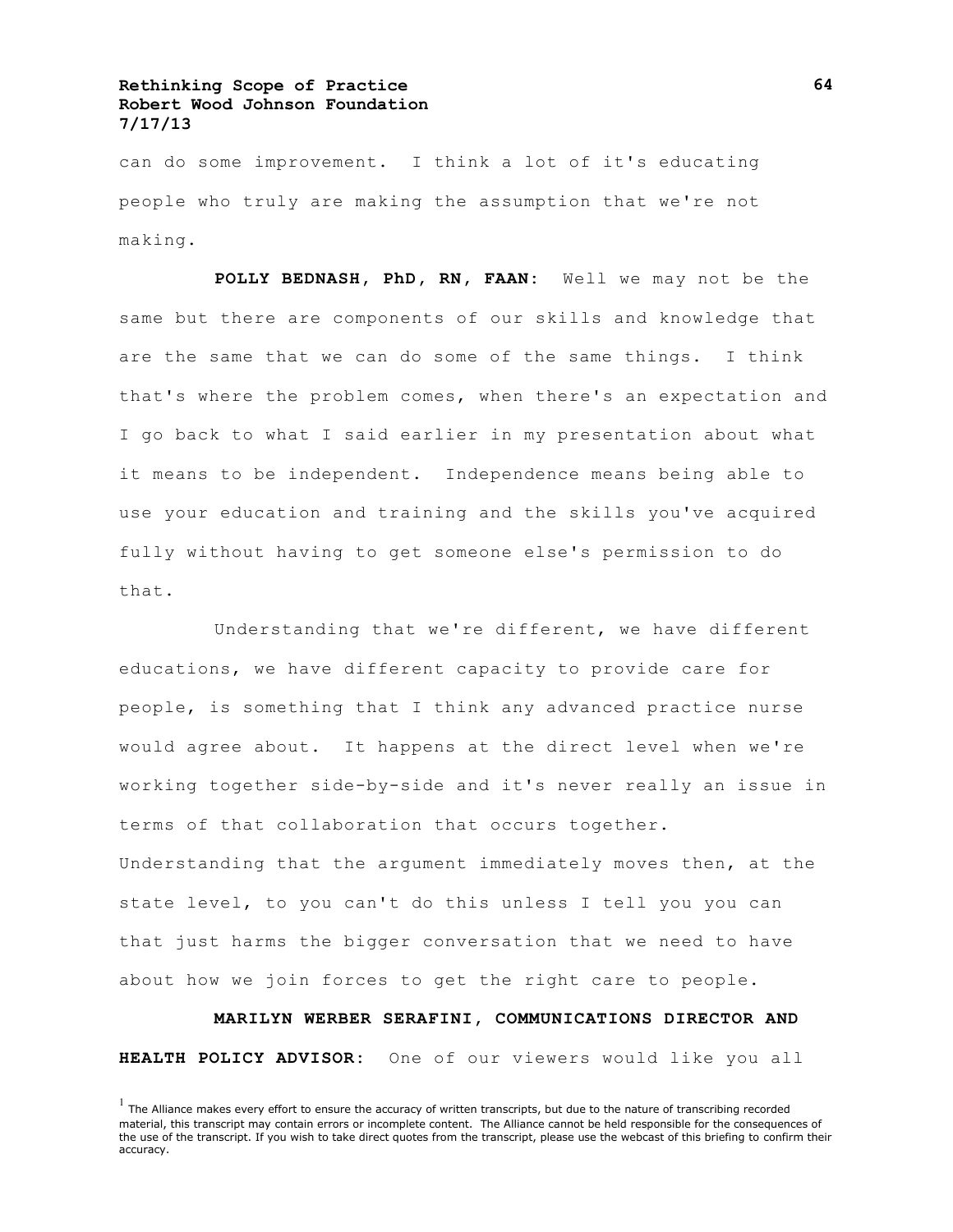can do some improvement. I think a lot of it's educating people who truly are making the assumption that we're not making.

**POLLY BEDNASH, PhD, RN, FAAN:** Well we may not be the same but there are components of our skills and knowledge that are the same that we can do some of the same things. I think that's where the problem comes, when there's an expectation and I go back to what I said earlier in my presentation about what it means to be independent. Independence means being able to use your education and training and the skills you've acquired fully without having to get someone else's permission to do that.

Understanding that we're different, we have different educations, we have different capacity to provide care for people, is something that I think any advanced practice nurse would agree about. It happens at the direct level when we're working together side-by-side and it's never really an issue in terms of that collaboration that occurs together. Understanding that the argument immediately moves then, at the state level, to you can't do this unless I tell you you can that just harms the bigger conversation that we need to have about how we join forces to get the right care to people.

**MARILYN WERBER SERAFINI, COMMUNICATIONS DIRECTOR AND HEALTH POLICY ADVISOR:** One of our viewers would like you all

[1] The Alliance makes every effort to ensure the accuracy of written transcripts, but due to the nature of transcribing recorded material, this transcript may contain errors or incomplete content. The Alliance cannot be held responsible for the consequences of the use of the transcript. If you wish to take direct quotes from the transcript, please use the webcast of this briefing to confirm their accuracy.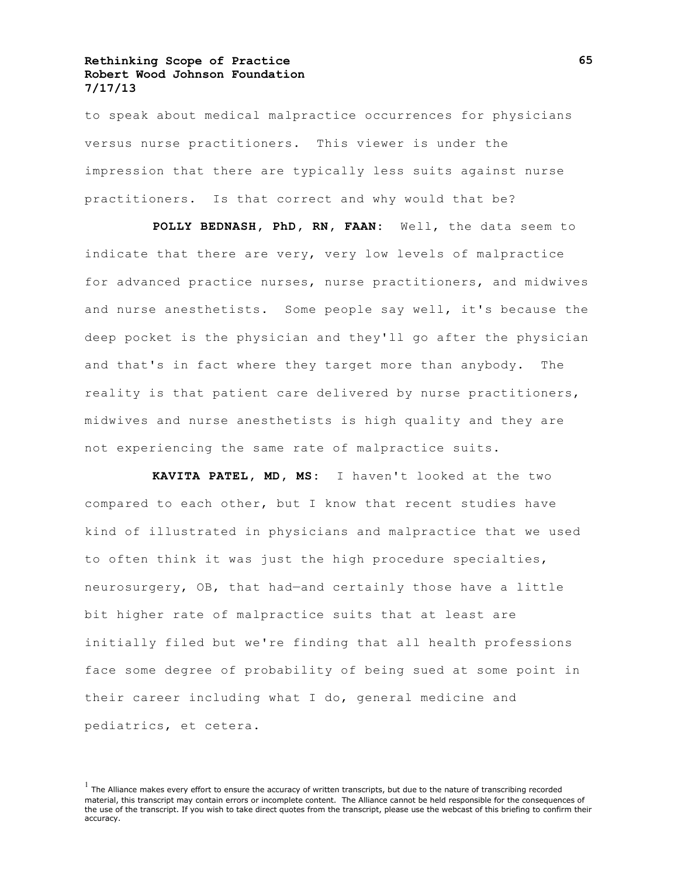to speak about medical malpractice occurrences for physicians versus nurse practitioners. This viewer is under the impression that there are typically less suits against nurse practitioners. Is that correct and why would that be?

**POLLY BEDNASH, PhD, RN, FAAN:** Well, the data seem to indicate that there are very, very low levels of malpractice for advanced practice nurses, nurse practitioners, and midwives and nurse anesthetists. Some people say well, it's because the deep pocket is the physician and they'll go after the physician and that's in fact where they target more than anybody. The reality is that patient care delivered by nurse practitioners, midwives and nurse anesthetists is high quality and they are not experiencing the same rate of malpractice suits.

**KAVITA PATEL, MD, MS:** I haven't looked at the two compared to each other, but I know that recent studies have kind of illustrated in physicians and malpractice that we used to often think it was just the high procedure specialties, neurosurgery, OB, that had—and certainly those have a little bit higher rate of malpractice suits that at least are initially filed but we're finding that all health professions face some degree of probability of being sued at some point in their career including what I do, general medicine and pediatrics, et cetera.

[1] The Alliance makes every effort to ensure the accuracy of written transcripts, but due to the nature of transcribing recorded material, this transcript may contain errors or incomplete content. The Alliance cannot be held responsible for the consequences of the use of the transcript. If you wish to take direct quotes from the transcript, please use the webcast of this briefing to confirm their accuracy.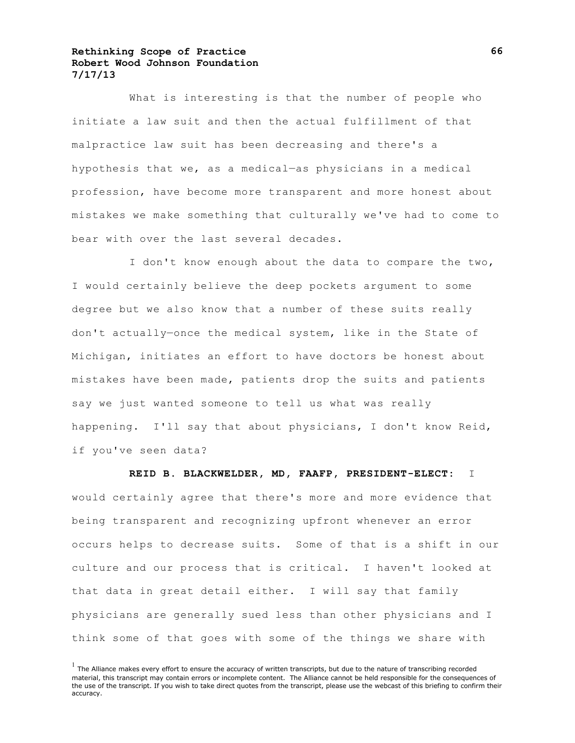What is interesting is that the number of people who initiate a law suit and then the actual fulfillment of that malpractice law suit has been decreasing and there's a hypothesis that we, as a medical—as physicians in a medical profession, have become more transparent and more honest about mistakes we make something that culturally we've had to come to bear with over the last several decades.

I don't know enough about the data to compare the two, I would certainly believe the deep pockets argument to some degree but we also know that a number of these suits really don't actually—once the medical system, like in the State of Michigan, initiates an effort to have doctors be honest about mistakes have been made, patients drop the suits and patients say we just wanted someone to tell us what was really happening. I'll say that about physicians, I don't know Reid, if you've seen data?

**REID B. BLACKWELDER, MD, FAAFP, PRESIDENT-ELECT:** I would certainly agree that there's more and more evidence that being transparent and recognizing upfront whenever an error occurs helps to decrease suits. Some of that is a shift in our culture and our process that is critical. I haven't looked at that data in great detail either. I will say that family physicians are generally sued less than other physicians and I think some of that goes with some of the things we share with

[1] The Alliance makes every effort to ensure the accuracy of written transcripts, but due to the nature of transcribing recorded material, this transcript may contain errors or incomplete content. The Alliance cannot be held responsible for the consequences of the use of the transcript. If you wish to take direct quotes from the transcript, please use the webcast of this briefing to confirm their accuracy.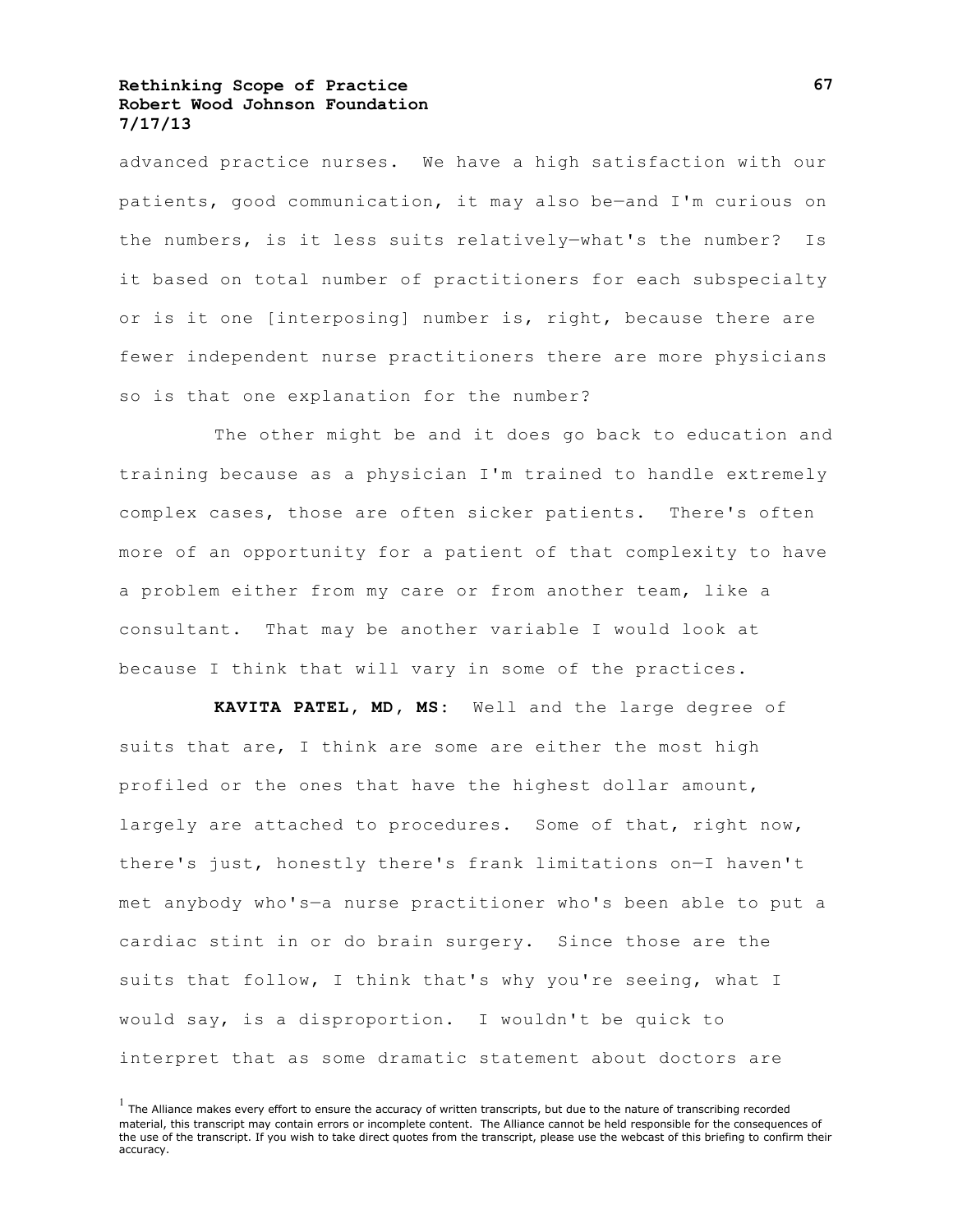advanced practice nurses. We have a high satisfaction with our patients, good communication, it may also be—and I'm curious on the numbers, is it less suits relatively—what's the number? Is it based on total number of practitioners for each subspecialty or is it one [interposing] number is, right, because there are fewer independent nurse practitioners there are more physicians so is that one explanation for the number?

The other might be and it does go back to education and training because as a physician I'm trained to handle extremely complex cases, those are often sicker patients. There's often more of an opportunity for a patient of that complexity to have a problem either from my care or from another team, like a consultant. That may be another variable I would look at because I think that will vary in some of the practices.

**KAVITA PATEL, MD, MS:** Well and the large degree of suits that are, I think are some are either the most high profiled or the ones that have the highest dollar amount, largely are attached to procedures. Some of that, right now, there's just, honestly there's frank limitations on—I haven't met anybody who's—a nurse practitioner who's been able to put a cardiac stint in or do brain surgery. Since those are the suits that follow, I think that's why you're seeing, what I would say, is a disproportion. I wouldn't be quick to interpret that as some dramatic statement about doctors are

[1] The Alliance makes every effort to ensure the accuracy of written transcripts, but due to the nature of transcribing recorded material, this transcript may contain errors or incomplete content. The Alliance cannot be held responsible for the consequences of the use of the transcript. If you wish to take direct quotes from the transcript, please use the webcast of this briefing to confirm their accuracy.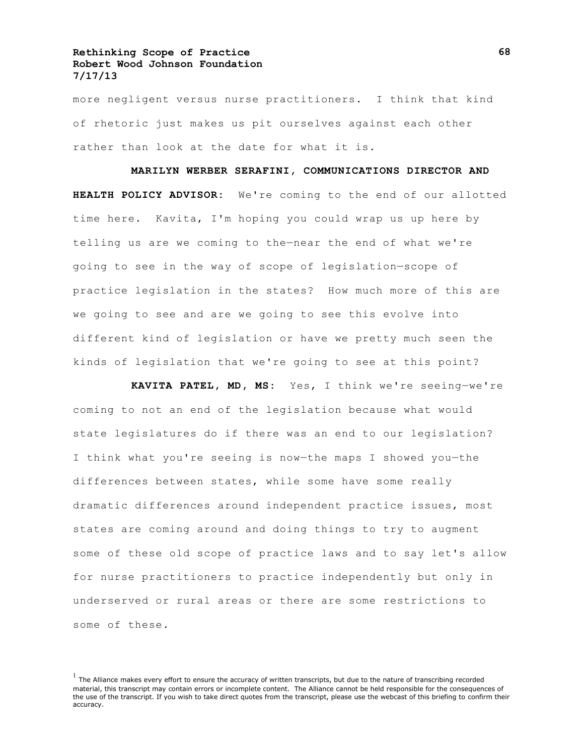more negligent versus nurse practitioners. I think that kind of rhetoric just makes us pit ourselves against each other rather than look at the date for what it is.

**MARILYN WERBER SERAFINI, COMMUNICATIONS DIRECTOR AND HEALTH POLICY ADVISOR:** We're coming to the end of our allotted time here. Kavita, I'm hoping you could wrap us up here by telling us are we coming to the—near the end of what we're going to see in the way of scope of legislation—scope of practice legislation in the states? How much more of this are we going to see and are we going to see this evolve into different kind of legislation or have we pretty much seen the kinds of legislation that we're going to see at this point?

**KAVITA PATEL, MD, MS:** Yes, I think we're seeing—we're coming to not an end of the legislation because what would state legislatures do if there was an end to our legislation? I think what you're seeing is now—the maps I showed you—the differences between states, while some have some really dramatic differences around independent practice issues, most states are coming around and doing things to try to augment some of these old scope of practice laws and to say let's allow for nurse practitioners to practice independently but only in underserved or rural areas or there are some restrictions to some of these.

[1] The Alliance makes every effort to ensure the accuracy of written transcripts, but due to the nature of transcribing recorded material, this transcript may contain errors or incomplete content. The Alliance cannot be held responsible for the consequences of the use of the transcript. If you wish to take direct quotes from the transcript, please use the webcast of this briefing to confirm their accuracy.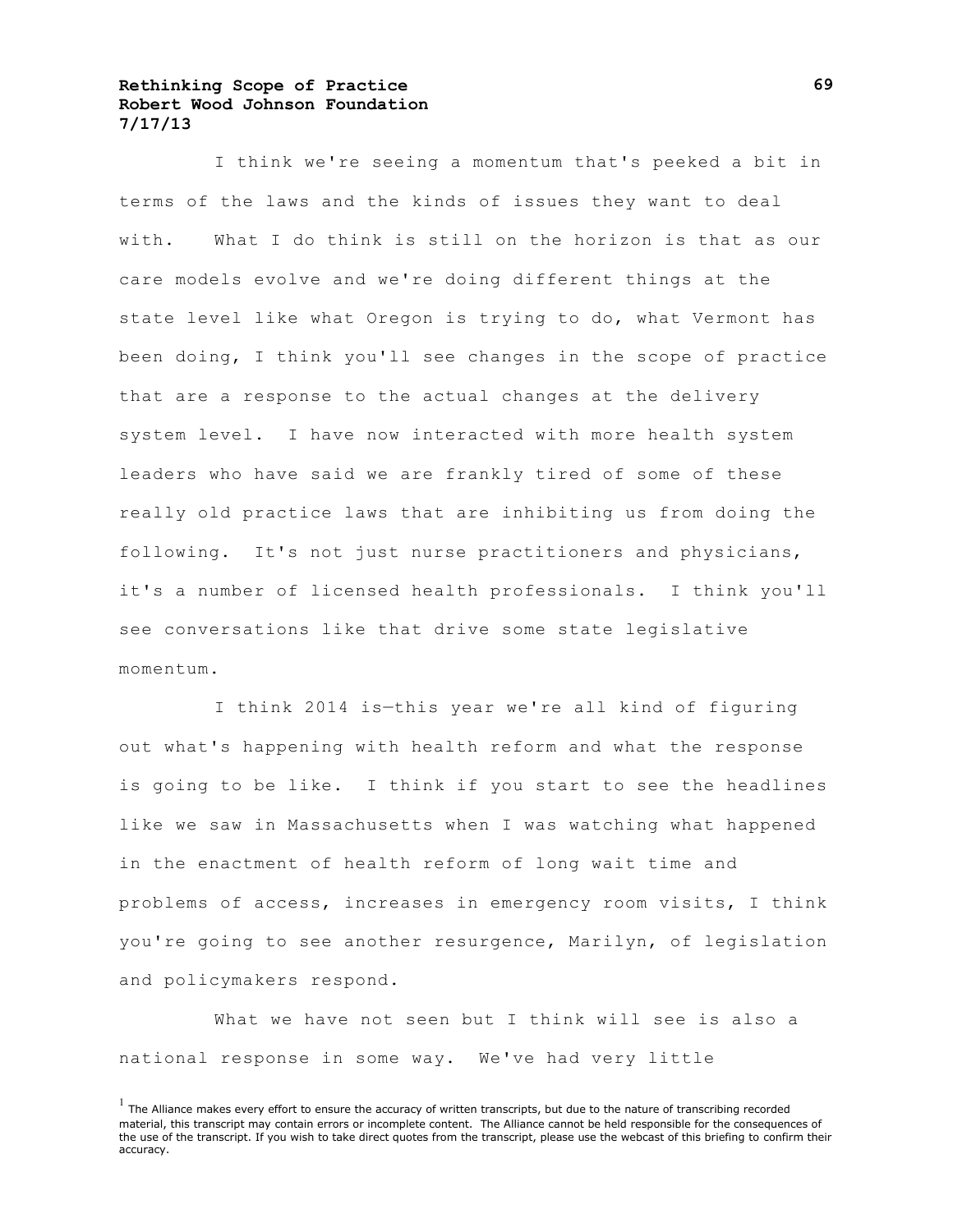I think we're seeing a momentum that's peeked a bit in terms of the laws and the kinds of issues they want to deal with. What I do think is still on the horizon is that as our care models evolve and we're doing different things at the state level like what Oregon is trying to do, what Vermont has been doing, I think you'll see changes in the scope of practice that are a response to the actual changes at the delivery system level. I have now interacted with more health system leaders who have said we are frankly tired of some of these really old practice laws that are inhibiting us from doing the following. It's not just nurse practitioners and physicians, it's a number of licensed health professionals. I think you'll see conversations like that drive some state legislative momentum.

I think 2014 is—this year we're all kind of figuring out what's happening with health reform and what the response is going to be like. I think if you start to see the headlines like we saw in Massachusetts when I was watching what happened in the enactment of health reform of long wait time and problems of access, increases in emergency room visits, I think you're going to see another resurgence, Marilyn, of legislation and policymakers respond.

What we have not seen but I think will see is also a national response in some way. We've had very little

[1] The Alliance makes every effort to ensure the accuracy of written transcripts, but due to the nature of transcribing recorded material, this transcript may contain errors or incomplete content. The Alliance cannot be held responsible for the consequences of the use of the transcript. If you wish to take direct quotes from the transcript, please use the webcast of this briefing to confirm their accuracy.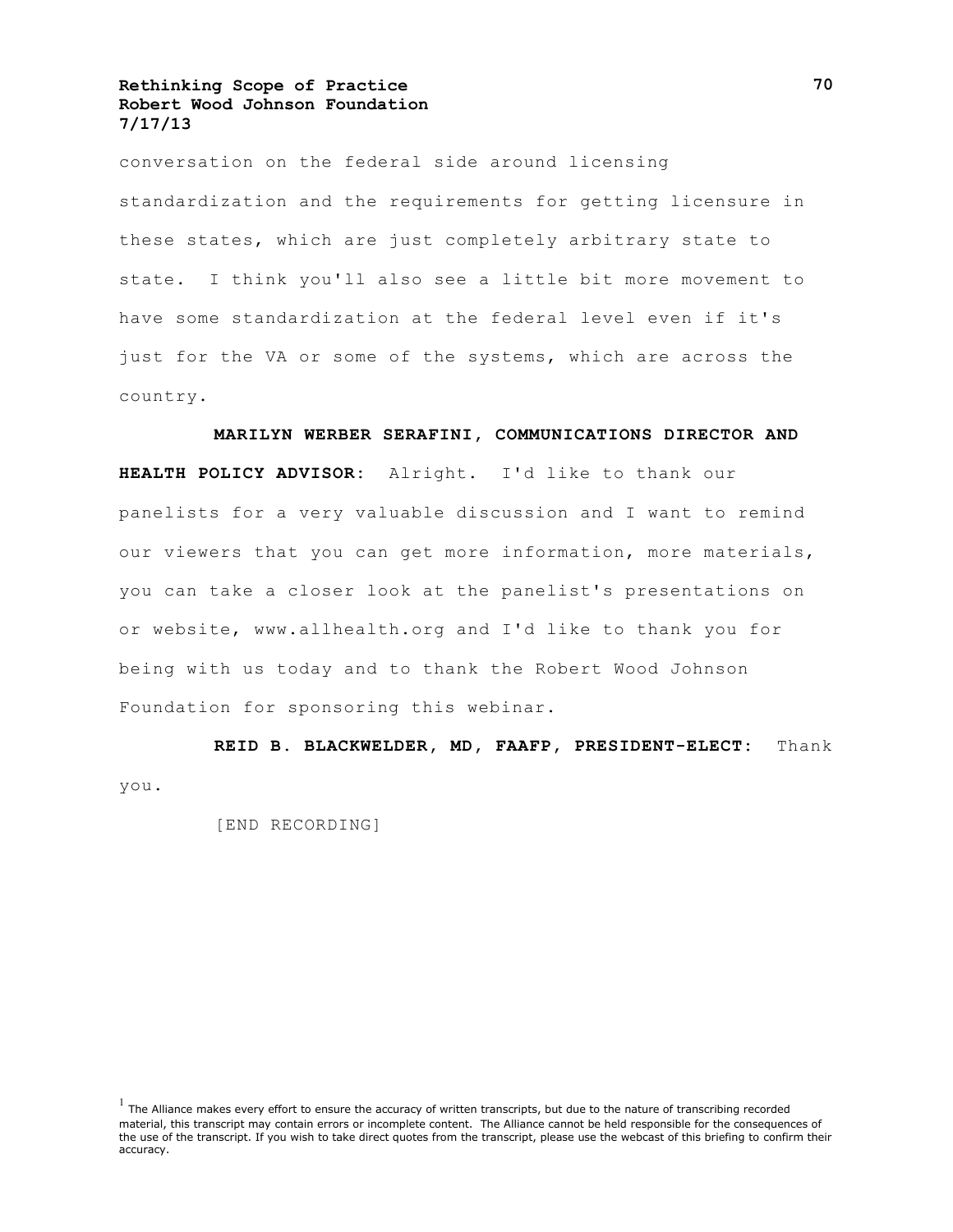conversation on the federal side around licensing standardization and the requirements for getting licensure in these states, which are just completely arbitrary state to state. I think you'll also see a little bit more movement to have some standardization at the federal level even if it's just for the VA or some of the systems, which are across the country.

**MARILYN WERBER SERAFINI, COMMUNICATIONS DIRECTOR AND HEALTH POLICY ADVISOR:** Alright. I'd like to thank our panelists for a very valuable discussion and I want to remind our viewers that you can get more information, more materials, you can take a closer look at the panelist's presentations on or website, www.allhealth.org and I'd like to thank you for being with us today and to thank the Robert Wood Johnson Foundation for sponsoring this webinar.

**REID B. BLACKWELDER, MD, FAAFP, PRESIDENT-ELECT:** Thank you.

[END RECORDING]

[1] The Alliance makes every effort to ensure the accuracy of written transcripts, but due to the nature of transcribing recorded material, this transcript may contain errors or incomplete content. The Alliance cannot be held responsible for the consequences of the use of the transcript. If you wish to take direct quotes from the transcript, please use the webcast of this briefing to confirm their accuracy.